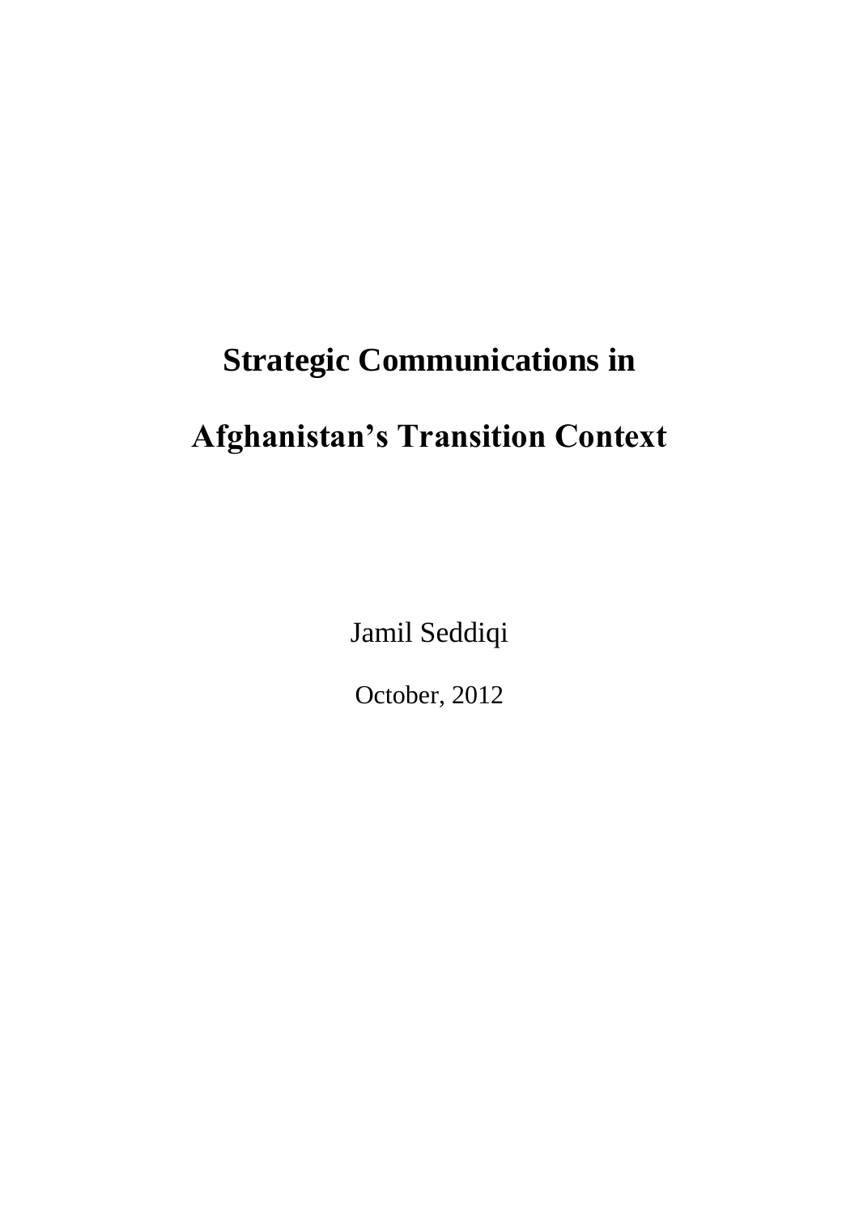# Strategic Communications in Afghanistan's Transition Context

Jamil Seddiqi

October, 2012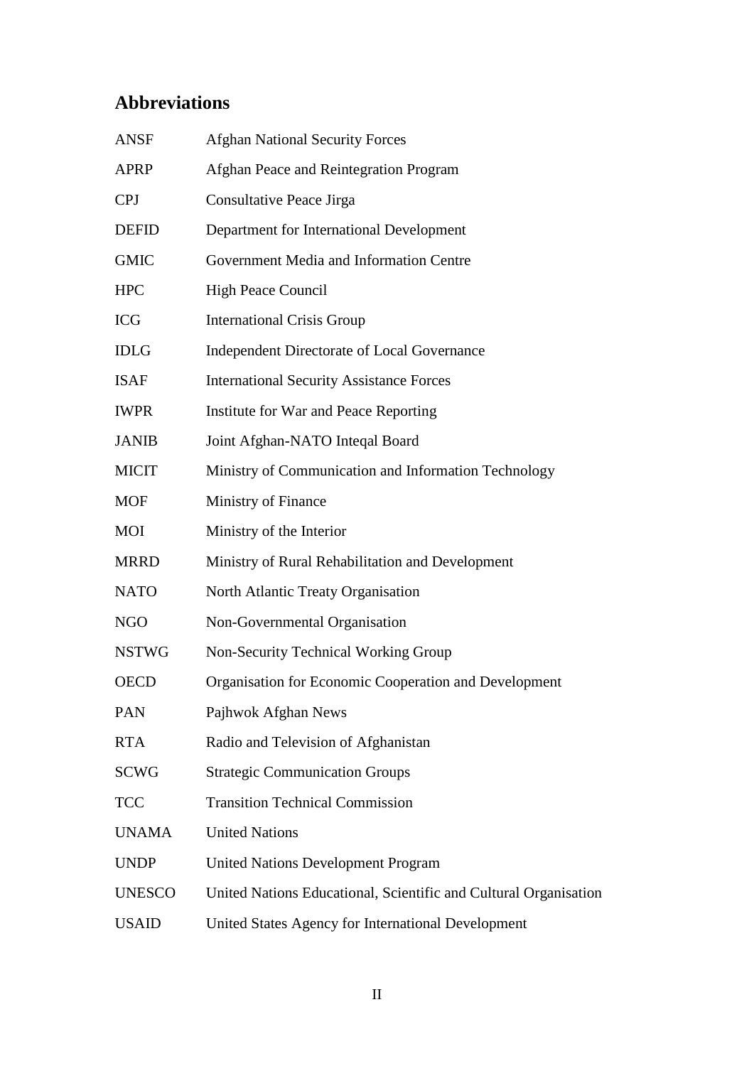## Abbreviations

| | |
|---|---|
| ANSF | Afghan National Security Forces |
| APRP | Afghan Peace and Reintegration Program |
| CPJ | Consultative Peace Jirga |
| DEFID | Department for International Development |
| GMIC | Government Media and Information Centre |
| HPC | High Peace Council |
| ICG | International Crisis Group |
| IDLG | Independent Directorate of Local Governance |
| ISAF | International Security Assistance Forces |
| IWPR | Institute for War and Peace Reporting |
| JANIB | Joint Afghan-NATO Inteqal Board |
| MICIT | Ministry of Communication and Information Technology |
| MOF | Ministry of Finance |
| MOI | Ministry of the Interior |
| MRRD | Ministry of Rural Rehabilitation and Development |
| NATO | North Atlantic Treaty Organisation |
| NGO | Non-Governmental Organisation |
| NSTWG | Non-Security Technical Working Group |
| OECD | Organisation for Economic Cooperation and Development |
| PAN | Pajhwok Afghan News |
| RTA | Radio and Television of Afghanistan |
| SCWG | Strategic Communication Groups |
| TCC | Transition Technical Commission |
| UNAMA | United Nations |
| UNDP | United Nations Development Program |
| UNESCO | United Nations Educational, Scientific and Cultural Organisation |
| USAID | United States Agency for International Development |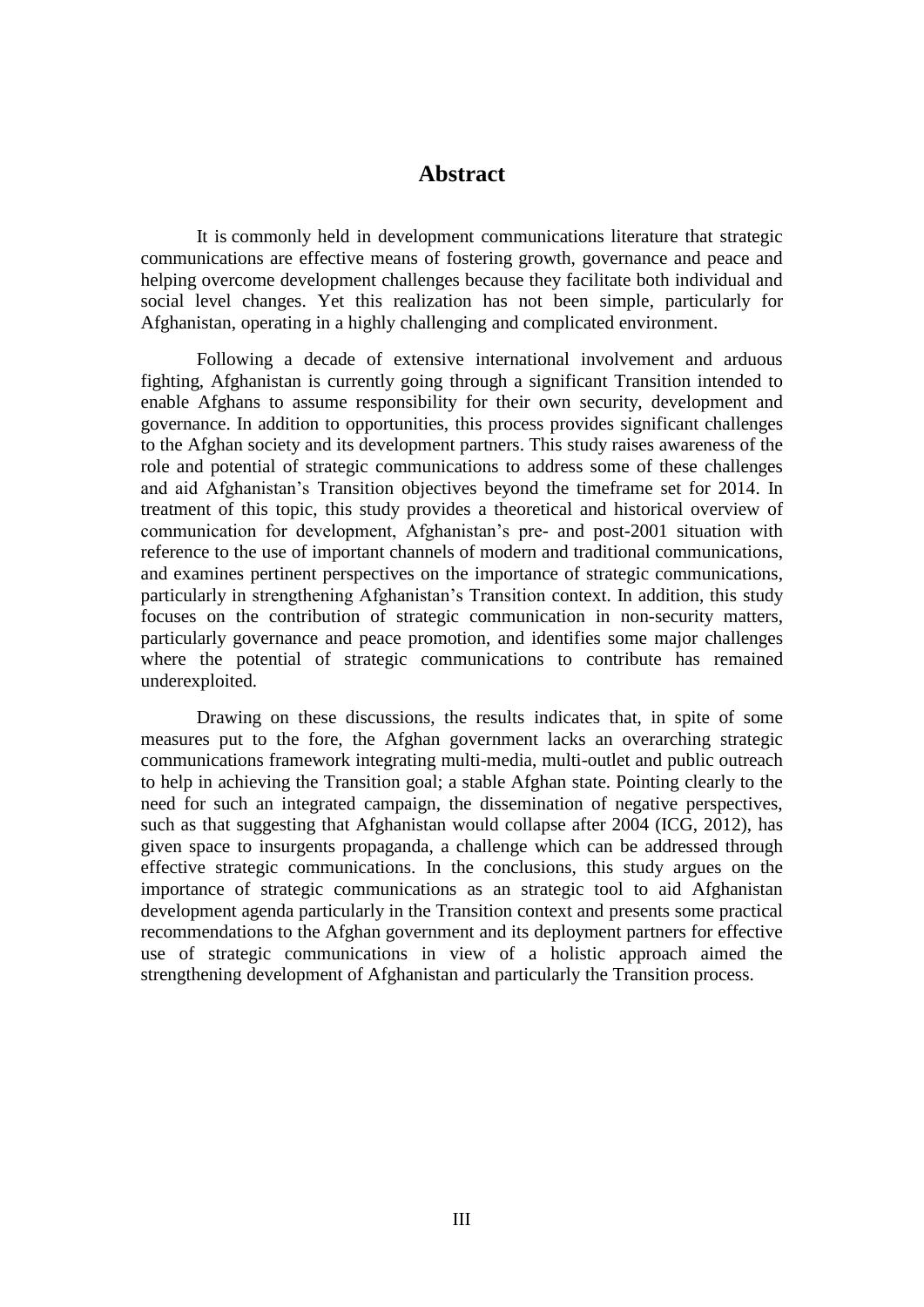# Abstract

It is commonly held in development communications literature that strategic communications are effective means of fostering growth, governance and peace and helping overcome development challenges because they facilitate both individual and social level changes. Yet this realization has not been simple, particularly for Afghanistan, operating in a highly challenging and complicated environment.

Following a decade of extensive international involvement and arduous fighting, Afghanistan is currently going through a significant Transition intended to enable Afghans to assume responsibility for their own security, development and governance. In addition to opportunities, this process provides significant challenges to the Afghan society and its development partners. This study raises awareness of the role and potential of strategic communications to address some of these challenges and aid Afghanistan's Transition objectives beyond the timeframe set for 2014. In treatment of this topic, this study provides a theoretical and historical overview of communication for development, Afghanistan's pre- and post-2001 situation with reference to the use of important channels of modern and traditional communications, and examines pertinent perspectives on the importance of strategic communications, particularly in strengthening Afghanistan's Transition context. In addition, this study focuses on the contribution of strategic communication in non-security matters, particularly governance and peace promotion, and identifies some major challenges where the potential of strategic communications to contribute has remained underexploited.

Drawing on these discussions, the results indicates that, in spite of some measures put to the fore, the Afghan government lacks an overarching strategic communications framework integrating multi-media, multi-outlet and public outreach to help in achieving the Transition goal; a stable Afghan state. Pointing clearly to the need for such an integrated campaign, the dissemination of negative perspectives, such as that suggesting that Afghanistan would collapse after 2004 (ICG, 2012), has given space to insurgents propaganda, a challenge which can be addressed through effective strategic communications. In the conclusions, this study argues on the importance of strategic communications as an strategic tool to aid Afghanistan development agenda particularly in the Transition context and presents some practical recommendations to the Afghan government and its deployment partners for effective use of strategic communications in view of a holistic approach aimed the strengthening development of Afghanistan and particularly the Transition process.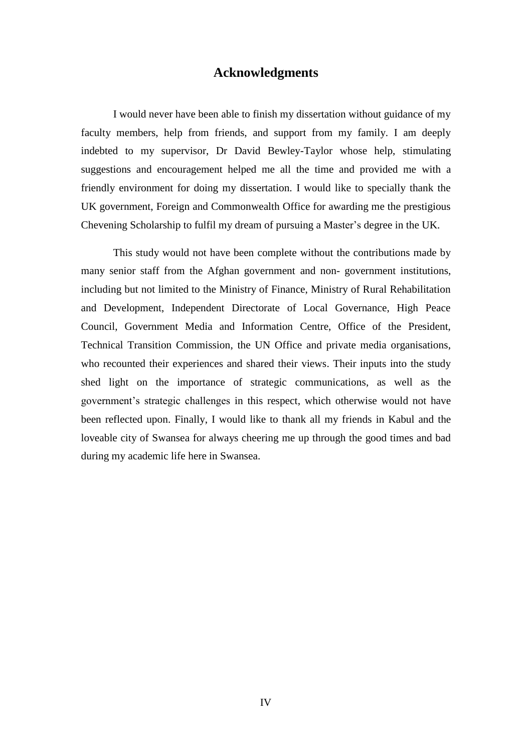# Acknowledgments

I would never have been able to finish my dissertation without guidance of my faculty members, help from friends, and support from my family. I am deeply indebted to my supervisor, Dr David Bewley-Taylor whose help, stimulating suggestions and encouragement helped me all the time and provided me with a friendly environment for doing my dissertation. I would like to specially thank the UK government, Foreign and Commonwealth Office for awarding me the prestigious Chevening Scholarship to fulfil my dream of pursuing a Master's degree in the UK.

This study would not have been complete without the contributions made by many senior staff from the Afghan government and non- government institutions, including but not limited to the Ministry of Finance, Ministry of Rural Rehabilitation and Development, Independent Directorate of Local Governance, High Peace Council, Government Media and Information Centre, Office of the President, Technical Transition Commission, the UN Office and private media organisations, who recounted their experiences and shared their views. Their inputs into the study shed light on the importance of strategic communications, as well as the government's strategic challenges in this respect, which otherwise would not have been reflected upon. Finally, I would like to thank all my friends in Kabul and the loveable city of Swansea for always cheering me up through the good times and bad during my academic life here in Swansea.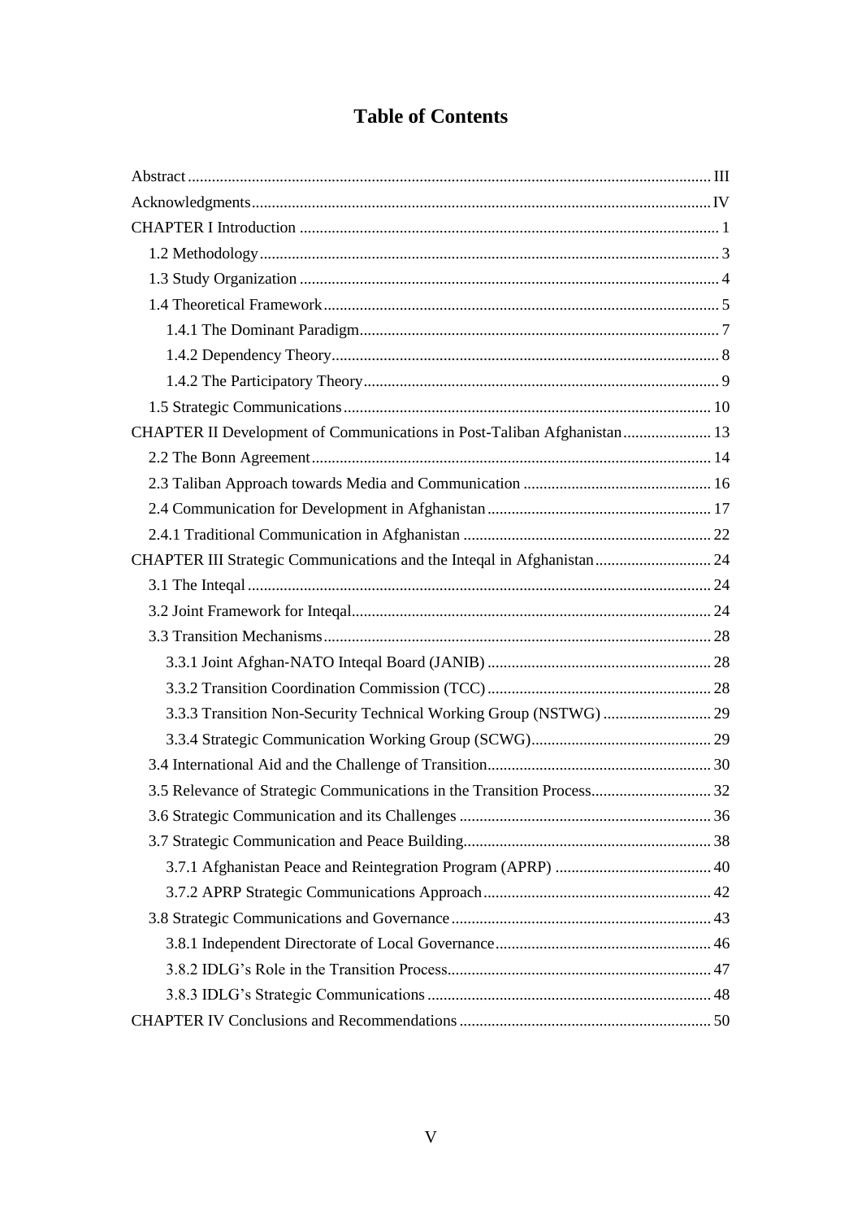# Table of Contents

Abstract ..... III
Acknowledgments ..... IV
CHAPTER I Introduction ..... 1
- 1.2 Methodology ..... 3
- 1.3 Study Organization ..... 4
- 1.4 Theoretical Framework ..... 5
  - 1.4.1 The Dominant Paradigm ..... 7
  - 1.4.2 Dependency Theory ..... 8
  - 1.4.2 The Participatory Theory ..... 9
- 1.5 Strategic Communications ..... 10

CHAPTER II Development of Communications in Post-Taliban Afghanistan ..... 13
- 2.2 The Bonn Agreement ..... 14
- 2.3 Taliban Approach towards Media and Communication ..... 16
- 2.4 Communication for Development in Afghanistan ..... 17
- 2.4.1 Traditional Communication in Afghanistan ..... 22

CHAPTER III Strategic Communications and the Inteqal in Afghanistan ..... 24
- 3.1 The Inteqal ..... 24
- 3.2 Joint Framework for Inteqal ..... 24
- 3.3 Transition Mechanisms ..... 28
  - 3.3.1 Joint Afghan-NATO Inteqal Board (JANIB) ..... 28
  - 3.3.2 Transition Coordination Commission (TCC) ..... 28
  - 3.3.3 Transition Non-Security Technical Working Group (NSTWG) ..... 29
  - 3.3.4 Strategic Communication Working Group (SCWG) ..... 29
- 3.4 International Aid and the Challenge of Transition ..... 30
- 3.5 Relevance of Strategic Communications in the Transition Process ..... 32
- 3.6 Strategic Communication and its Challenges ..... 36
- 3.7 Strategic Communication and Peace Building ..... 38
  - 3.7.1 Afghanistan Peace and Reintegration Program (APRP) ..... 40
  - 3.7.2 APRP Strategic Communications Approach ..... 42
- 3.8 Strategic Communications and Governance ..... 43
  - 3.8.1 Independent Directorate of Local Governance ..... 46
  - 3.8.2 IDLG's Role in the Transition Process ..... 47
  - 3.8.3 IDLG's Strategic Communications ..... 48

CHAPTER IV Conclusions and Recommendations ..... 50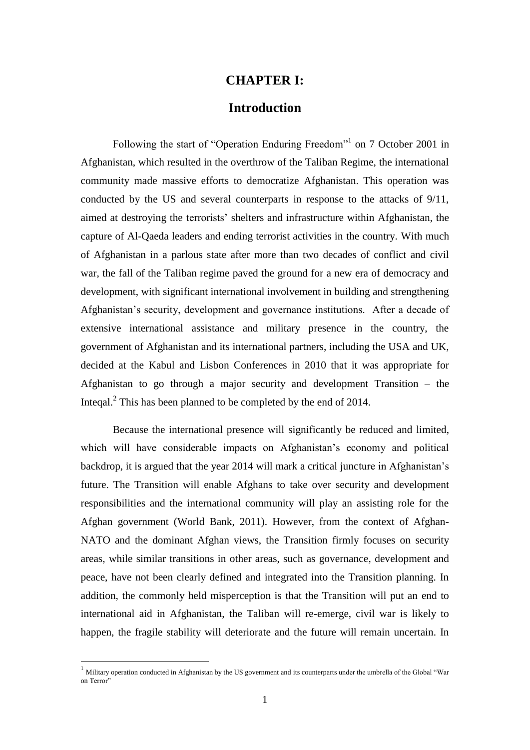# CHAPTER I:

## Introduction

Following the start of "Operation Enduring Freedom"[1] on 7 October 2001 in Afghanistan, which resulted in the overthrow of the Taliban Regime, the international community made massive efforts to democratize Afghanistan. This operation was conducted by the US and several counterparts in response to the attacks of 9/11, aimed at destroying the terrorists' shelters and infrastructure within Afghanistan, the capture of Al-Qaeda leaders and ending terrorist activities in the country. With much of Afghanistan in a parlous state after more than two decades of conflict and civil war, the fall of the Taliban regime paved the ground for a new era of democracy and development, with significant international involvement in building and strengthening Afghanistan's security, development and governance institutions. After a decade of extensive international assistance and military presence in the country, the government of Afghanistan and its international partners, including the USA and UK, decided at the Kabul and Lisbon Conferences in 2010 that it was appropriate for Afghanistan to go through a major security and development Transition – the Inteqal.[2] This has been planned to be completed by the end of 2014.

Because the international presence will significantly be reduced and limited, which will have considerable impacts on Afghanistan's economy and political backdrop, it is argued that the year 2014 will mark a critical juncture in Afghanistan's future. The Transition will enable Afghans to take over security and development responsibilities and the international community will play an assisting role for the Afghan government (World Bank, 2011). However, from the context of Afghan-NATO and the dominant Afghan views, the Transition firmly focuses on security areas, while similar transitions in other areas, such as governance, development and peace, have not been clearly defined and integrated into the Transition planning. In addition, the commonly held misperception is that the Transition will put an end to international aid in Afghanistan, the Taliban will re-emerge, civil war is likely to happen, the fragile stability will deteriorate and the future will remain uncertain. In

[1] Military operation conducted in Afghanistan by the US government and its counterparts under the umbrella of the Global "War on Terror"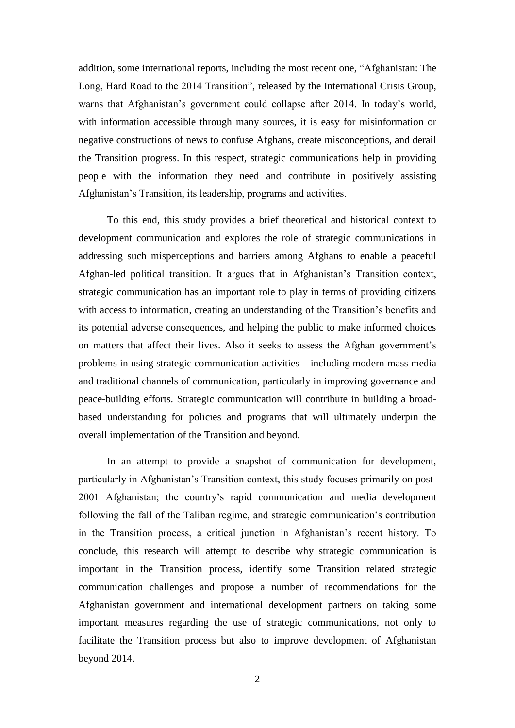addition, some international reports, including the most recent one, "Afghanistan: The Long, Hard Road to the 2014 Transition", released by the International Crisis Group, warns that Afghanistan's government could collapse after 2014. In today's world, with information accessible through many sources, it is easy for misinformation or negative constructions of news to confuse Afghans, create misconceptions, and derail the Transition progress. In this respect, strategic communications help in providing people with the information they need and contribute in positively assisting Afghanistan's Transition, its leadership, programs and activities.

To this end, this study provides a brief theoretical and historical context to development communication and explores the role of strategic communications in addressing such misperceptions and barriers among Afghans to enable a peaceful Afghan-led political transition. It argues that in Afghanistan's Transition context, strategic communication has an important role to play in terms of providing citizens with access to information, creating an understanding of the Transition's benefits and its potential adverse consequences, and helping the public to make informed choices on matters that affect their lives. Also it seeks to assess the Afghan government's problems in using strategic communication activities – including modern mass media and traditional channels of communication, particularly in improving governance and peace-building efforts. Strategic communication will contribute in building a broad-based understanding for policies and programs that will ultimately underpin the overall implementation of the Transition and beyond.

In an attempt to provide a snapshot of communication for development, particularly in Afghanistan's Transition context, this study focuses primarily on post-2001 Afghanistan; the country's rapid communication and media development following the fall of the Taliban regime, and strategic communication's contribution in the Transition process, a critical junction in Afghanistan's recent history. To conclude, this research will attempt to describe why strategic communication is important in the Transition process, identify some Transition related strategic communication challenges and propose a number of recommendations for the Afghanistan government and international development partners on taking some important measures regarding the use of strategic communications, not only to facilitate the Transition process but also to improve development of Afghanistan beyond 2014.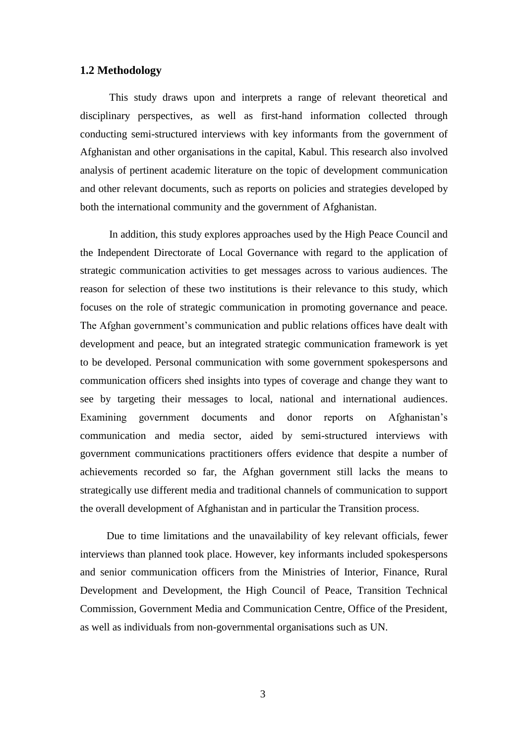## 1.2 Methodology

This study draws upon and interprets a range of relevant theoretical and disciplinary perspectives, as well as first-hand information collected through conducting semi-structured interviews with key informants from the government of Afghanistan and other organisations in the capital, Kabul. This research also involved analysis of pertinent academic literature on the topic of development communication and other relevant documents, such as reports on policies and strategies developed by both the international community and the government of Afghanistan.

In addition, this study explores approaches used by the High Peace Council and the Independent Directorate of Local Governance with regard to the application of strategic communication activities to get messages across to various audiences. The reason for selection of these two institutions is their relevance to this study, which focuses on the role of strategic communication in promoting governance and peace. The Afghan government's communication and public relations offices have dealt with development and peace, but an integrated strategic communication framework is yet to be developed. Personal communication with some government spokespersons and communication officers shed insights into types of coverage and change they want to see by targeting their messages to local, national and international audiences. Examining government documents and donor reports on Afghanistan's communication and media sector, aided by semi-structured interviews with government communications practitioners offers evidence that despite a number of achievements recorded so far, the Afghan government still lacks the means to strategically use different media and traditional channels of communication to support the overall development of Afghanistan and in particular the Transition process.

Due to time limitations and the unavailability of key relevant officials, fewer interviews than planned took place. However, key informants included spokespersons and senior communication officers from the Ministries of Interior, Finance, Rural Development and Development, the High Council of Peace, Transition Technical Commission, Government Media and Communication Centre, Office of the President, as well as individuals from non-governmental organisations such as UN.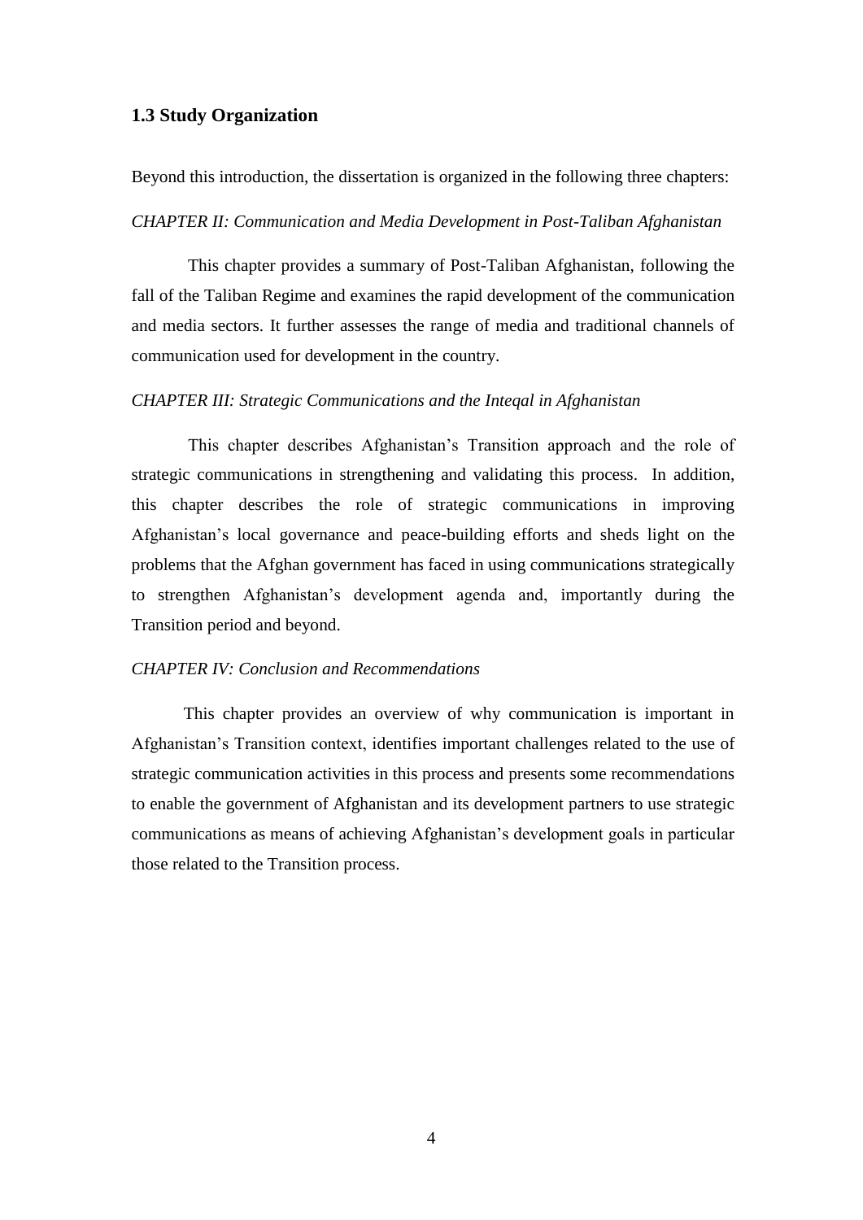### 1.3 Study Organization

Beyond this introduction, the dissertation is organized in the following three chapters:

*CHAPTER II: Communication and Media Development in Post-Taliban Afghanistan*

This chapter provides a summary of Post-Taliban Afghanistan, following the fall of the Taliban Regime and examines the rapid development of the communication and media sectors. It further assesses the range of media and traditional channels of communication used for development in the country.

*CHAPTER III: Strategic Communications and the Inteqal in Afghanistan*

This chapter describes Afghanistan's Transition approach and the role of strategic communications in strengthening and validating this process. In addition, this chapter describes the role of strategic communications in improving Afghanistan's local governance and peace-building efforts and sheds light on the problems that the Afghan government has faced in using communications strategically to strengthen Afghanistan's development agenda and, importantly during the Transition period and beyond.

*CHAPTER IV: Conclusion and Recommendations*

This chapter provides an overview of why communication is important in Afghanistan's Transition context, identifies important challenges related to the use of strategic communication activities in this process and presents some recommendations to enable the government of Afghanistan and its development partners to use strategic communications as means of achieving Afghanistan's development goals in particular those related to the Transition process.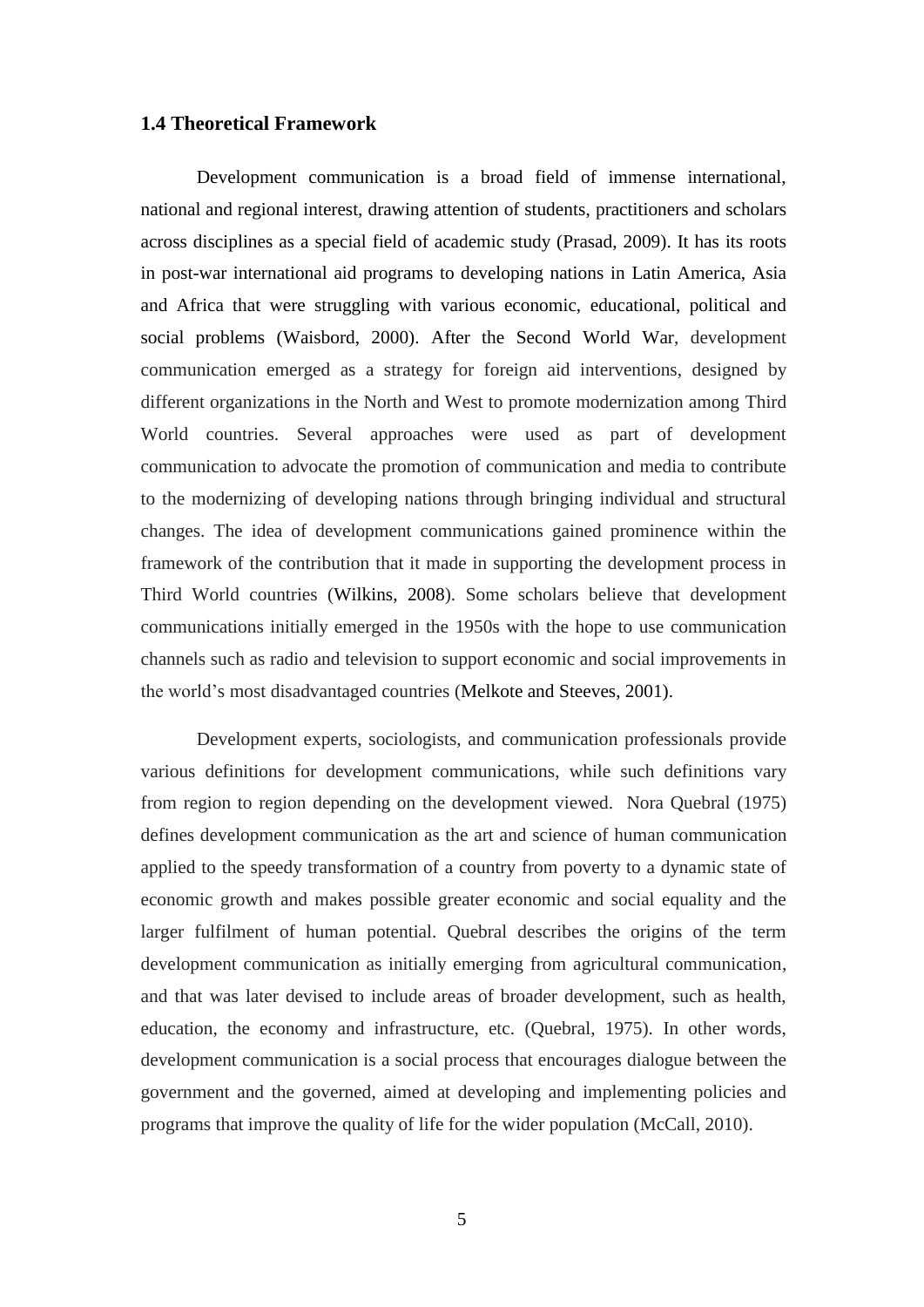## 1.4 Theoretical Framework

Development communication is a broad field of immense international, national and regional interest, drawing attention of students, practitioners and scholars across disciplines as a special field of academic study (Prasad, 2009). It has its roots in post-war international aid programs to developing nations in Latin America, Asia and Africa that were struggling with various economic, educational, political and social problems (Waisbord, 2000). After the Second World War, development communication emerged as a strategy for foreign aid interventions, designed by different organizations in the North and West to promote modernization among Third World countries. Several approaches were used as part of development communication to advocate the promotion of communication and media to contribute to the modernizing of developing nations through bringing individual and structural changes. The idea of development communications gained prominence within the framework of the contribution that it made in supporting the development process in Third World countries (Wilkins, 2008). Some scholars believe that development communications initially emerged in the 1950s with the hope to use communication channels such as radio and television to support economic and social improvements in the world's most disadvantaged countries (Melkote and Steeves, 2001).

Development experts, sociologists, and communication professionals provide various definitions for development communications, while such definitions vary from region to region depending on the development viewed. Nora Quebral (1975) defines development communication as the art and science of human communication applied to the speedy transformation of a country from poverty to a dynamic state of economic growth and makes possible greater economic and social equality and the larger fulfilment of human potential. Quebral describes the origins of the term development communication as initially emerging from agricultural communication, and that was later devised to include areas of broader development, such as health, education, the economy and infrastructure, etc. (Quebral, 1975). In other words, development communication is a social process that encourages dialogue between the government and the governed, aimed at developing and implementing policies and programs that improve the quality of life for the wider population (McCall, 2010).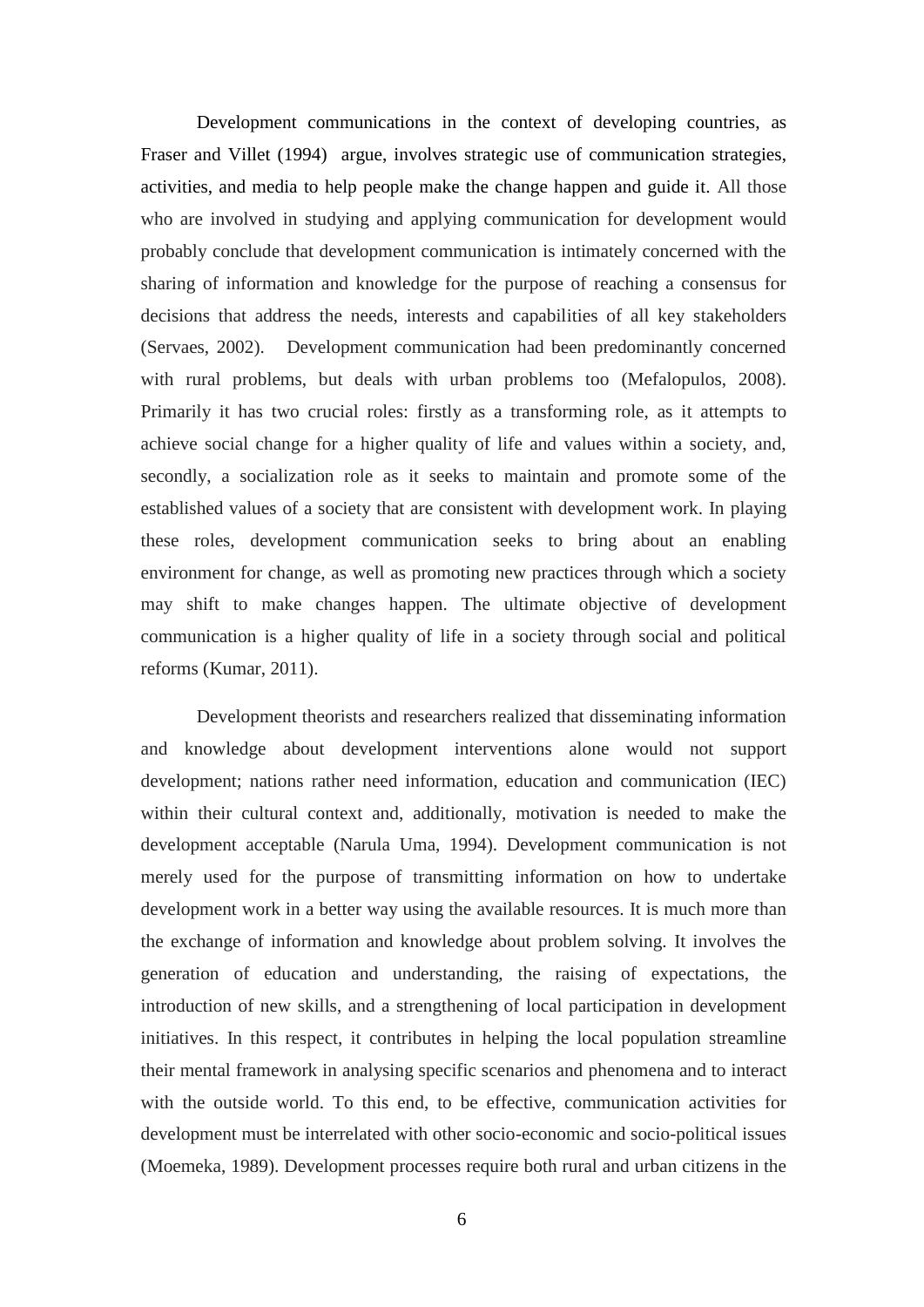Development communications in the context of developing countries, as Fraser and Villet (1994) argue, involves strategic use of communication strategies, activities, and media to help people make the change happen and guide it. All those who are involved in studying and applying communication for development would probably conclude that development communication is intimately concerned with the sharing of information and knowledge for the purpose of reaching a consensus for decisions that address the needs, interests and capabilities of all key stakeholders (Servaes, 2002). Development communication had been predominantly concerned with rural problems, but deals with urban problems too (Mefalopulos, 2008). Primarily it has two crucial roles: firstly as a transforming role, as it attempts to achieve social change for a higher quality of life and values within a society, and, secondly, a socialization role as it seeks to maintain and promote some of the established values of a society that are consistent with development work. In playing these roles, development communication seeks to bring about an enabling environment for change, as well as promoting new practices through which a society may shift to make changes happen. The ultimate objective of development communication is a higher quality of life in a society through social and political reforms (Kumar, 2011).

Development theorists and researchers realized that disseminating information and knowledge about development interventions alone would not support development; nations rather need information, education and communication (IEC) within their cultural context and, additionally, motivation is needed to make the development acceptable (Narula Uma, 1994). Development communication is not merely used for the purpose of transmitting information on how to undertake development work in a better way using the available resources. It is much more than the exchange of information and knowledge about problem solving. It involves the generation of education and understanding, the raising of expectations, the introduction of new skills, and a strengthening of local participation in development initiatives. In this respect, it contributes in helping the local population streamline their mental framework in analysing specific scenarios and phenomena and to interact with the outside world. To this end, to be effective, communication activities for development must be interrelated with other socio-economic and socio-political issues (Moemeka, 1989). Development processes require both rural and urban citizens in the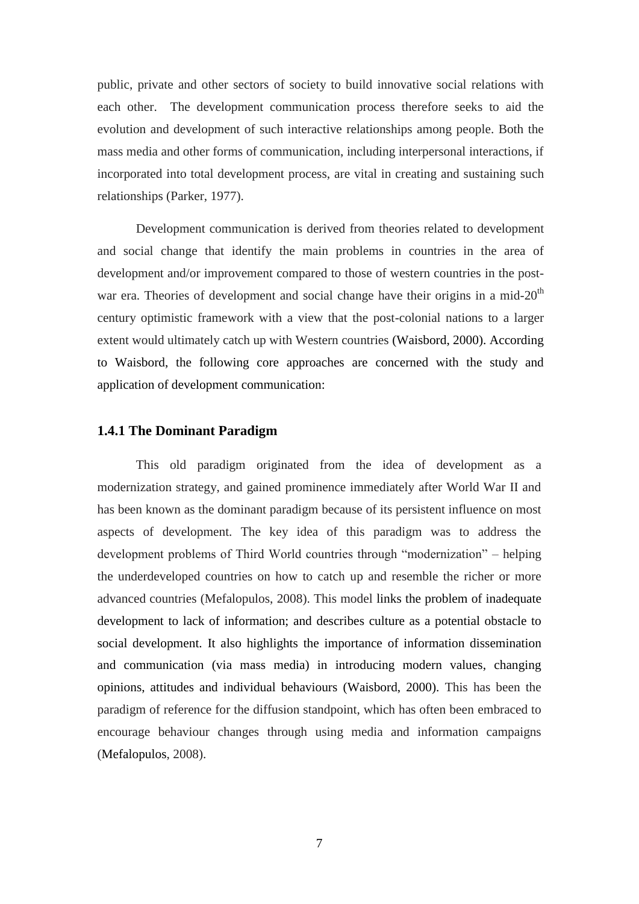public, private and other sectors of society to build innovative social relations with each other. The development communication process therefore seeks to aid the evolution and development of such interactive relationships among people. Both the mass media and other forms of communication, including interpersonal interactions, if incorporated into total development process, are vital in creating and sustaining such relationships (Parker, 1977).

Development communication is derived from theories related to development and social change that identify the main problems in countries in the area of development and/or improvement compared to those of western countries in the post-war era. Theories of development and social change have their origins in a mid-20$^{th}$ century optimistic framework with a view that the post-colonial nations to a larger extent would ultimately catch up with Western countries (Waisbord, 2000). According to Waisbord, the following core approaches are concerned with the study and application of development communication:

### 1.4.1 The Dominant Paradigm

This old paradigm originated from the idea of development as a modernization strategy, and gained prominence immediately after World War II and has been known as the dominant paradigm because of its persistent influence on most aspects of development. The key idea of this paradigm was to address the development problems of Third World countries through "modernization" – helping the underdeveloped countries on how to catch up and resemble the richer or more advanced countries (Mefalopulos, 2008). This model links the problem of inadequate development to lack of information; and describes culture as a potential obstacle to social development. It also highlights the importance of information dissemination and communication (via mass media) in introducing modern values, changing opinions, attitudes and individual behaviours (Waisbord, 2000). This has been the paradigm of reference for the diffusion standpoint, which has often been embraced to encourage behaviour changes through using media and information campaigns (Mefalopulos, 2008).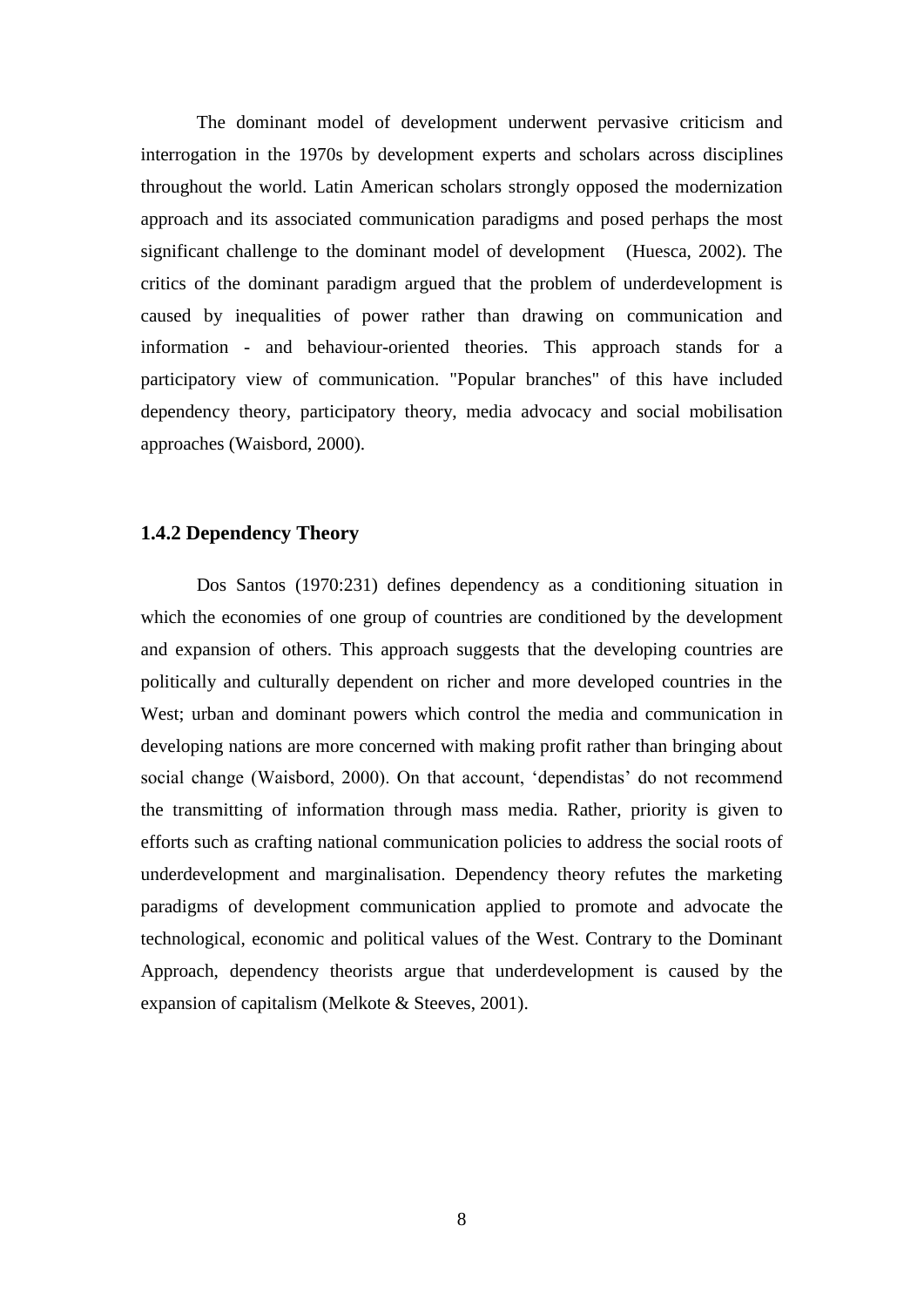The dominant model of development underwent pervasive criticism and interrogation in the 1970s by development experts and scholars across disciplines throughout the world. Latin American scholars strongly opposed the modernization approach and its associated communication paradigms and posed perhaps the most significant challenge to the dominant model of development (Huesca, 2002). The critics of the dominant paradigm argued that the problem of underdevelopment is caused by inequalities of power rather than drawing on communication and information - and behaviour-oriented theories. This approach stands for a participatory view of communication. "Popular branches" of this have included dependency theory, participatory theory, media advocacy and social mobilisation approaches (Waisbord, 2000).

### 1.4.2 Dependency Theory

Dos Santos (1970:231) defines dependency as a conditioning situation in which the economies of one group of countries are conditioned by the development and expansion of others. This approach suggests that the developing countries are politically and culturally dependent on richer and more developed countries in the West; urban and dominant powers which control the media and communication in developing nations are more concerned with making profit rather than bringing about social change (Waisbord, 2000). On that account, 'dependistas' do not recommend the transmitting of information through mass media. Rather, priority is given to efforts such as crafting national communication policies to address the social roots of underdevelopment and marginalisation. Dependency theory refutes the marketing paradigms of development communication applied to promote and advocate the technological, economic and political values of the West. Contrary to the Dominant Approach, dependency theorists argue that underdevelopment is caused by the expansion of capitalism (Melkote & Steeves, 2001).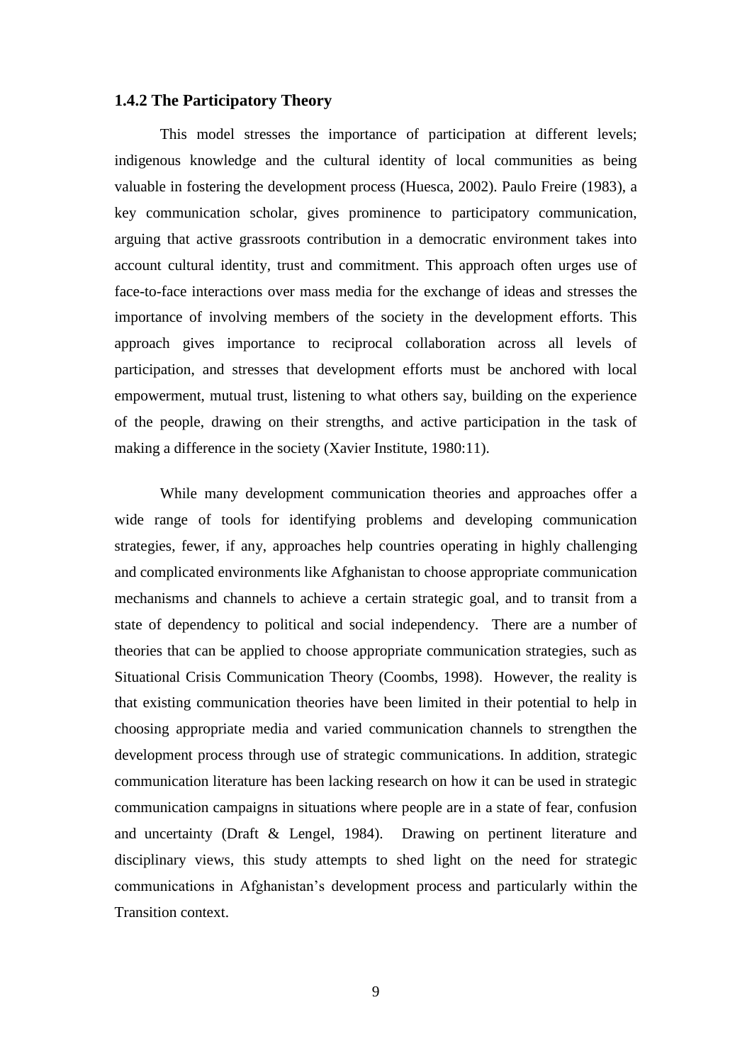### 1.4.2 The Participatory Theory

This model stresses the importance of participation at different levels; indigenous knowledge and the cultural identity of local communities as being valuable in fostering the development process (Huesca, 2002). Paulo Freire (1983), a key communication scholar, gives prominence to participatory communication, arguing that active grassroots contribution in a democratic environment takes into account cultural identity, trust and commitment. This approach often urges use of face-to-face interactions over mass media for the exchange of ideas and stresses the importance of involving members of the society in the development efforts. This approach gives importance to reciprocal collaboration across all levels of participation, and stresses that development efforts must be anchored with local empowerment, mutual trust, listening to what others say, building on the experience of the people, drawing on their strengths, and active participation in the task of making a difference in the society (Xavier Institute, 1980:11).

While many development communication theories and approaches offer a wide range of tools for identifying problems and developing communication strategies, fewer, if any, approaches help countries operating in highly challenging and complicated environments like Afghanistan to choose appropriate communication mechanisms and channels to achieve a certain strategic goal, and to transit from a state of dependency to political and social independency. There are a number of theories that can be applied to choose appropriate communication strategies, such as Situational Crisis Communication Theory (Coombs, 1998). However, the reality is that existing communication theories have been limited in their potential to help in choosing appropriate media and varied communication channels to strengthen the development process through use of strategic communications. In addition, strategic communication literature has been lacking research on how it can be used in strategic communication campaigns in situations where people are in a state of fear, confusion and uncertainty (Draft & Lengel, 1984). Drawing on pertinent literature and disciplinary views, this study attempts to shed light on the need for strategic communications in Afghanistan's development process and particularly within the Transition context.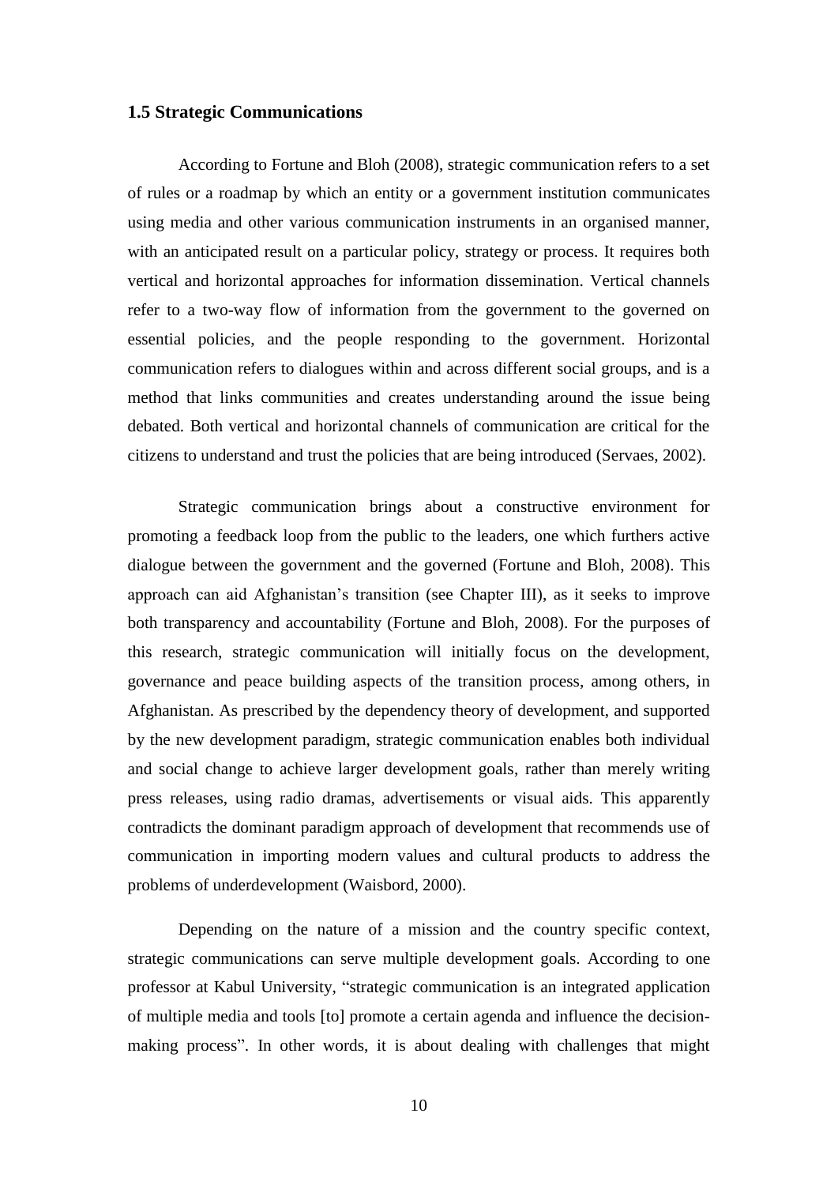### 1.5 Strategic Communications

According to Fortune and Bloh (2008), strategic communication refers to a set of rules or a roadmap by which an entity or a government institution communicates using media and other various communication instruments in an organised manner, with an anticipated result on a particular policy, strategy or process. It requires both vertical and horizontal approaches for information dissemination. Vertical channels refer to a two-way flow of information from the government to the governed on essential policies, and the people responding to the government. Horizontal communication refers to dialogues within and across different social groups, and is a method that links communities and creates understanding around the issue being debated. Both vertical and horizontal channels of communication are critical for the citizens to understand and trust the policies that are being introduced (Servaes, 2002).

Strategic communication brings about a constructive environment for promoting a feedback loop from the public to the leaders, one which furthers active dialogue between the government and the governed (Fortune and Bloh, 2008). This approach can aid Afghanistan's transition (see Chapter III), as it seeks to improve both transparency and accountability (Fortune and Bloh, 2008). For the purposes of this research, strategic communication will initially focus on the development, governance and peace building aspects of the transition process, among others, in Afghanistan. As prescribed by the dependency theory of development, and supported by the new development paradigm, strategic communication enables both individual and social change to achieve larger development goals, rather than merely writing press releases, using radio dramas, advertisements or visual aids. This apparently contradicts the dominant paradigm approach of development that recommends use of communication in importing modern values and cultural products to address the problems of underdevelopment (Waisbord, 2000).

Depending on the nature of a mission and the country specific context, strategic communications can serve multiple development goals. According to one professor at Kabul University, "strategic communication is an integrated application of multiple media and tools [to] promote a certain agenda and influence the decision-making process". In other words, it is about dealing with challenges that might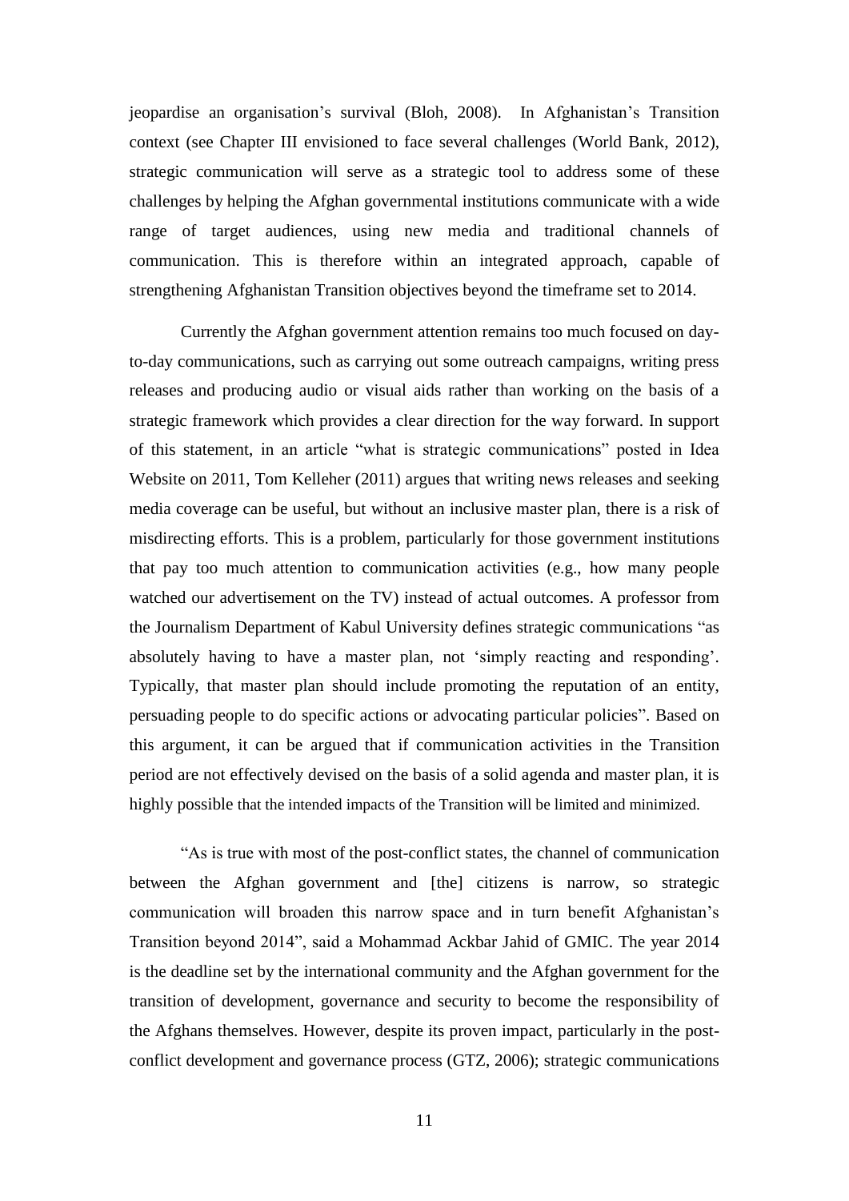jeopardise an organisation's survival (Bloh, 2008). In Afghanistan's Transition context (see Chapter III envisioned to face several challenges (World Bank, 2012), strategic communication will serve as a strategic tool to address some of these challenges by helping the Afghan governmental institutions communicate with a wide range of target audiences, using new media and traditional channels of communication. This is therefore within an integrated approach, capable of strengthening Afghanistan Transition objectives beyond the timeframe set to 2014.

Currently the Afghan government attention remains too much focused on day-to-day communications, such as carrying out some outreach campaigns, writing press releases and producing audio or visual aids rather than working on the basis of a strategic framework which provides a clear direction for the way forward. In support of this statement, in an article "what is strategic communications" posted in Idea Website on 2011, Tom Kelleher (2011) argues that writing news releases and seeking media coverage can be useful, but without an inclusive master plan, there is a risk of misdirecting efforts. This is a problem, particularly for those government institutions that pay too much attention to communication activities (e.g., how many people watched our advertisement on the TV) instead of actual outcomes. A professor from the Journalism Department of Kabul University defines strategic communications "as absolutely having to have a master plan, not 'simply reacting and responding'. Typically, that master plan should include promoting the reputation of an entity, persuading people to do specific actions or advocating particular policies". Based on this argument, it can be argued that if communication activities in the Transition period are not effectively devised on the basis of a solid agenda and master plan, it is highly possible that the intended impacts of the Transition will be limited and minimized.

"As is true with most of the post-conflict states, the channel of communication between the Afghan government and [the] citizens is narrow, so strategic communication will broaden this narrow space and in turn benefit Afghanistan's Transition beyond 2014", said a Mohammad Ackbar Jahid of GMIC. The year 2014 is the deadline set by the international community and the Afghan government for the transition of development, governance and security to become the responsibility of the Afghans themselves. However, despite its proven impact, particularly in the post-conflict development and governance process (GTZ, 2006); strategic communications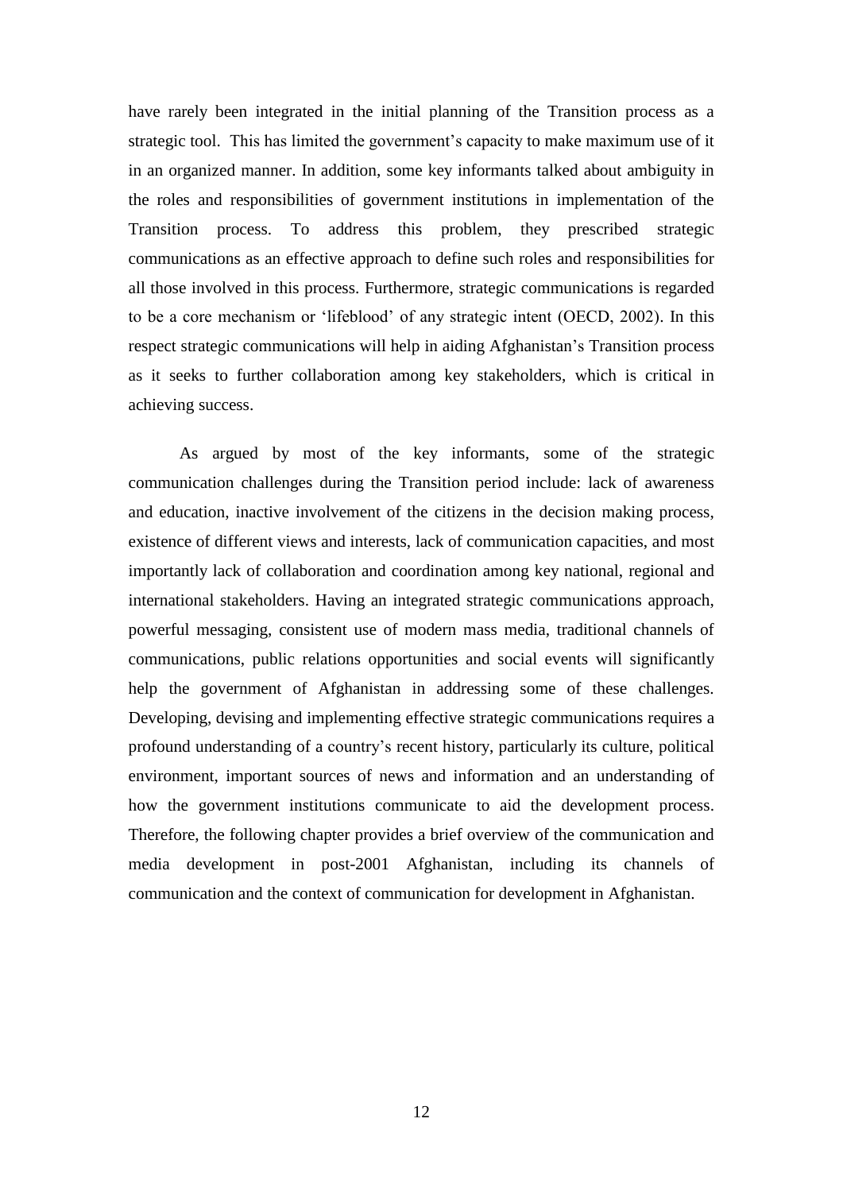have rarely been integrated in the initial planning of the Transition process as a strategic tool. This has limited the government's capacity to make maximum use of it in an organized manner. In addition, some key informants talked about ambiguity in the roles and responsibilities of government institutions in implementation of the Transition process. To address this problem, they prescribed strategic communications as an effective approach to define such roles and responsibilities for all those involved in this process. Furthermore, strategic communications is regarded to be a core mechanism or 'lifeblood' of any strategic intent (OECD, 2002). In this respect strategic communications will help in aiding Afghanistan's Transition process as it seeks to further collaboration among key stakeholders, which is critical in achieving success.

As argued by most of the key informants, some of the strategic communication challenges during the Transition period include: lack of awareness and education, inactive involvement of the citizens in the decision making process, existence of different views and interests, lack of communication capacities, and most importantly lack of collaboration and coordination among key national, regional and international stakeholders. Having an integrated strategic communications approach, powerful messaging, consistent use of modern mass media, traditional channels of communications, public relations opportunities and social events will significantly help the government of Afghanistan in addressing some of these challenges. Developing, devising and implementing effective strategic communications requires a profound understanding of a country's recent history, particularly its culture, political environment, important sources of news and information and an understanding of how the government institutions communicate to aid the development process. Therefore, the following chapter provides a brief overview of the communication and media development in post-2001 Afghanistan, including its channels of communication and the context of communication for development in Afghanistan.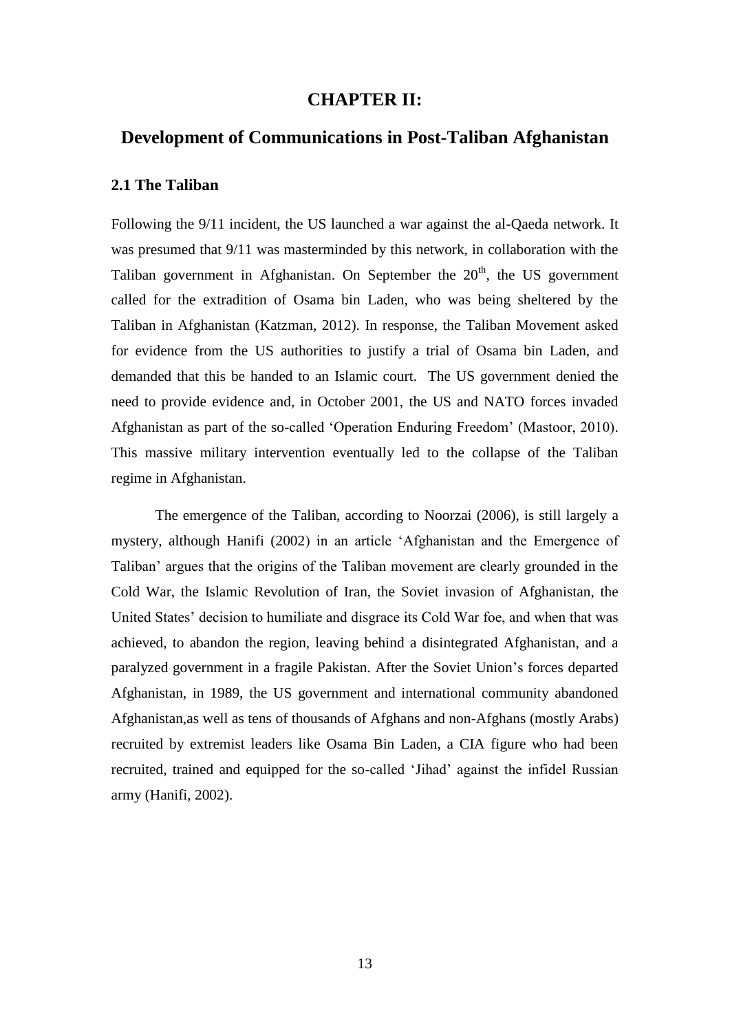# CHAPTER II:

# Development of Communications in Post-Taliban Afghanistan

## 2.1 The Taliban

Following the 9/11 incident, the US launched a war against the al-Qaeda network. It was presumed that 9/11 was masterminded by this network, in collaboration with the Taliban government in Afghanistan. On September the 20th, the US government called for the extradition of Osama bin Laden, who was being sheltered by the Taliban in Afghanistan (Katzman, 2012). In response, the Taliban Movement asked for evidence from the US authorities to justify a trial of Osama bin Laden, and demanded that this be handed to an Islamic court. The US government denied the need to provide evidence and, in October 2001, the US and NATO forces invaded Afghanistan as part of the so-called 'Operation Enduring Freedom' (Mastoor, 2010). This massive military intervention eventually led to the collapse of the Taliban regime in Afghanistan.

The emergence of the Taliban, according to Noorzai (2006), is still largely a mystery, although Hanifi (2002) in an article 'Afghanistan and the Emergence of Taliban' argues that the origins of the Taliban movement are clearly grounded in the Cold War, the Islamic Revolution of Iran, the Soviet invasion of Afghanistan, the United States' decision to humiliate and disgrace its Cold War foe, and when that was achieved, to abandon the region, leaving behind a disintegrated Afghanistan, and a paralyzed government in a fragile Pakistan. After the Soviet Union's forces departed Afghanistan, in 1989, the US government and international community abandoned Afghanistan,as well as tens of thousands of Afghans and non-Afghans (mostly Arabs) recruited by extremist leaders like Osama Bin Laden, a CIA figure who had been recruited, trained and equipped for the so-called 'Jihad' against the infidel Russian army (Hanifi, 2002).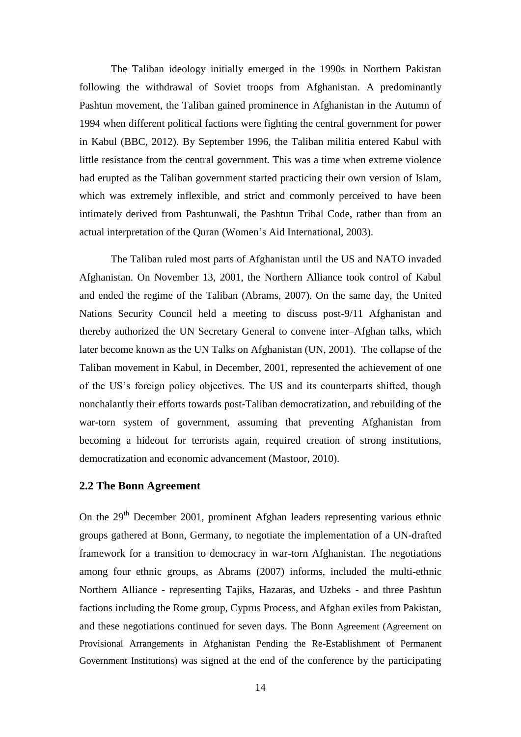The Taliban ideology initially emerged in the 1990s in Northern Pakistan following the withdrawal of Soviet troops from Afghanistan. A predominantly Pashtun movement, the Taliban gained prominence in Afghanistan in the Autumn of 1994 when different political factions were fighting the central government for power in Kabul (BBC, 2012). By September 1996, the Taliban militia entered Kabul with little resistance from the central government. This was a time when extreme violence had erupted as the Taliban government started practicing their own version of Islam, which was extremely inflexible, and strict and commonly perceived to have been intimately derived from Pashtunwali, the Pashtun Tribal Code, rather than from an actual interpretation of the Quran (Women's Aid International, 2003).

The Taliban ruled most parts of Afghanistan until the US and NATO invaded Afghanistan. On November 13, 2001, the Northern Alliance took control of Kabul and ended the regime of the Taliban (Abrams, 2007). On the same day, the United Nations Security Council held a meeting to discuss post-9/11 Afghanistan and thereby authorized the UN Secretary General to convene inter–Afghan talks, which later become known as the UN Talks on Afghanistan (UN, 2001). The collapse of the Taliban movement in Kabul, in December, 2001, represented the achievement of one of the US's foreign policy objectives. The US and its counterparts shifted, though nonchalantly their efforts towards post-Taliban democratization, and rebuilding of the war-torn system of government, assuming that preventing Afghanistan from becoming a hideout for terrorists again, required creation of strong institutions, democratization and economic advancement (Mastoor, 2010).

## 2.2 The Bonn Agreement

On the 29th December 2001, prominent Afghan leaders representing various ethnic groups gathered at Bonn, Germany, to negotiate the implementation of a UN-drafted framework for a transition to democracy in war-torn Afghanistan. The negotiations among four ethnic groups, as Abrams (2007) informs, included the multi-ethnic Northern Alliance - representing Tajiks, Hazaras, and Uzbeks - and three Pashtun factions including the Rome group, Cyprus Process, and Afghan exiles from Pakistan, and these negotiations continued for seven days. The Bonn Agreement (Agreement on Provisional Arrangements in Afghanistan Pending the Re-Establishment of Permanent Government Institutions) was signed at the end of the conference by the participating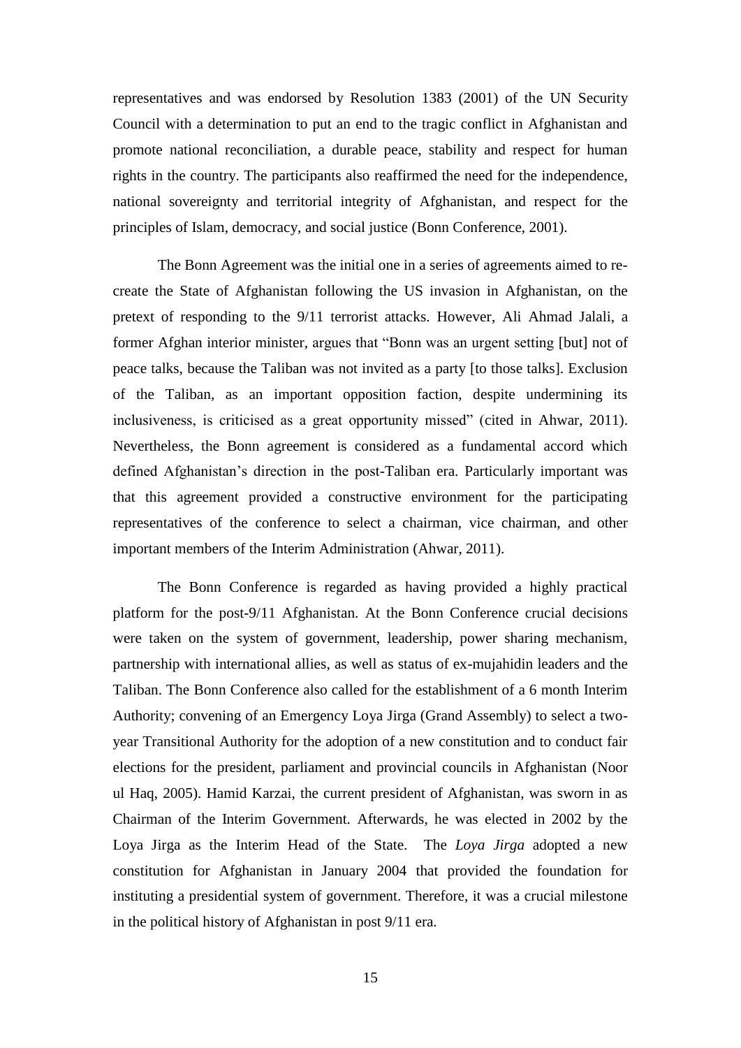representatives and was endorsed by Resolution 1383 (2001) of the UN Security Council with a determination to put an end to the tragic conflict in Afghanistan and promote national reconciliation, a durable peace, stability and respect for human rights in the country. The participants also reaffirmed the need for the independence, national sovereignty and territorial integrity of Afghanistan, and respect for the principles of Islam, democracy, and social justice (Bonn Conference, 2001).

The Bonn Agreement was the initial one in a series of agreements aimed to re-create the State of Afghanistan following the US invasion in Afghanistan, on the pretext of responding to the 9/11 terrorist attacks. However, Ali Ahmad Jalali, a former Afghan interior minister, argues that "Bonn was an urgent setting [but] not of peace talks, because the Taliban was not invited as a party [to those talks]. Exclusion of the Taliban, as an important opposition faction, despite undermining its inclusiveness, is criticised as a great opportunity missed" (cited in Ahwar, 2011). Nevertheless, the Bonn agreement is considered as a fundamental accord which defined Afghanistan's direction in the post-Taliban era. Particularly important was that this agreement provided a constructive environment for the participating representatives of the conference to select a chairman, vice chairman, and other important members of the Interim Administration (Ahwar, 2011).

The Bonn Conference is regarded as having provided a highly practical platform for the post-9/11 Afghanistan. At the Bonn Conference crucial decisions were taken on the system of government, leadership, power sharing mechanism, partnership with international allies, as well as status of ex-mujahidin leaders and the Taliban. The Bonn Conference also called for the establishment of a 6 month Interim Authority; convening of an Emergency Loya Jirga (Grand Assembly) to select a two-year Transitional Authority for the adoption of a new constitution and to conduct fair elections for the president, parliament and provincial councils in Afghanistan (Noor ul Haq, 2005). Hamid Karzai, the current president of Afghanistan, was sworn in as Chairman of the Interim Government. Afterwards, he was elected in 2002 by the Loya Jirga as the Interim Head of the State. The *Loya Jirga* adopted a new constitution for Afghanistan in January 2004 that provided the foundation for instituting a presidential system of government. Therefore, it was a crucial milestone in the political history of Afghanistan in post 9/11 era.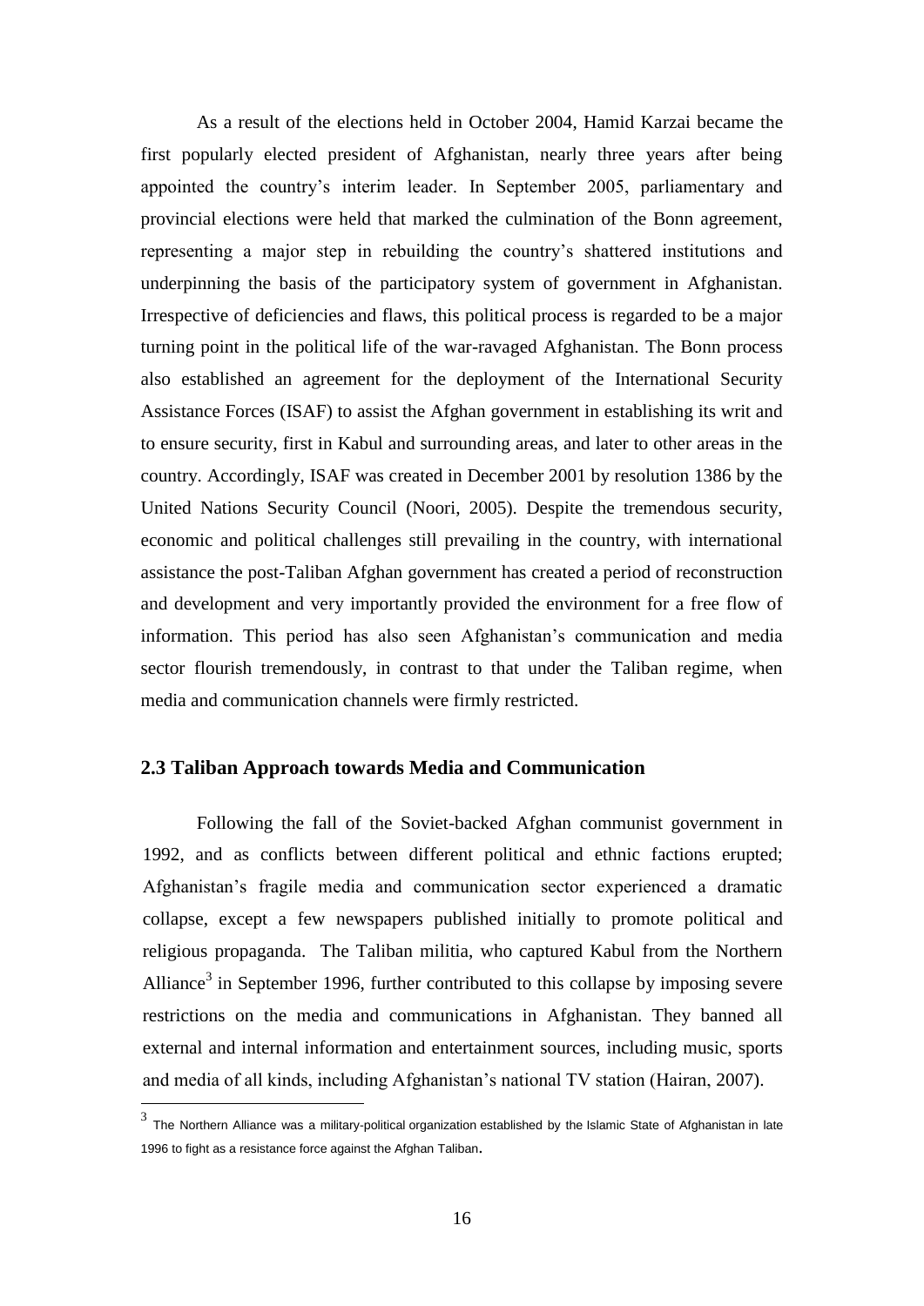As a result of the elections held in October 2004, Hamid Karzai became the first popularly elected president of Afghanistan, nearly three years after being appointed the country's interim leader. In September 2005, parliamentary and provincial elections were held that marked the culmination of the Bonn agreement, representing a major step in rebuilding the country's shattered institutions and underpinning the basis of the participatory system of government in Afghanistan. Irrespective of deficiencies and flaws, this political process is regarded to be a major turning point in the political life of the war-ravaged Afghanistan. The Bonn process also established an agreement for the deployment of the International Security Assistance Forces (ISAF) to assist the Afghan government in establishing its writ and to ensure security, first in Kabul and surrounding areas, and later to other areas in the country. Accordingly, ISAF was created in December 2001 by resolution 1386 by the United Nations Security Council (Noori, 2005). Despite the tremendous security, economic and political challenges still prevailing in the country, with international assistance the post-Taliban Afghan government has created a period of reconstruction and development and very importantly provided the environment for a free flow of information. This period has also seen Afghanistan's communication and media sector flourish tremendously, in contrast to that under the Taliban regime, when media and communication channels were firmly restricted.

## 2.3 Taliban Approach towards Media and Communication

Following the fall of the Soviet-backed Afghan communist government in 1992, and as conflicts between different political and ethnic factions erupted; Afghanistan's fragile media and communication sector experienced a dramatic collapse, except a few newspapers published initially to promote political and religious propaganda. The Taliban militia, who captured Kabul from the Northern Alliance[3] in September 1996, further contributed to this collapse by imposing severe restrictions on the media and communications in Afghanistan. They banned all external and internal information and entertainment sources, including music, sports and media of all kinds, including Afghanistan's national TV station (Hairan, 2007).

[3] The Northern Alliance was a military-political organization established by the Islamic State of Afghanistan in late 1996 to fight as a resistance force against the Afghan Taliban.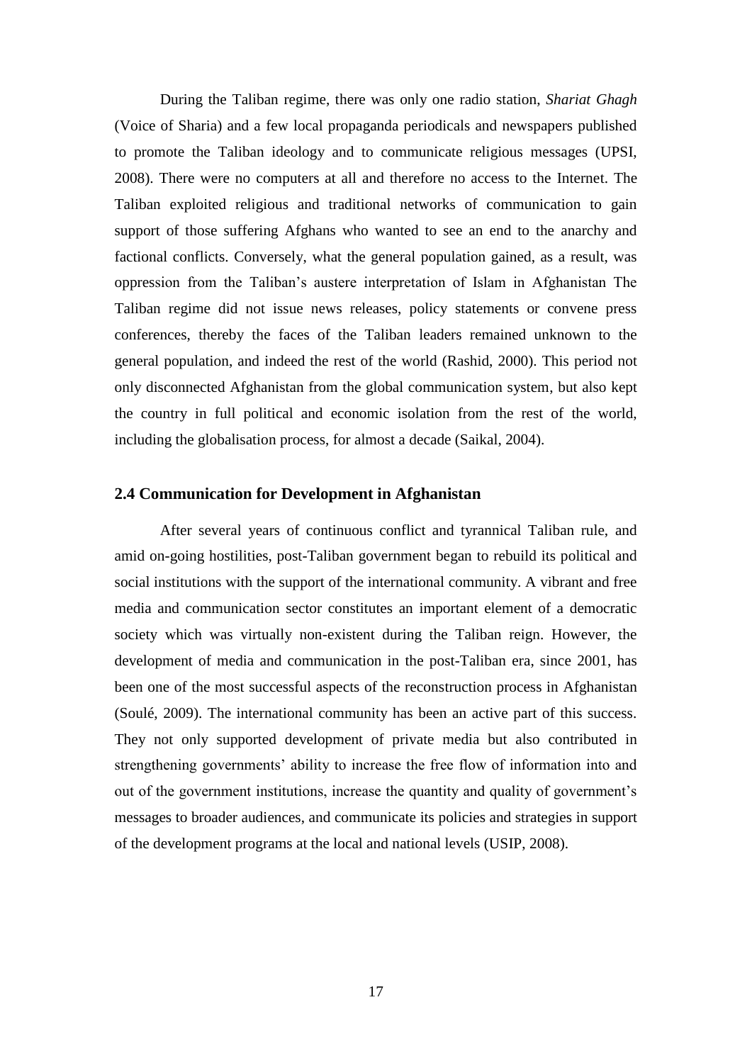During the Taliban regime, there was only one radio station, *Shariat Ghagh* (Voice of Sharia) and a few local propaganda periodicals and newspapers published to promote the Taliban ideology and to communicate religious messages (UPSI, 2008). There were no computers at all and therefore no access to the Internet. The Taliban exploited religious and traditional networks of communication to gain support of those suffering Afghans who wanted to see an end to the anarchy and factional conflicts. Conversely, what the general population gained, as a result, was oppression from the Taliban's austere interpretation of Islam in Afghanistan The Taliban regime did not issue news releases, policy statements or convene press conferences, thereby the faces of the Taliban leaders remained unknown to the general population, and indeed the rest of the world (Rashid, 2000). This period not only disconnected Afghanistan from the global communication system, but also kept the country in full political and economic isolation from the rest of the world, including the globalisation process, for almost a decade (Saikal, 2004).

## 2.4 Communication for Development in Afghanistan

After several years of continuous conflict and tyrannical Taliban rule, and amid on-going hostilities, post-Taliban government began to rebuild its political and social institutions with the support of the international community. A vibrant and free media and communication sector constitutes an important element of a democratic society which was virtually non-existent during the Taliban reign. However, the development of media and communication in the post-Taliban era, since 2001, has been one of the most successful aspects of the reconstruction process in Afghanistan (Soulé, 2009). The international community has been an active part of this success. They not only supported development of private media but also contributed in strengthening governments' ability to increase the free flow of information into and out of the government institutions, increase the quantity and quality of government's messages to broader audiences, and communicate its policies and strategies in support of the development programs at the local and national levels (USIP, 2008).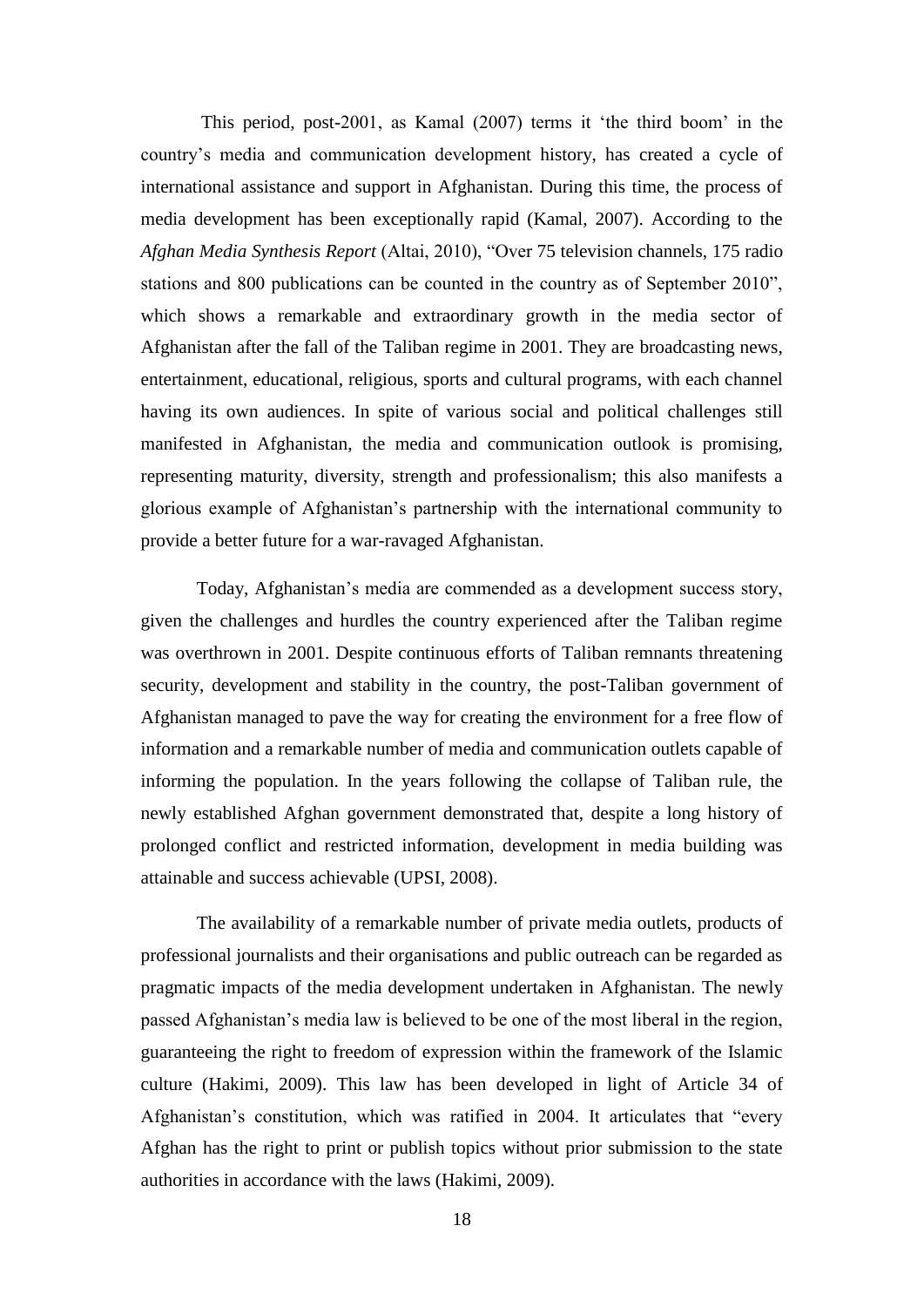This period, post-2001, as Kamal (2007) terms it 'the third boom' in the country's media and communication development history, has created a cycle of international assistance and support in Afghanistan. During this time, the process of media development has been exceptionally rapid (Kamal, 2007). According to the *Afghan Media Synthesis Report* (Altai, 2010), "Over 75 television channels, 175 radio stations and 800 publications can be counted in the country as of September 2010", which shows a remarkable and extraordinary growth in the media sector of Afghanistan after the fall of the Taliban regime in 2001. They are broadcasting news, entertainment, educational, religious, sports and cultural programs, with each channel having its own audiences. In spite of various social and political challenges still manifested in Afghanistan, the media and communication outlook is promising, representing maturity, diversity, strength and professionalism; this also manifests a glorious example of Afghanistan's partnership with the international community to provide a better future for a war-ravaged Afghanistan.

Today, Afghanistan's media are commended as a development success story, given the challenges and hurdles the country experienced after the Taliban regime was overthrown in 2001. Despite continuous efforts of Taliban remnants threatening security, development and stability in the country, the post-Taliban government of Afghanistan managed to pave the way for creating the environment for a free flow of information and a remarkable number of media and communication outlets capable of informing the population. In the years following the collapse of Taliban rule, the newly established Afghan government demonstrated that, despite a long history of prolonged conflict and restricted information, development in media building was attainable and success achievable (UPSI, 2008).

The availability of a remarkable number of private media outlets, products of professional journalists and their organisations and public outreach can be regarded as pragmatic impacts of the media development undertaken in Afghanistan. The newly passed Afghanistan's media law is believed to be one of the most liberal in the region, guaranteeing the right to freedom of expression within the framework of the Islamic culture (Hakimi, 2009). This law has been developed in light of Article 34 of Afghanistan's constitution, which was ratified in 2004. It articulates that "every Afghan has the right to print or publish topics without prior submission to the state authorities in accordance with the laws (Hakimi, 2009).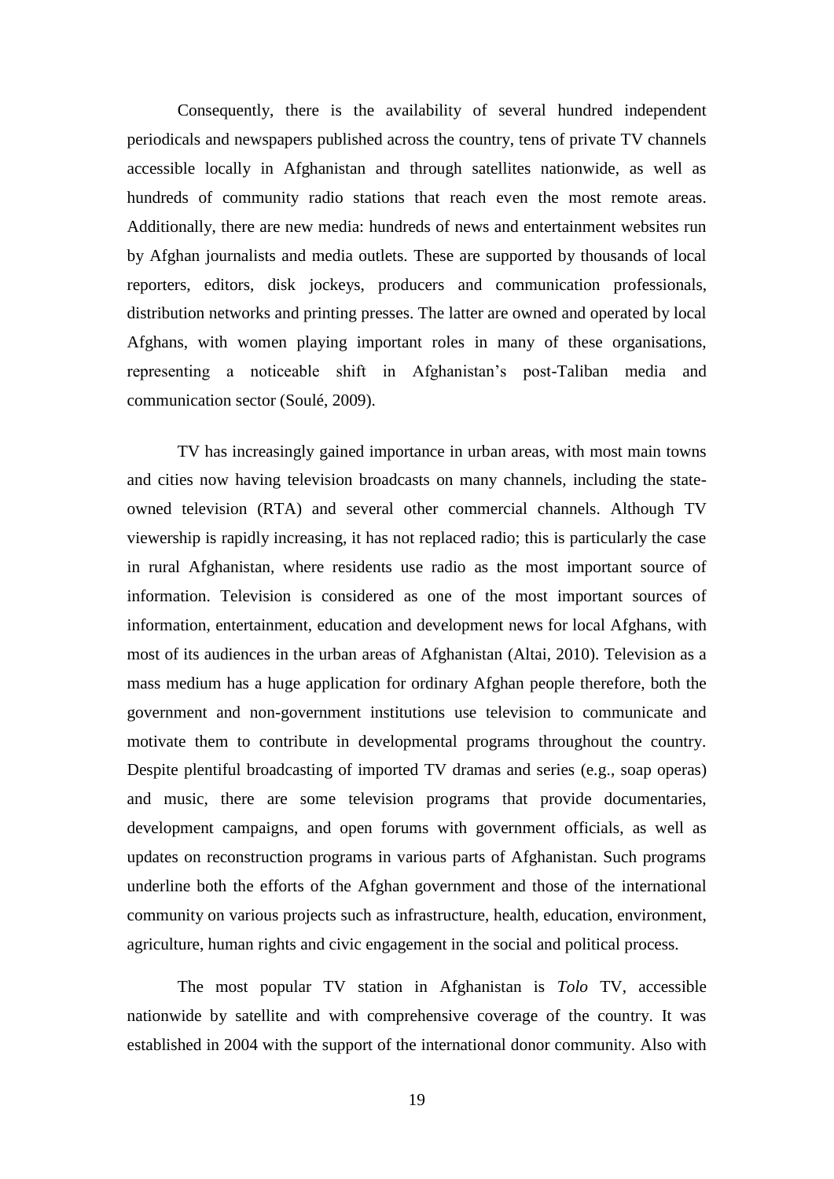Consequently, there is the availability of several hundred independent periodicals and newspapers published across the country, tens of private TV channels accessible locally in Afghanistan and through satellites nationwide, as well as hundreds of community radio stations that reach even the most remote areas. Additionally, there are new media: hundreds of news and entertainment websites run by Afghan journalists and media outlets. These are supported by thousands of local reporters, editors, disk jockeys, producers and communication professionals, distribution networks and printing presses. The latter are owned and operated by local Afghans, with women playing important roles in many of these organisations, representing a noticeable shift in Afghanistan's post-Taliban media and communication sector (Soulé, 2009).

TV has increasingly gained importance in urban areas, with most main towns and cities now having television broadcasts on many channels, including the state-owned television (RTA) and several other commercial channels. Although TV viewership is rapidly increasing, it has not replaced radio; this is particularly the case in rural Afghanistan, where residents use radio as the most important source of information. Television is considered as one of the most important sources of information, entertainment, education and development news for local Afghans, with most of its audiences in the urban areas of Afghanistan (Altai, 2010). Television as a mass medium has a huge application for ordinary Afghan people therefore, both the government and non-government institutions use television to communicate and motivate them to contribute in developmental programs throughout the country. Despite plentiful broadcasting of imported TV dramas and series (e.g., soap operas) and music, there are some television programs that provide documentaries, development campaigns, and open forums with government officials, as well as updates on reconstruction programs in various parts of Afghanistan. Such programs underline both the efforts of the Afghan government and those of the international community on various projects such as infrastructure, health, education, environment, agriculture, human rights and civic engagement in the social and political process.

The most popular TV station in Afghanistan is *Tolo* TV, accessible nationwide by satellite and with comprehensive coverage of the country. It was established in 2004 with the support of the international donor community. Also with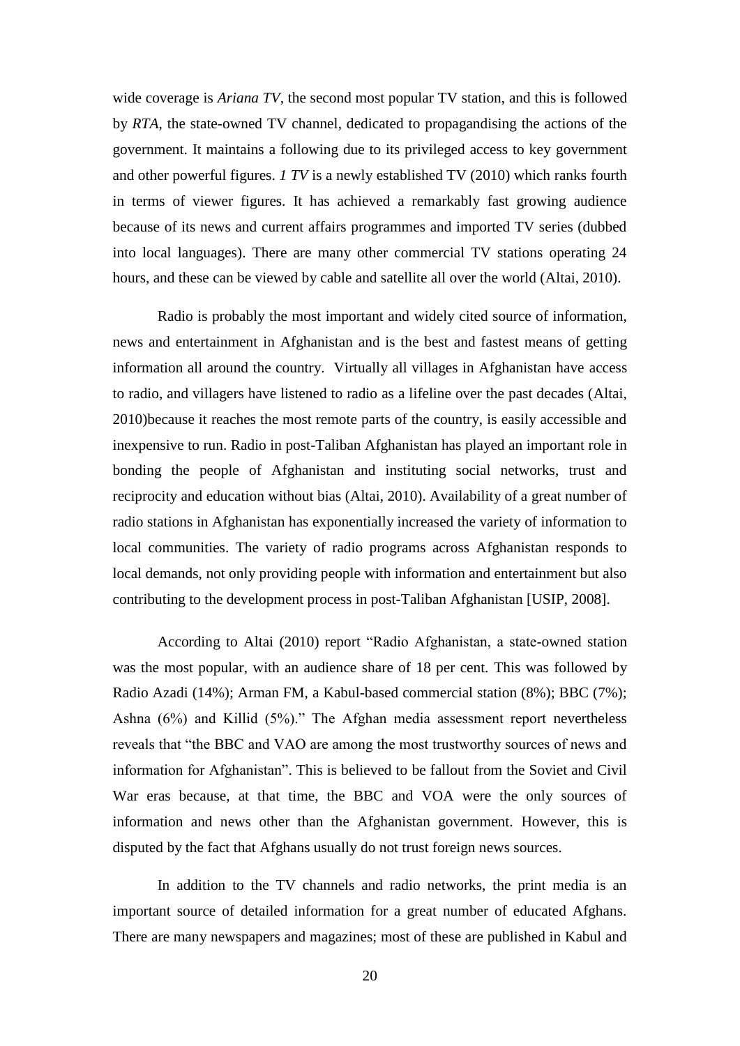wide coverage is *Ariana TV*, the second most popular TV station, and this is followed by *RTA*, the state-owned TV channel, dedicated to propagandising the actions of the government. It maintains a following due to its privileged access to key government and other powerful figures. *1 TV* is a newly established TV (2010) which ranks fourth in terms of viewer figures. It has achieved a remarkably fast growing audience because of its news and current affairs programmes and imported TV series (dubbed into local languages). There are many other commercial TV stations operating 24 hours, and these can be viewed by cable and satellite all over the world (Altai, 2010).

Radio is probably the most important and widely cited source of information, news and entertainment in Afghanistan and is the best and fastest means of getting information all around the country. Virtually all villages in Afghanistan have access to radio, and villagers have listened to radio as a lifeline over the past decades (Altai, 2010)because it reaches the most remote parts of the country, is easily accessible and inexpensive to run. Radio in post-Taliban Afghanistan has played an important role in bonding the people of Afghanistan and instituting social networks, trust and reciprocity and education without bias (Altai, 2010). Availability of a great number of radio stations in Afghanistan has exponentially increased the variety of information to local communities. The variety of radio programs across Afghanistan responds to local demands, not only providing people with information and entertainment but also contributing to the development process in post-Taliban Afghanistan [USIP, 2008].

According to Altai (2010) report "Radio Afghanistan, a state-owned station was the most popular, with an audience share of 18 per cent. This was followed by Radio Azadi (14%); Arman FM, a Kabul-based commercial station (8%); BBC (7%); Ashna (6%) and Killid (5%)." The Afghan media assessment report nevertheless reveals that "the BBC and VAO are among the most trustworthy sources of news and information for Afghanistan". This is believed to be fallout from the Soviet and Civil War eras because, at that time, the BBC and VOA were the only sources of information and news other than the Afghanistan government. However, this is disputed by the fact that Afghans usually do not trust foreign news sources.

In addition to the TV channels and radio networks, the print media is an important source of detailed information for a great number of educated Afghans. There are many newspapers and magazines; most of these are published in Kabul and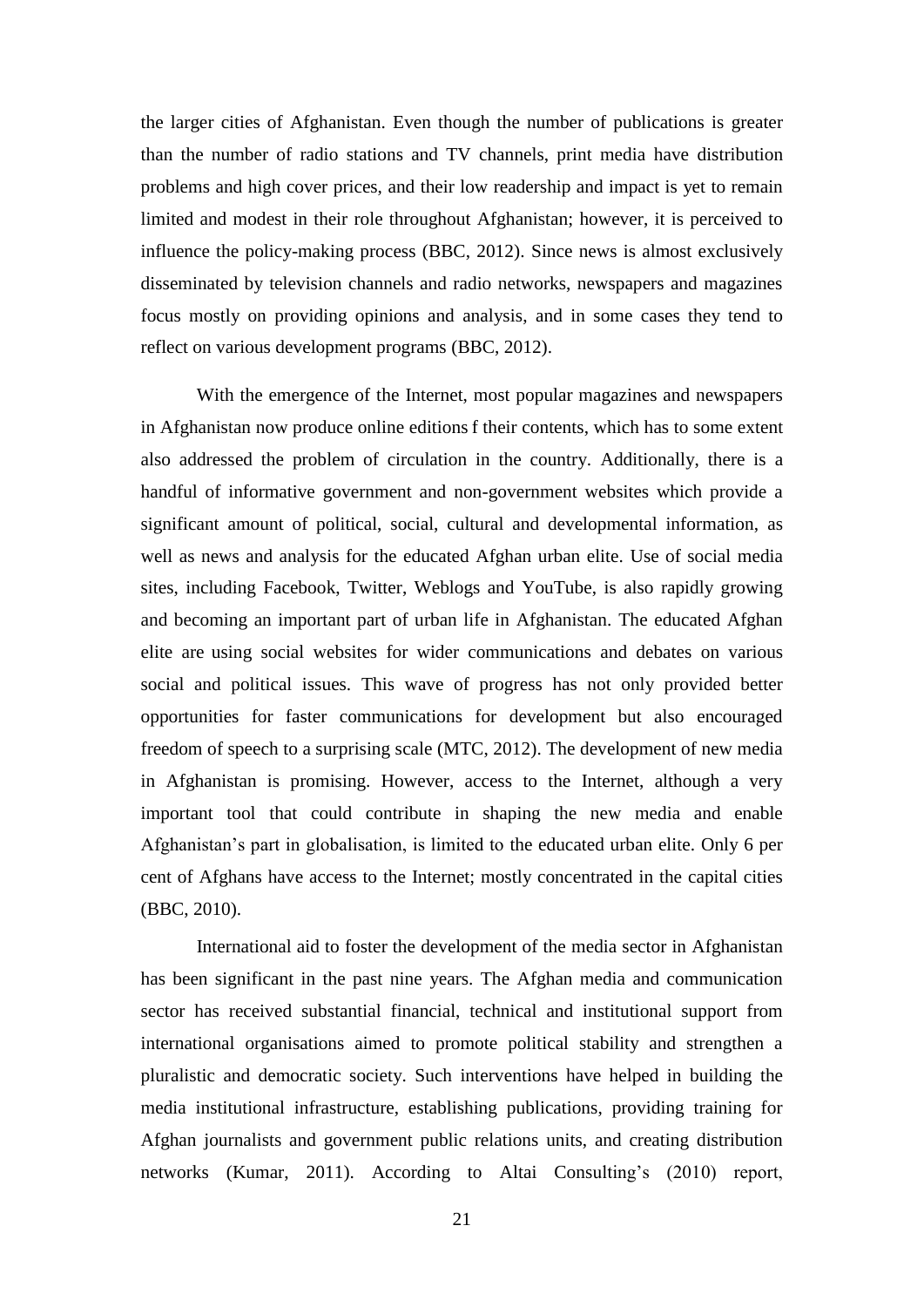the larger cities of Afghanistan. Even though the number of publications is greater than the number of radio stations and TV channels, print media have distribution problems and high cover prices, and their low readership and impact is yet to remain limited and modest in their role throughout Afghanistan; however, it is perceived to influence the policy-making process (BBC, 2012). Since news is almost exclusively disseminated by television channels and radio networks, newspapers and magazines focus mostly on providing opinions and analysis, and in some cases they tend to reflect on various development programs (BBC, 2012).

With the emergence of the Internet, most popular magazines and newspapers in Afghanistan now produce online editions f their contents, which has to some extent also addressed the problem of circulation in the country. Additionally, there is a handful of informative government and non-government websites which provide a significant amount of political, social, cultural and developmental information, as well as news and analysis for the educated Afghan urban elite. Use of social media sites, including Facebook, Twitter, Weblogs and YouTube, is also rapidly growing and becoming an important part of urban life in Afghanistan. The educated Afghan elite are using social websites for wider communications and debates on various social and political issues. This wave of progress has not only provided better opportunities for faster communications for development but also encouraged freedom of speech to a surprising scale (MTC, 2012). The development of new media in Afghanistan is promising. However, access to the Internet, although a very important tool that could contribute in shaping the new media and enable Afghanistan's part in globalisation, is limited to the educated urban elite. Only 6 per cent of Afghans have access to the Internet; mostly concentrated in the capital cities (BBC, 2010).

International aid to foster the development of the media sector in Afghanistan has been significant in the past nine years. The Afghan media and communication sector has received substantial financial, technical and institutional support from international organisations aimed to promote political stability and strengthen a pluralistic and democratic society. Such interventions have helped in building the media institutional infrastructure, establishing publications, providing training for Afghan journalists and government public relations units, and creating distribution networks (Kumar, 2011). According to Altai Consulting's (2010) report,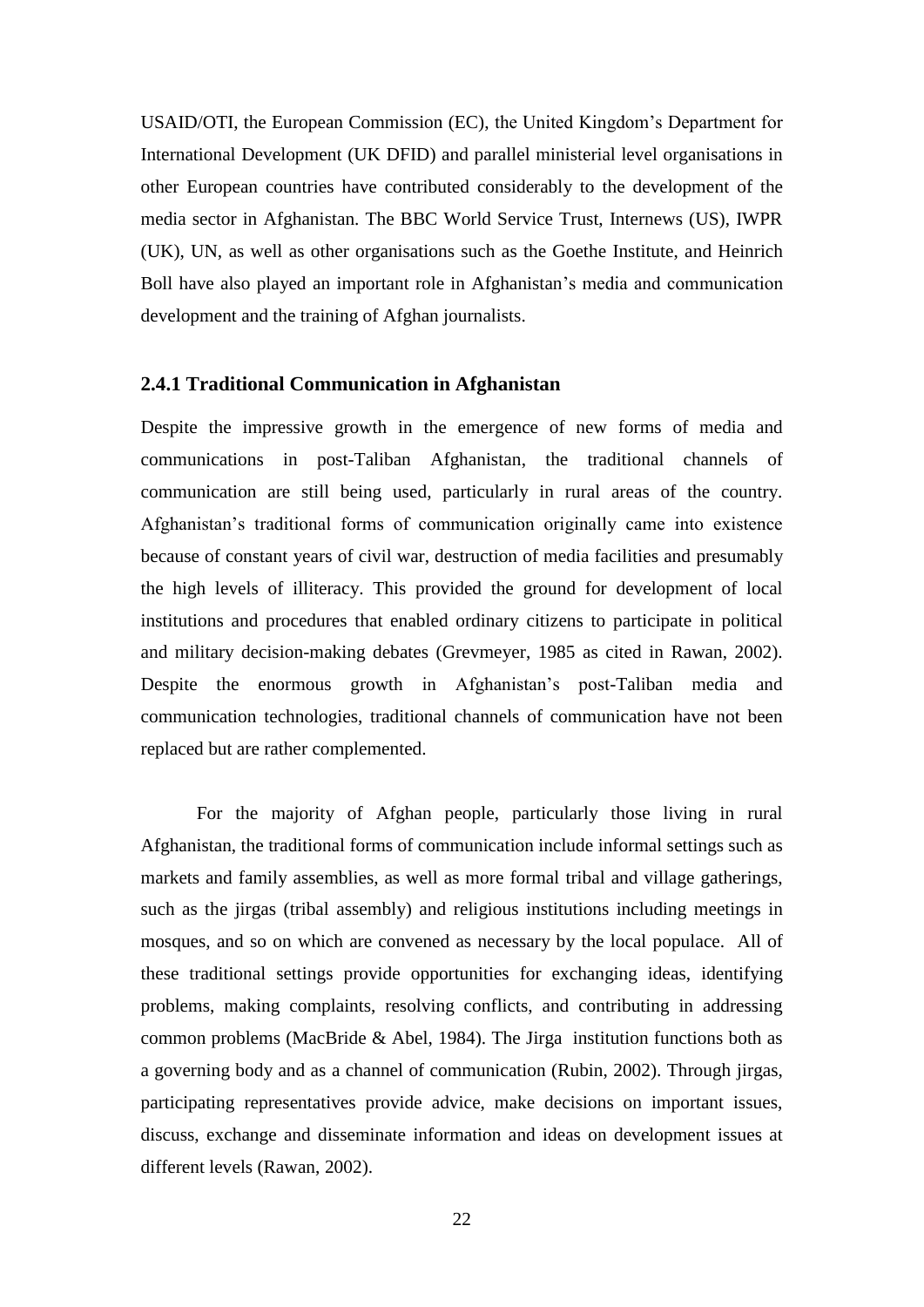USAID/OTI, the European Commission (EC), the United Kingdom's Department for International Development (UK DFID) and parallel ministerial level organisations in other European countries have contributed considerably to the development of the media sector in Afghanistan. The BBC World Service Trust, Internews (US), IWPR (UK), UN, as well as other organisations such as the Goethe Institute, and Heinrich Boll have also played an important role in Afghanistan's media and communication development and the training of Afghan journalists.

### 2.4.1 Traditional Communication in Afghanistan

Despite the impressive growth in the emergence of new forms of media and communications in post-Taliban Afghanistan, the traditional channels of communication are still being used, particularly in rural areas of the country. Afghanistan's traditional forms of communication originally came into existence because of constant years of civil war, destruction of media facilities and presumably the high levels of illiteracy. This provided the ground for development of local institutions and procedures that enabled ordinary citizens to participate in political and military decision-making debates (Grevmeyer, 1985 as cited in Rawan, 2002). Despite the enormous growth in Afghanistan's post-Taliban media and communication technologies, traditional channels of communication have not been replaced but are rather complemented.

For the majority of Afghan people, particularly those living in rural Afghanistan, the traditional forms of communication include informal settings such as markets and family assemblies, as well as more formal tribal and village gatherings, such as the jirgas (tribal assembly) and religious institutions including meetings in mosques, and so on which are convened as necessary by the local populace. All of these traditional settings provide opportunities for exchanging ideas, identifying problems, making complaints, resolving conflicts, and contributing in addressing common problems (MacBride & Abel, 1984). The Jirga institution functions both as a governing body and as a channel of communication (Rubin, 2002). Through jirgas, participating representatives provide advice, make decisions on important issues, discuss, exchange and disseminate information and ideas on development issues at different levels (Rawan, 2002).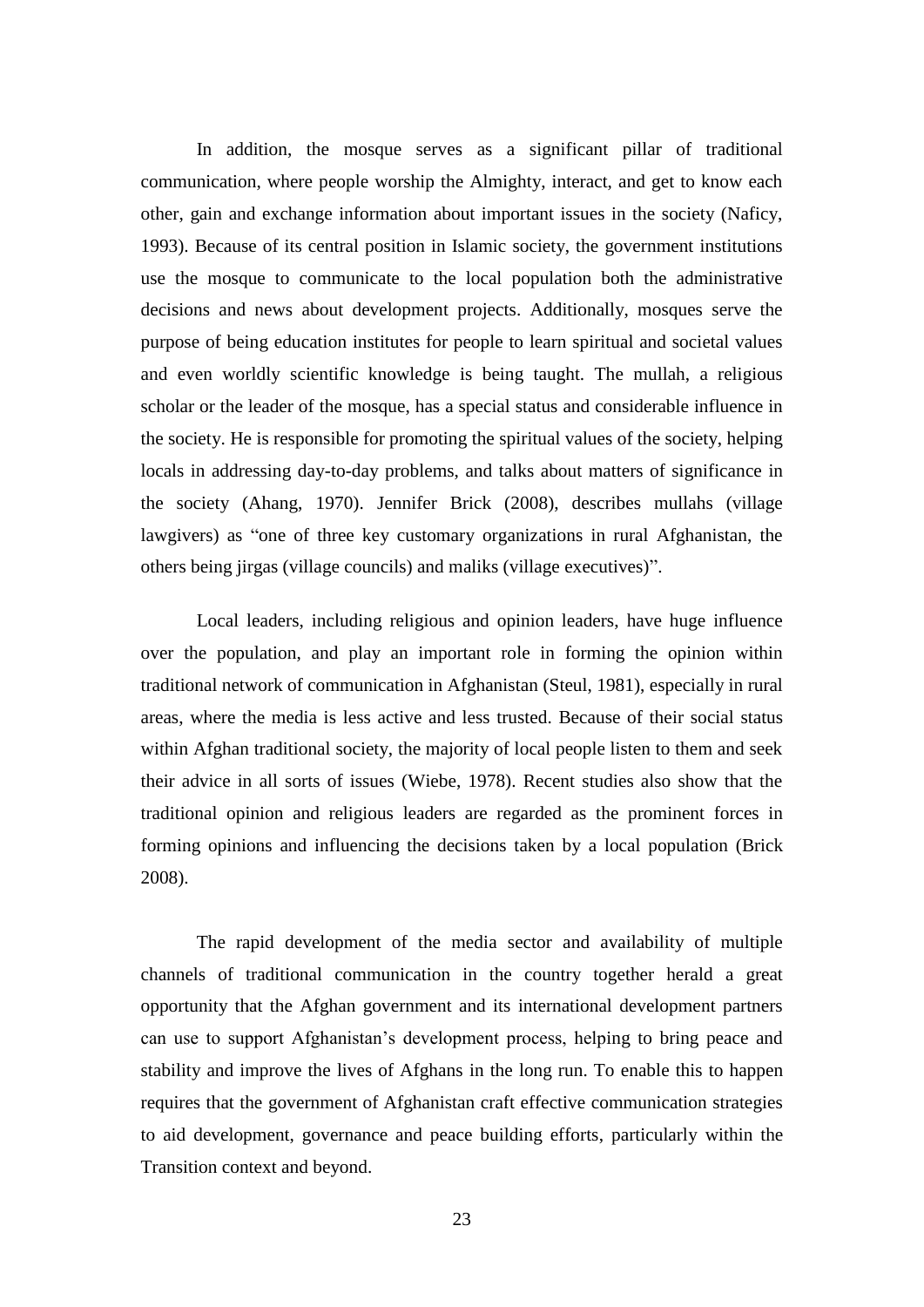In addition, the mosque serves as a significant pillar of traditional communication, where people worship the Almighty, interact, and get to know each other, gain and exchange information about important issues in the society (Naficy, 1993). Because of its central position in Islamic society, the government institutions use the mosque to communicate to the local population both the administrative decisions and news about development projects. Additionally, mosques serve the purpose of being education institutes for people to learn spiritual and societal values and even worldly scientific knowledge is being taught. The mullah, a religious scholar or the leader of the mosque, has a special status and considerable influence in the society. He is responsible for promoting the spiritual values of the society, helping locals in addressing day-to-day problems, and talks about matters of significance in the society (Ahang, 1970). Jennifer Brick (2008), describes mullahs (village lawgivers) as "one of three key customary organizations in rural Afghanistan, the others being jirgas (village councils) and maliks (village executives)".

Local leaders, including religious and opinion leaders, have huge influence over the population, and play an important role in forming the opinion within traditional network of communication in Afghanistan (Steul, 1981), especially in rural areas, where the media is less active and less trusted. Because of their social status within Afghan traditional society, the majority of local people listen to them and seek their advice in all sorts of issues (Wiebe, 1978). Recent studies also show that the traditional opinion and religious leaders are regarded as the prominent forces in forming opinions and influencing the decisions taken by a local population (Brick 2008).

The rapid development of the media sector and availability of multiple channels of traditional communication in the country together herald a great opportunity that the Afghan government and its international development partners can use to support Afghanistan's development process, helping to bring peace and stability and improve the lives of Afghans in the long run. To enable this to happen requires that the government of Afghanistan craft effective communication strategies to aid development, governance and peace building efforts, particularly within the Transition context and beyond.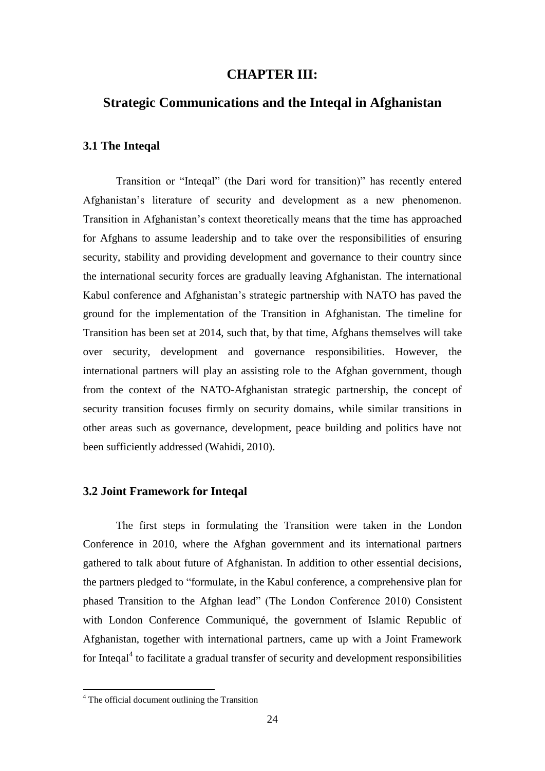# CHAPTER III:

# Strategic Communications and the Inteqal in Afghanistan

## 3.1 The Inteqal

Transition or "Inteqal" (the Dari word for transition)" has recently entered Afghanistan's literature of security and development as a new phenomenon. Transition in Afghanistan's context theoretically means that the time has approached for Afghans to assume leadership and to take over the responsibilities of ensuring security, stability and providing development and governance to their country since the international security forces are gradually leaving Afghanistan. The international Kabul conference and Afghanistan's strategic partnership with NATO has paved the ground for the implementation of the Transition in Afghanistan. The timeline for Transition has been set at 2014, such that, by that time, Afghans themselves will take over security, development and governance responsibilities. However, the international partners will play an assisting role to the Afghan government, though from the context of the NATO-Afghanistan strategic partnership, the concept of security transition focuses firmly on security domains, while similar transitions in other areas such as governance, development, peace building and politics have not been sufficiently addressed (Wahidi, 2010).

## 3.2 Joint Framework for Inteqal

The first steps in formulating the Transition were taken in the London Conference in 2010, where the Afghan government and its international partners gathered to talk about future of Afghanistan. In addition to other essential decisions, the partners pledged to "formulate, in the Kabul conference, a comprehensive plan for phased Transition to the Afghan lead" (The London Conference 2010) Consistent with London Conference Communiqué, the government of Islamic Republic of Afghanistan, together with international partners, came up with a Joint Framework for Inteqal[4] to facilitate a gradual transfer of security and development responsibilities

[4] The official document outlining the Transition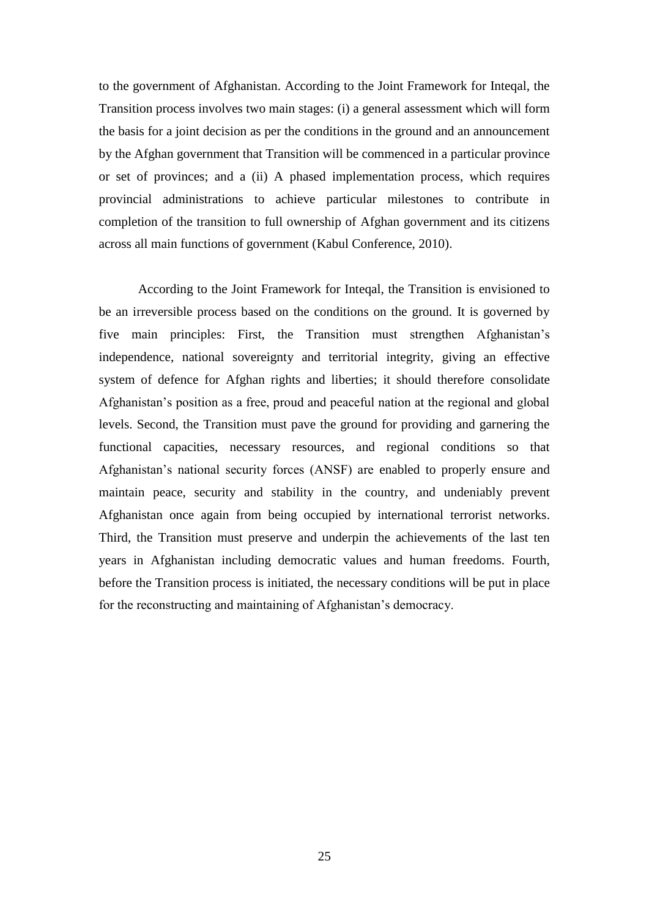to the government of Afghanistan. According to the Joint Framework for Inteqal, the Transition process involves two main stages: (i) a general assessment which will form the basis for a joint decision as per the conditions in the ground and an announcement by the Afghan government that Transition will be commenced in a particular province or set of provinces; and a (ii) A phased implementation process, which requires provincial administrations to achieve particular milestones to contribute in completion of the transition to full ownership of Afghan government and its citizens across all main functions of government (Kabul Conference, 2010).

According to the Joint Framework for Inteqal, the Transition is envisioned to be an irreversible process based on the conditions on the ground. It is governed by five main principles: First, the Transition must strengthen Afghanistan's independence, national sovereignty and territorial integrity, giving an effective system of defence for Afghan rights and liberties; it should therefore consolidate Afghanistan's position as a free, proud and peaceful nation at the regional and global levels. Second, the Transition must pave the ground for providing and garnering the functional capacities, necessary resources, and regional conditions so that Afghanistan's national security forces (ANSF) are enabled to properly ensure and maintain peace, security and stability in the country, and undeniably prevent Afghanistan once again from being occupied by international terrorist networks. Third, the Transition must preserve and underpin the achievements of the last ten years in Afghanistan including democratic values and human freedoms. Fourth, before the Transition process is initiated, the necessary conditions will be put in place for the reconstructing and maintaining of Afghanistan's democracy.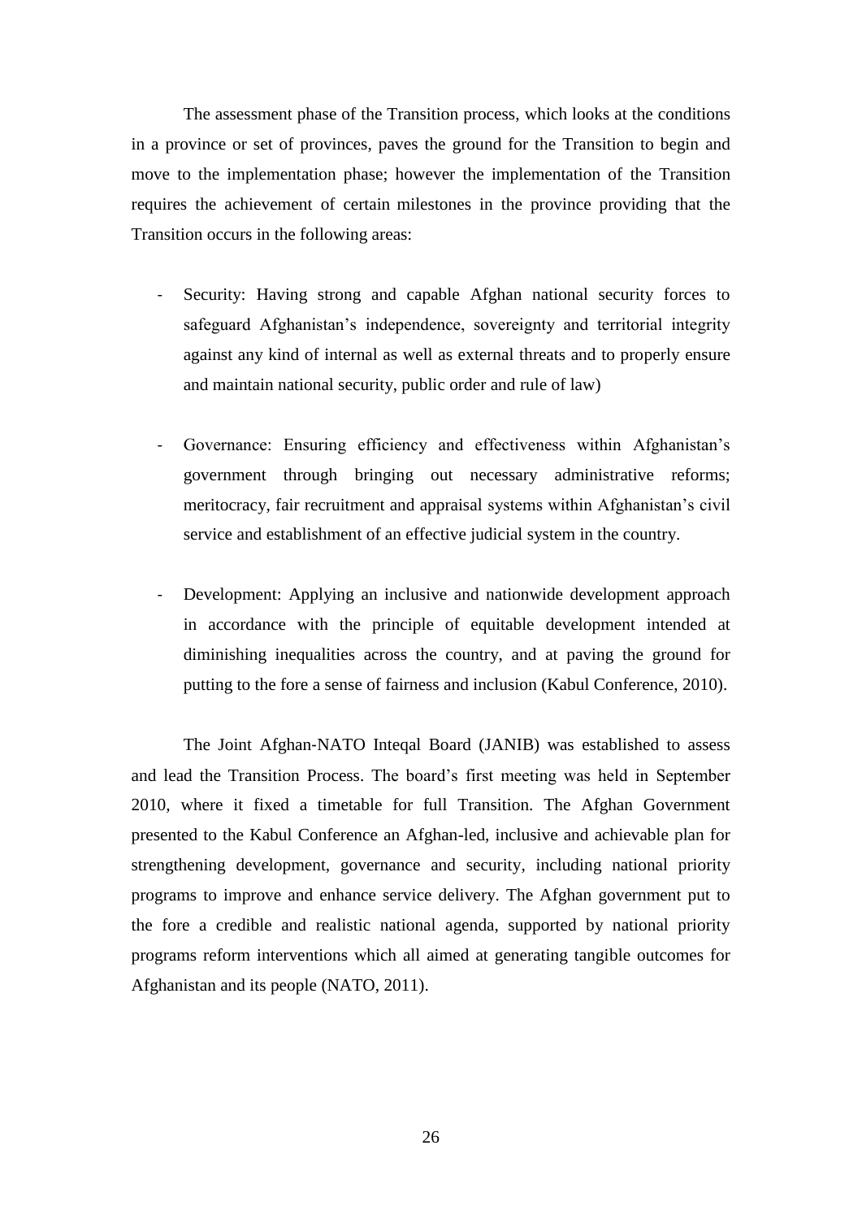The assessment phase of the Transition process, which looks at the conditions in a province or set of provinces, paves the ground for the Transition to begin and move to the implementation phase; however the implementation of the Transition requires the achievement of certain milestones in the province providing that the Transition occurs in the following areas:

- Security: Having strong and capable Afghan national security forces to safeguard Afghanistan's independence, sovereignty and territorial integrity against any kind of internal as well as external threats and to properly ensure and maintain national security, public order and rule of law)

- Governance: Ensuring efficiency and effectiveness within Afghanistan's government through bringing out necessary administrative reforms; meritocracy, fair recruitment and appraisal systems within Afghanistan's civil service and establishment of an effective judicial system in the country.

- Development: Applying an inclusive and nationwide development approach in accordance with the principle of equitable development intended at diminishing inequalities across the country, and at paving the ground for putting to the fore a sense of fairness and inclusion (Kabul Conference, 2010).

The Joint Afghan-NATO Inteqal Board (JANIB) was established to assess and lead the Transition Process. The board's first meeting was held in September 2010, where it fixed a timetable for full Transition. The Afghan Government presented to the Kabul Conference an Afghan-led, inclusive and achievable plan for strengthening development, governance and security, including national priority programs to improve and enhance service delivery. The Afghan government put to the fore a credible and realistic national agenda, supported by national priority programs reform interventions which all aimed at generating tangible outcomes for Afghanistan and its people (NATO, 2011).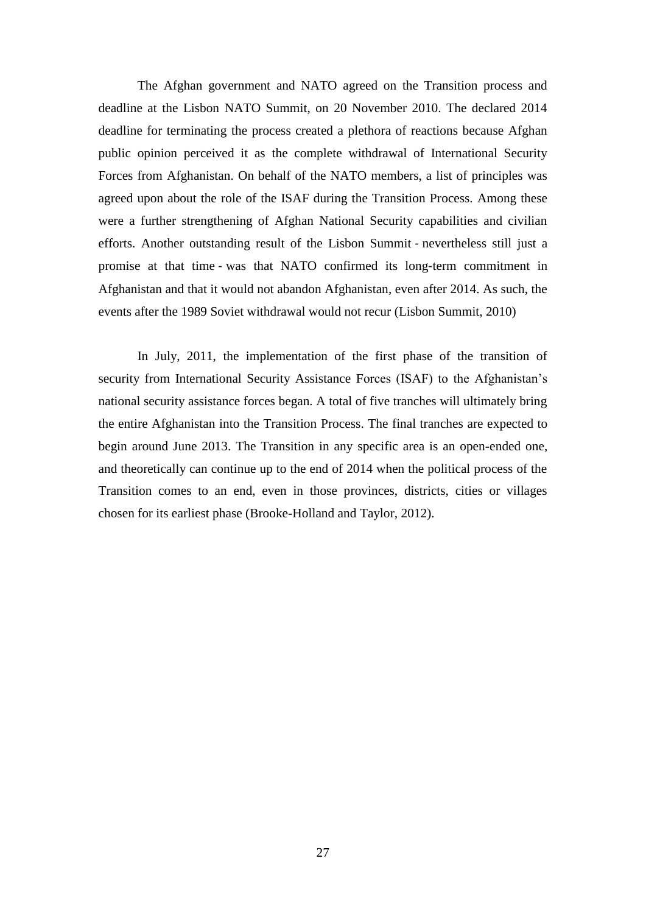The Afghan government and NATO agreed on the Transition process and deadline at the Lisbon NATO Summit, on 20 November 2010. The declared 2014 deadline for terminating the process created a plethora of reactions because Afghan public opinion perceived it as the complete withdrawal of International Security Forces from Afghanistan. On behalf of the NATO members, a list of principles was agreed upon about the role of the ISAF during the Transition Process. Among these were a further strengthening of Afghan National Security capabilities and civilian efforts. Another outstanding result of the Lisbon Summit - nevertheless still just a promise at that time - was that NATO confirmed its long-term commitment in Afghanistan and that it would not abandon Afghanistan, even after 2014. As such, the events after the 1989 Soviet withdrawal would not recur (Lisbon Summit, 2010)

In July, 2011, the implementation of the first phase of the transition of security from International Security Assistance Forces (ISAF) to the Afghanistan's national security assistance forces began. A total of five tranches will ultimately bring the entire Afghanistan into the Transition Process. The final tranches are expected to begin around June 2013. The Transition in any specific area is an open-ended one, and theoretically can continue up to the end of 2014 when the political process of the Transition comes to an end, even in those provinces, districts, cities or villages chosen for its earliest phase (Brooke-Holland and Taylor, 2012).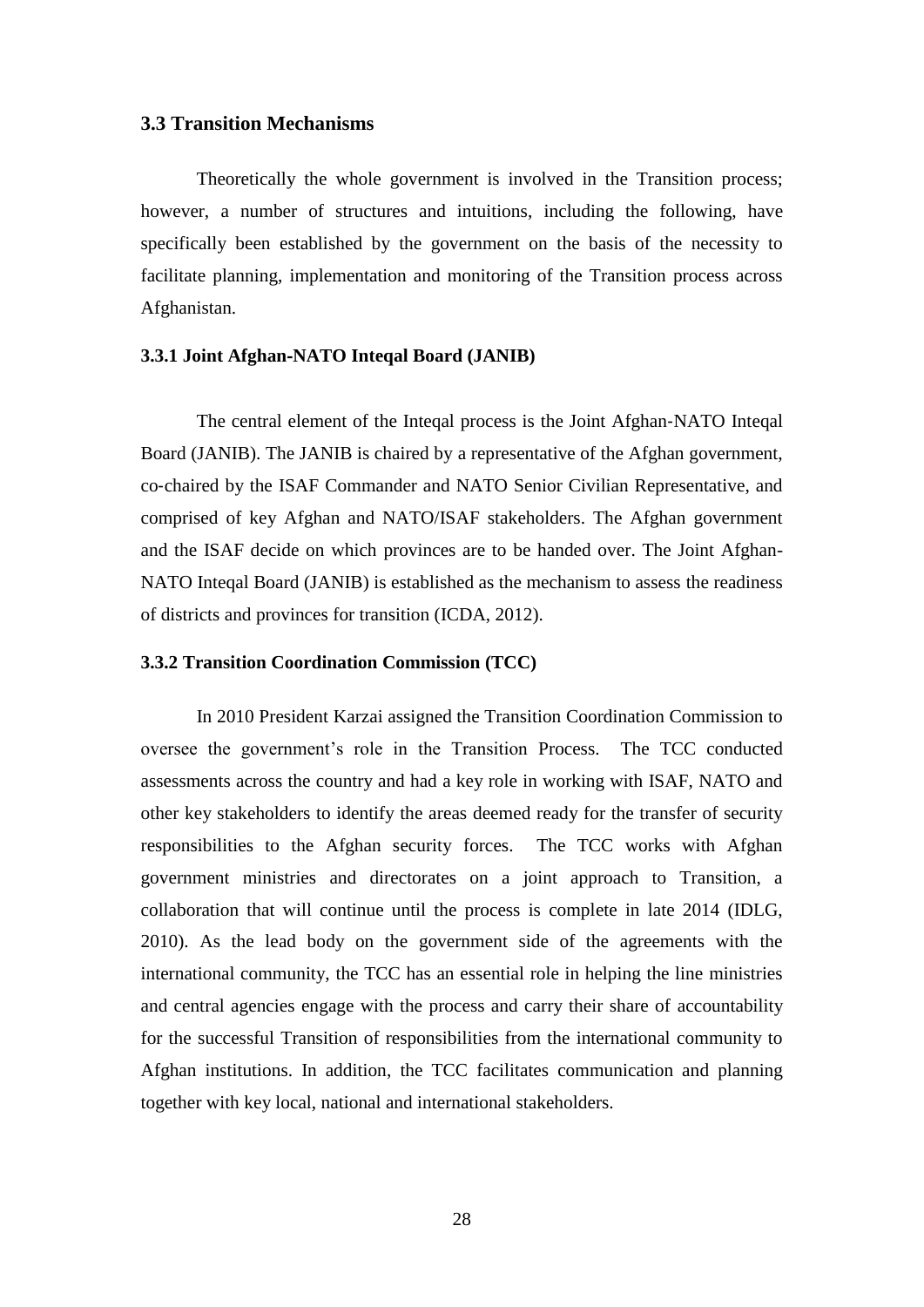## 3.3 Transition Mechanisms

Theoretically the whole government is involved in the Transition process; however, a number of structures and intuitions, including the following, have specifically been established by the government on the basis of the necessity to facilitate planning, implementation and monitoring of the Transition process across Afghanistan.

### 3.3.1 Joint Afghan-NATO Inteqal Board (JANIB)

The central element of the Inteqal process is the Joint Afghan-NATO Inteqal Board (JANIB). The JANIB is chaired by a representative of the Afghan government, co-chaired by the ISAF Commander and NATO Senior Civilian Representative, and comprised of key Afghan and NATO/ISAF stakeholders. The Afghan government and the ISAF decide on which provinces are to be handed over. The Joint Afghan-NATO Inteqal Board (JANIB) is established as the mechanism to assess the readiness of districts and provinces for transition (ICDA, 2012).

### 3.3.2 Transition Coordination Commission (TCC)

In 2010 President Karzai assigned the Transition Coordination Commission to oversee the government's role in the Transition Process. The TCC conducted assessments across the country and had a key role in working with ISAF, NATO and other key stakeholders to identify the areas deemed ready for the transfer of security responsibilities to the Afghan security forces. The TCC works with Afghan government ministries and directorates on a joint approach to Transition, a collaboration that will continue until the process is complete in late 2014 (IDLG, 2010). As the lead body on the government side of the agreements with the international community, the TCC has an essential role in helping the line ministries and central agencies engage with the process and carry their share of accountability for the successful Transition of responsibilities from the international community to Afghan institutions. In addition, the TCC facilitates communication and planning together with key local, national and international stakeholders.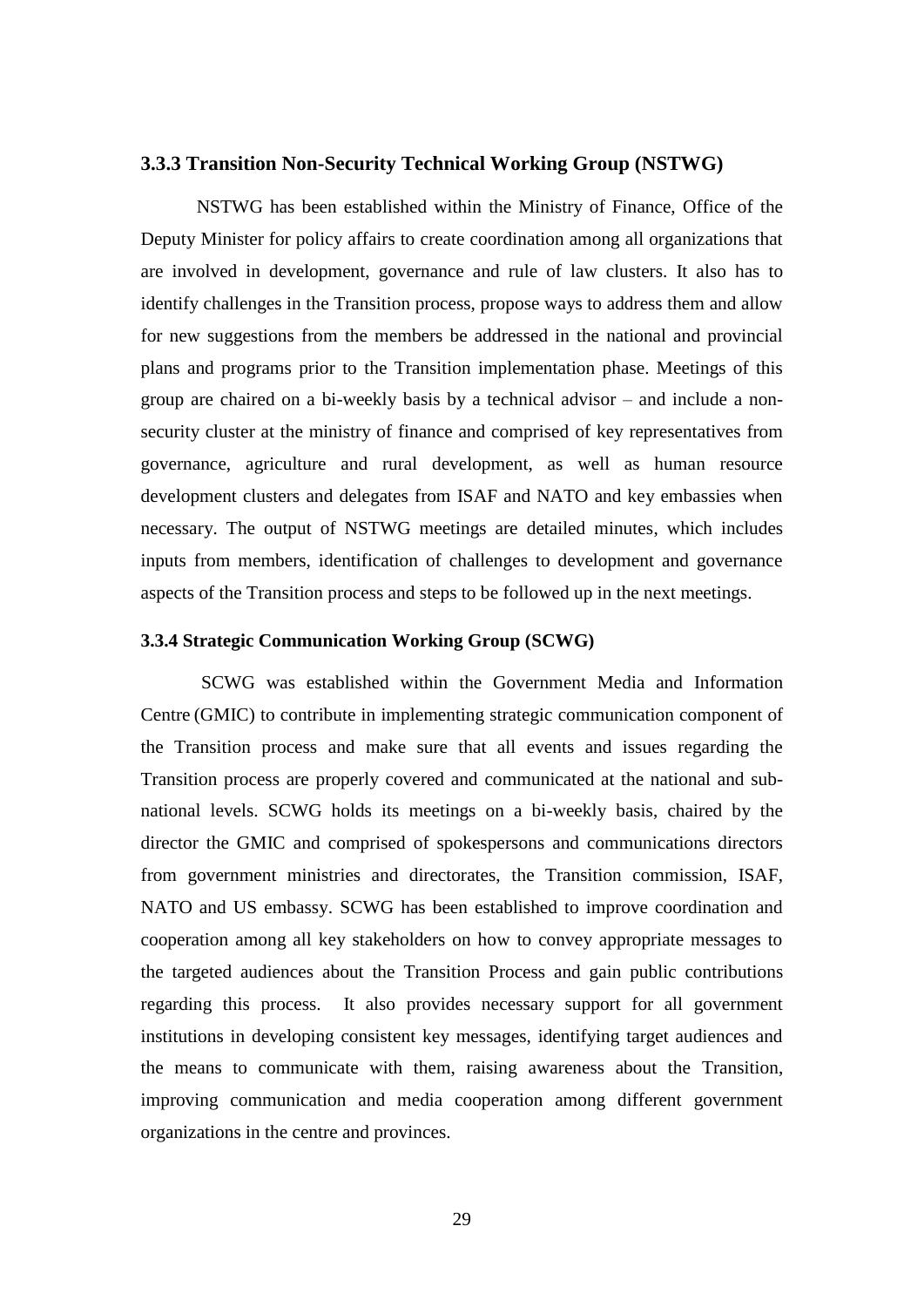### 3.3.3 Transition Non-Security Technical Working Group (NSTWG)

NSTWG has been established within the Ministry of Finance, Office of the Deputy Minister for policy affairs to create coordination among all organizations that are involved in development, governance and rule of law clusters. It also has to identify challenges in the Transition process, propose ways to address them and allow for new suggestions from the members be addressed in the national and provincial plans and programs prior to the Transition implementation phase. Meetings of this group are chaired on a bi-weekly basis by a technical advisor – and include a non-security cluster at the ministry of finance and comprised of key representatives from governance, agriculture and rural development, as well as human resource development clusters and delegates from ISAF and NATO and key embassies when necessary. The output of NSTWG meetings are detailed minutes, which includes inputs from members, identification of challenges to development and governance aspects of the Transition process and steps to be followed up in the next meetings.

### 3.3.4 Strategic Communication Working Group (SCWG)

SCWG was established within the Government Media and Information Centre (GMIC) to contribute in implementing strategic communication component of the Transition process and make sure that all events and issues regarding the Transition process are properly covered and communicated at the national and sub-national levels. SCWG holds its meetings on a bi-weekly basis, chaired by the director the GMIC and comprised of spokespersons and communications directors from government ministries and directorates, the Transition commission, ISAF, NATO and US embassy. SCWG has been established to improve coordination and cooperation among all key stakeholders on how to convey appropriate messages to the targeted audiences about the Transition Process and gain public contributions regarding this process. It also provides necessary support for all government institutions in developing consistent key messages, identifying target audiences and the means to communicate with them, raising awareness about the Transition, improving communication and media cooperation among different government organizations in the centre and provinces.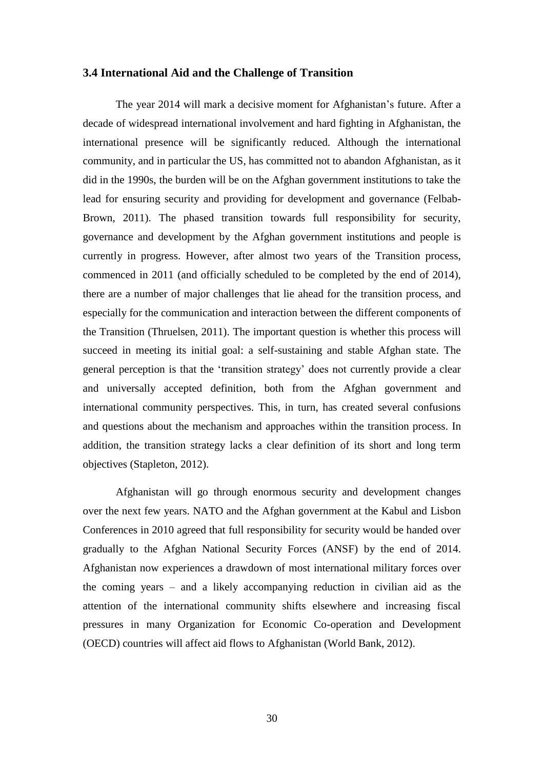### 3.4 International Aid and the Challenge of Transition

The year 2014 will mark a decisive moment for Afghanistan's future. After a decade of widespread international involvement and hard fighting in Afghanistan, the international presence will be significantly reduced. Although the international community, and in particular the US, has committed not to abandon Afghanistan, as it did in the 1990s, the burden will be on the Afghan government institutions to take the lead for ensuring security and providing for development and governance (Felbab-Brown, 2011). The phased transition towards full responsibility for security, governance and development by the Afghan government institutions and people is currently in progress. However, after almost two years of the Transition process, commenced in 2011 (and officially scheduled to be completed by the end of 2014), there are a number of major challenges that lie ahead for the transition process, and especially for the communication and interaction between the different components of the Transition (Thruelsen, 2011). The important question is whether this process will succeed in meeting its initial goal: a self-sustaining and stable Afghan state. The general perception is that the 'transition strategy' does not currently provide a clear and universally accepted definition, both from the Afghan government and international community perspectives. This, in turn, has created several confusions and questions about the mechanism and approaches within the transition process. In addition, the transition strategy lacks a clear definition of its short and long term objectives (Stapleton, 2012).

Afghanistan will go through enormous security and development changes over the next few years. NATO and the Afghan government at the Kabul and Lisbon Conferences in 2010 agreed that full responsibility for security would be handed over gradually to the Afghan National Security Forces (ANSF) by the end of 2014. Afghanistan now experiences a drawdown of most international military forces over the coming years – and a likely accompanying reduction in civilian aid as the attention of the international community shifts elsewhere and increasing fiscal pressures in many Organization for Economic Co-operation and Development (OECD) countries will affect aid flows to Afghanistan (World Bank, 2012).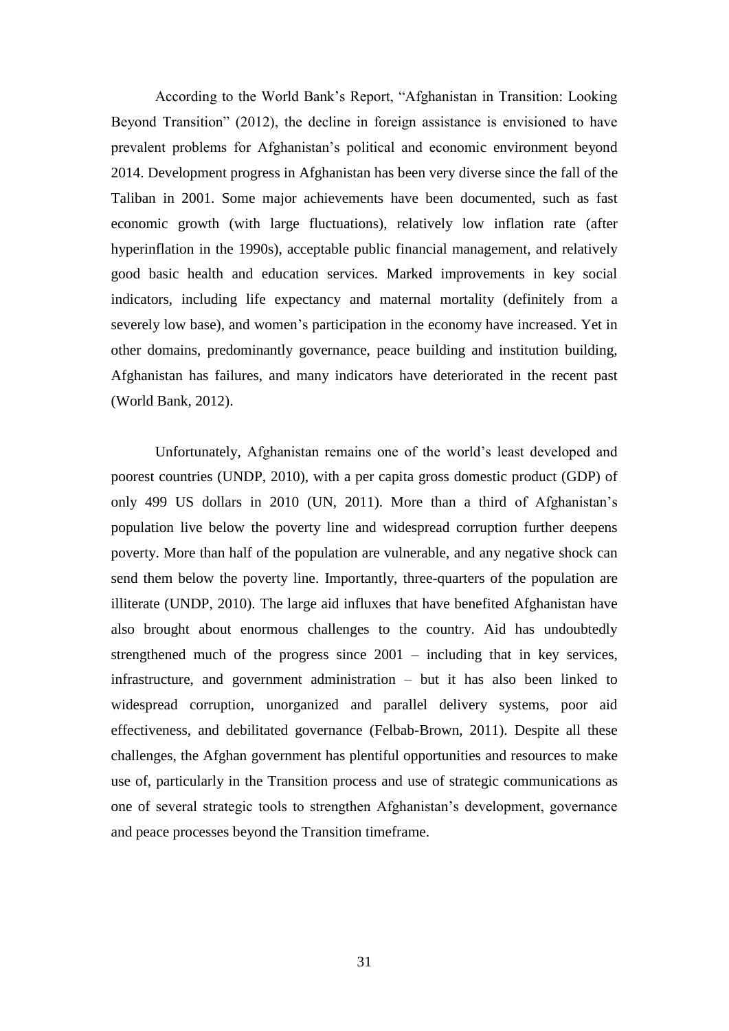According to the World Bank's Report, "Afghanistan in Transition: Looking Beyond Transition" (2012), the decline in foreign assistance is envisioned to have prevalent problems for Afghanistan's political and economic environment beyond 2014. Development progress in Afghanistan has been very diverse since the fall of the Taliban in 2001. Some major achievements have been documented, such as fast economic growth (with large fluctuations), relatively low inflation rate (after hyperinflation in the 1990s), acceptable public financial management, and relatively good basic health and education services. Marked improvements in key social indicators, including life expectancy and maternal mortality (definitely from a severely low base), and women's participation in the economy have increased. Yet in other domains, predominantly governance, peace building and institution building, Afghanistan has failures, and many indicators have deteriorated in the recent past (World Bank, 2012).

Unfortunately, Afghanistan remains one of the world's least developed and poorest countries (UNDP, 2010), with a per capita gross domestic product (GDP) of only 499 US dollars in 2010 (UN, 2011). More than a third of Afghanistan's population live below the poverty line and widespread corruption further deepens poverty. More than half of the population are vulnerable, and any negative shock can send them below the poverty line. Importantly, three-quarters of the population are illiterate (UNDP, 2010). The large aid influxes that have benefited Afghanistan have also brought about enormous challenges to the country. Aid has undoubtedly strengthened much of the progress since 2001 – including that in key services, infrastructure, and government administration – but it has also been linked to widespread corruption, unorganized and parallel delivery systems, poor aid effectiveness, and debilitated governance (Felbab-Brown, 2011). Despite all these challenges, the Afghan government has plentiful opportunities and resources to make use of, particularly in the Transition process and use of strategic communications as one of several strategic tools to strengthen Afghanistan's development, governance and peace processes beyond the Transition timeframe.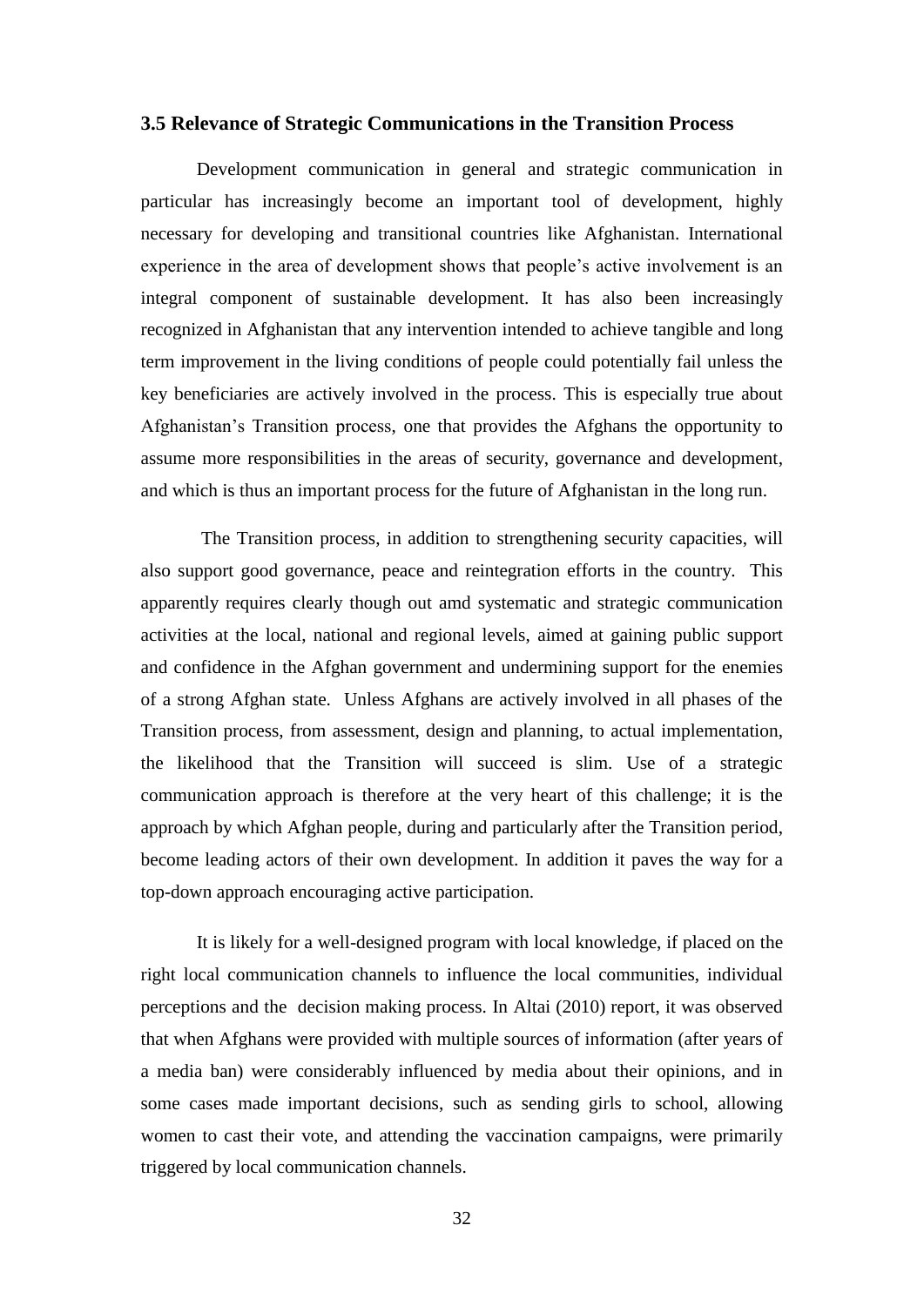### 3.5 Relevance of Strategic Communications in the Transition Process

Development communication in general and strategic communication in particular has increasingly become an important tool of development, highly necessary for developing and transitional countries like Afghanistan. International experience in the area of development shows that people's active involvement is an integral component of sustainable development. It has also been increasingly recognized in Afghanistan that any intervention intended to achieve tangible and long term improvement in the living conditions of people could potentially fail unless the key beneficiaries are actively involved in the process. This is especially true about Afghanistan's Transition process, one that provides the Afghans the opportunity to assume more responsibilities in the areas of security, governance and development, and which is thus an important process for the future of Afghanistan in the long run.

The Transition process, in addition to strengthening security capacities, will also support good governance, peace and reintegration efforts in the country. This apparently requires clearly though out amd systematic and strategic communication activities at the local, national and regional levels, aimed at gaining public support and confidence in the Afghan government and undermining support for the enemies of a strong Afghan state. Unless Afghans are actively involved in all phases of the Transition process, from assessment, design and planning, to actual implementation, the likelihood that the Transition will succeed is slim. Use of a strategic communication approach is therefore at the very heart of this challenge; it is the approach by which Afghan people, during and particularly after the Transition period, become leading actors of their own development. In addition it paves the way for a top-down approach encouraging active participation.

It is likely for a well-designed program with local knowledge, if placed on the right local communication channels to influence the local communities, individual perceptions and the decision making process. In Altai (2010) report, it was observed that when Afghans were provided with multiple sources of information (after years of a media ban) were considerably influenced by media about their opinions, and in some cases made important decisions, such as sending girls to school, allowing women to cast their vote, and attending the vaccination campaigns, were primarily triggered by local communication channels.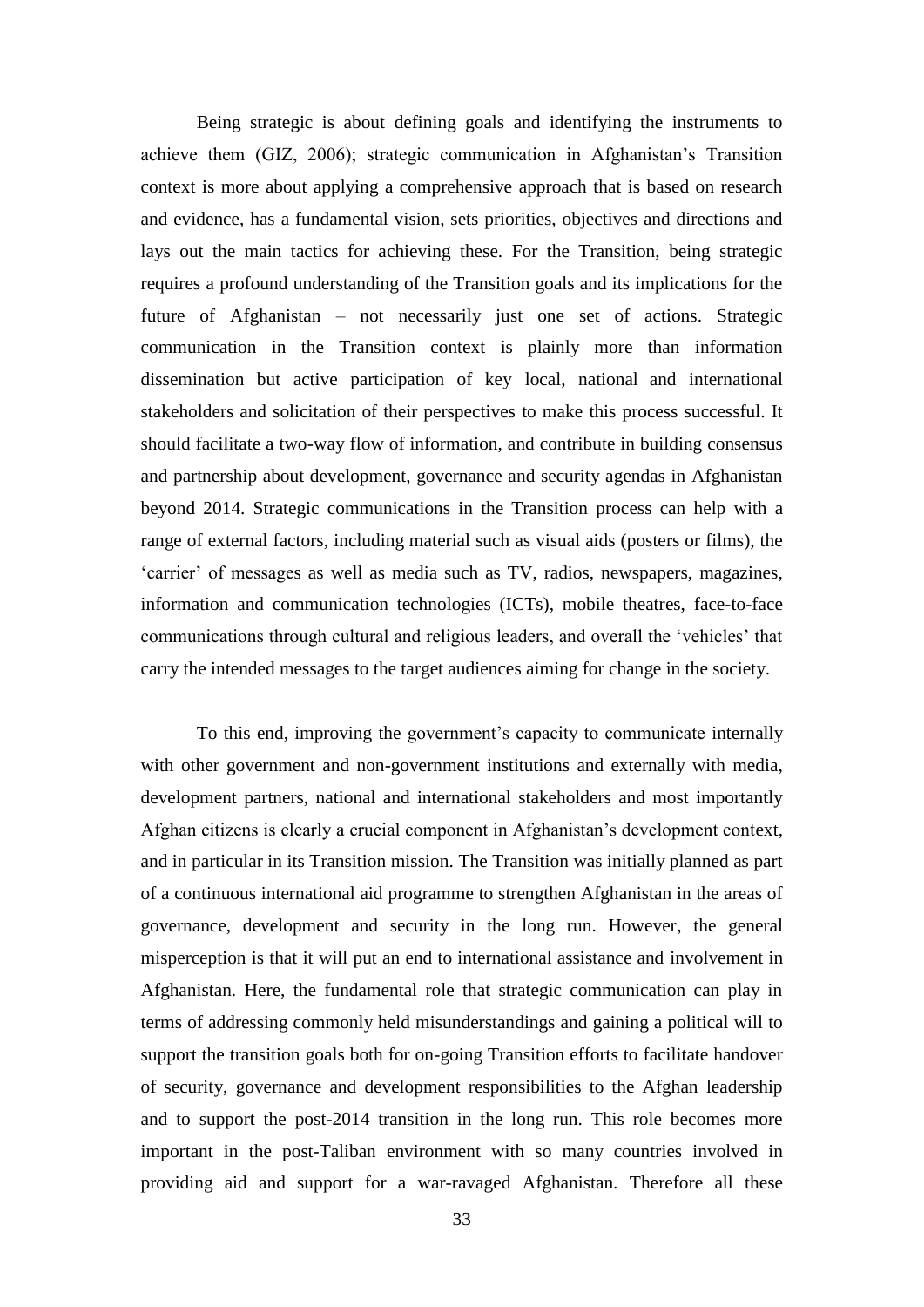Being strategic is about defining goals and identifying the instruments to achieve them (GIZ, 2006); strategic communication in Afghanistan's Transition context is more about applying a comprehensive approach that is based on research and evidence, has a fundamental vision, sets priorities, objectives and directions and lays out the main tactics for achieving these. For the Transition, being strategic requires a profound understanding of the Transition goals and its implications for the future of Afghanistan – not necessarily just one set of actions. Strategic communication in the Transition context is plainly more than information dissemination but active participation of key local, national and international stakeholders and solicitation of their perspectives to make this process successful. It should facilitate a two-way flow of information, and contribute in building consensus and partnership about development, governance and security agendas in Afghanistan beyond 2014. Strategic communications in the Transition process can help with a range of external factors, including material such as visual aids (posters or films), the 'carrier' of messages as well as media such as TV, radios, newspapers, magazines, information and communication technologies (ICTs), mobile theatres, face-to-face communications through cultural and religious leaders, and overall the 'vehicles' that carry the intended messages to the target audiences aiming for change in the society.

To this end, improving the government's capacity to communicate internally with other government and non-government institutions and externally with media, development partners, national and international stakeholders and most importantly Afghan citizens is clearly a crucial component in Afghanistan's development context, and in particular in its Transition mission. The Transition was initially planned as part of a continuous international aid programme to strengthen Afghanistan in the areas of governance, development and security in the long run. However, the general misperception is that it will put an end to international assistance and involvement in Afghanistan. Here, the fundamental role that strategic communication can play in terms of addressing commonly held misunderstandings and gaining a political will to support the transition goals both for on-going Transition efforts to facilitate handover of security, governance and development responsibilities to the Afghan leadership and to support the post-2014 transition in the long run. This role becomes more important in the post-Taliban environment with so many countries involved in providing aid and support for a war-ravaged Afghanistan. Therefore all these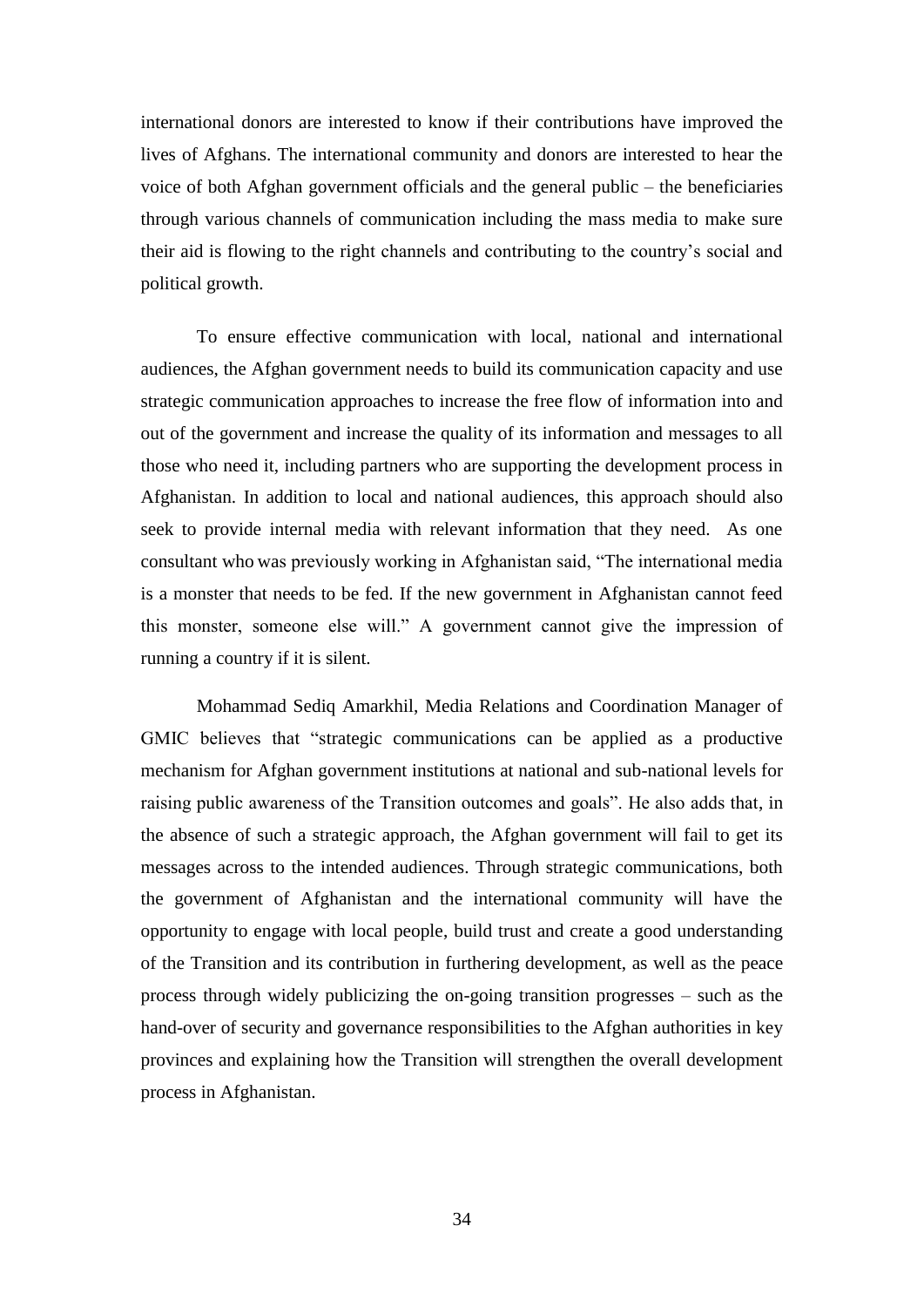international donors are interested to know if their contributions have improved the lives of Afghans. The international community and donors are interested to hear the voice of both Afghan government officials and the general public – the beneficiaries through various channels of communication including the mass media to make sure their aid is flowing to the right channels and contributing to the country's social and political growth.

To ensure effective communication with local, national and international audiences, the Afghan government needs to build its communication capacity and use strategic communication approaches to increase the free flow of information into and out of the government and increase the quality of its information and messages to all those who need it, including partners who are supporting the development process in Afghanistan. In addition to local and national audiences, this approach should also seek to provide internal media with relevant information that they need. As one consultant who was previously working in Afghanistan said, "The international media is a monster that needs to be fed. If the new government in Afghanistan cannot feed this monster, someone else will." A government cannot give the impression of running a country if it is silent.

Mohammad Sediq Amarkhil, Media Relations and Coordination Manager of GMIC believes that "strategic communications can be applied as a productive mechanism for Afghan government institutions at national and sub-national levels for raising public awareness of the Transition outcomes and goals". He also adds that, in the absence of such a strategic approach, the Afghan government will fail to get its messages across to the intended audiences. Through strategic communications, both the government of Afghanistan and the international community will have the opportunity to engage with local people, build trust and create a good understanding of the Transition and its contribution in furthering development, as well as the peace process through widely publicizing the on-going transition progresses – such as the hand-over of security and governance responsibilities to the Afghan authorities in key provinces and explaining how the Transition will strengthen the overall development process in Afghanistan.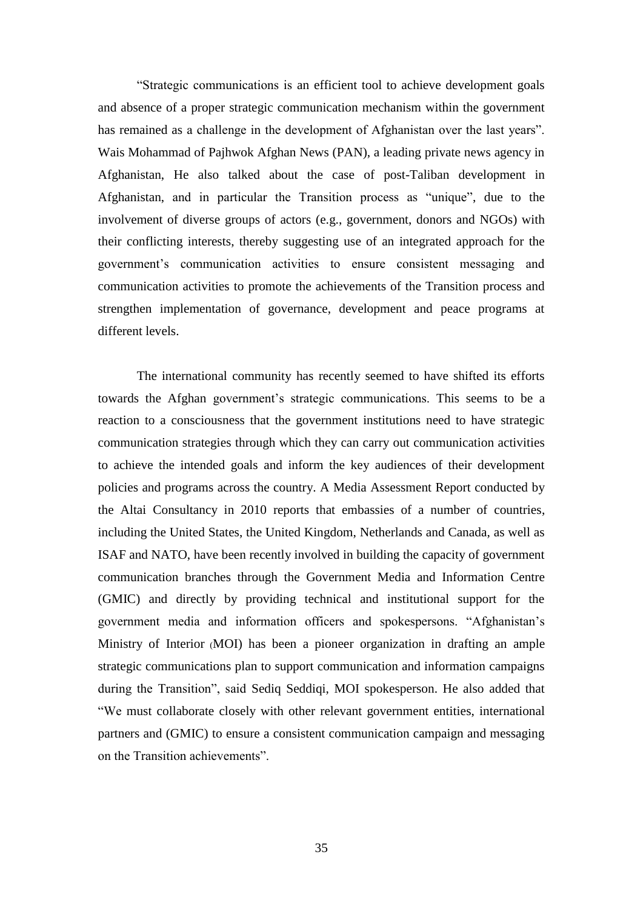"Strategic communications is an efficient tool to achieve development goals and absence of a proper strategic communication mechanism within the government has remained as a challenge in the development of Afghanistan over the last years". Wais Mohammad of Pajhwok Afghan News (PAN), a leading private news agency in Afghanistan, He also talked about the case of post-Taliban development in Afghanistan, and in particular the Transition process as "unique", due to the involvement of diverse groups of actors (e.g., government, donors and NGOs) with their conflicting interests, thereby suggesting use of an integrated approach for the government's communication activities to ensure consistent messaging and communication activities to promote the achievements of the Transition process and strengthen implementation of governance, development and peace programs at different levels.

The international community has recently seemed to have shifted its efforts towards the Afghan government's strategic communications. This seems to be a reaction to a consciousness that the government institutions need to have strategic communication strategies through which they can carry out communication activities to achieve the intended goals and inform the key audiences of their development policies and programs across the country. A Media Assessment Report conducted by the Altai Consultancy in 2010 reports that embassies of a number of countries, including the United States, the United Kingdom, Netherlands and Canada, as well as ISAF and NATO, have been recently involved in building the capacity of government communication branches through the Government Media and Information Centre (GMIC) and directly by providing technical and institutional support for the government media and information officers and spokespersons. "Afghanistan's Ministry of Interior (MOI) has been a pioneer organization in drafting an ample strategic communications plan to support communication and information campaigns during the Transition", said Sediq Seddiqi, MOI spokesperson. He also added that "We must collaborate closely with other relevant government entities, international partners and (GMIC) to ensure a consistent communication campaign and messaging on the Transition achievements".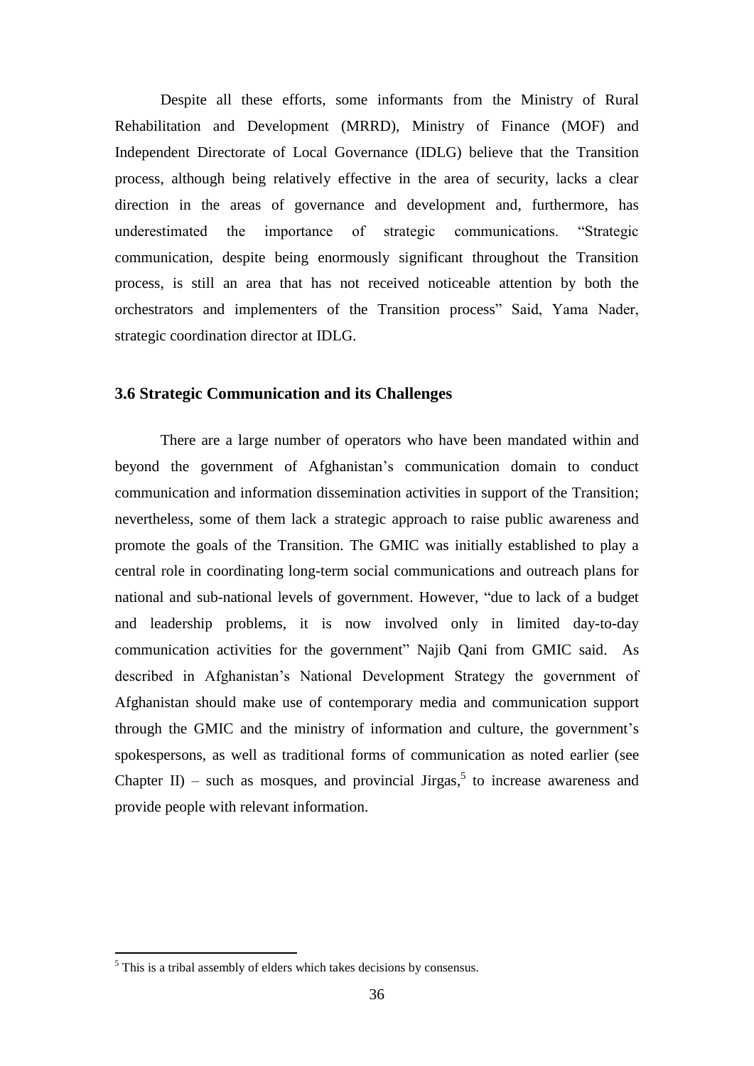Despite all these efforts, some informants from the Ministry of Rural Rehabilitation and Development (MRRD), Ministry of Finance (MOF) and Independent Directorate of Local Governance (IDLG) believe that the Transition process, although being relatively effective in the area of security, lacks a clear direction in the areas of governance and development and, furthermore, has underestimated the importance of strategic communications. "Strategic communication, despite being enormously significant throughout the Transition process, is still an area that has not received noticeable attention by both the orchestrators and implementers of the Transition process" Said, Yama Nader, strategic coordination director at IDLG.

### 3.6 Strategic Communication and its Challenges

There are a large number of operators who have been mandated within and beyond the government of Afghanistan's communication domain to conduct communication and information dissemination activities in support of the Transition; nevertheless, some of them lack a strategic approach to raise public awareness and promote the goals of the Transition. The GMIC was initially established to play a central role in coordinating long-term social communications and outreach plans for national and sub-national levels of government. However, "due to lack of a budget and leadership problems, it is now involved only in limited day-to-day communication activities for the government" Najib Qani from GMIC said. As described in Afghanistan's National Development Strategy the government of Afghanistan should make use of contemporary media and communication support through the GMIC and the ministry of information and culture, the government's spokespersons, as well as traditional forms of communication as noted earlier (see Chapter II) – such as mosques, and provincial Jirgas,[5] to increase awareness and provide people with relevant information.

[5] This is a tribal assembly of elders which takes decisions by consensus.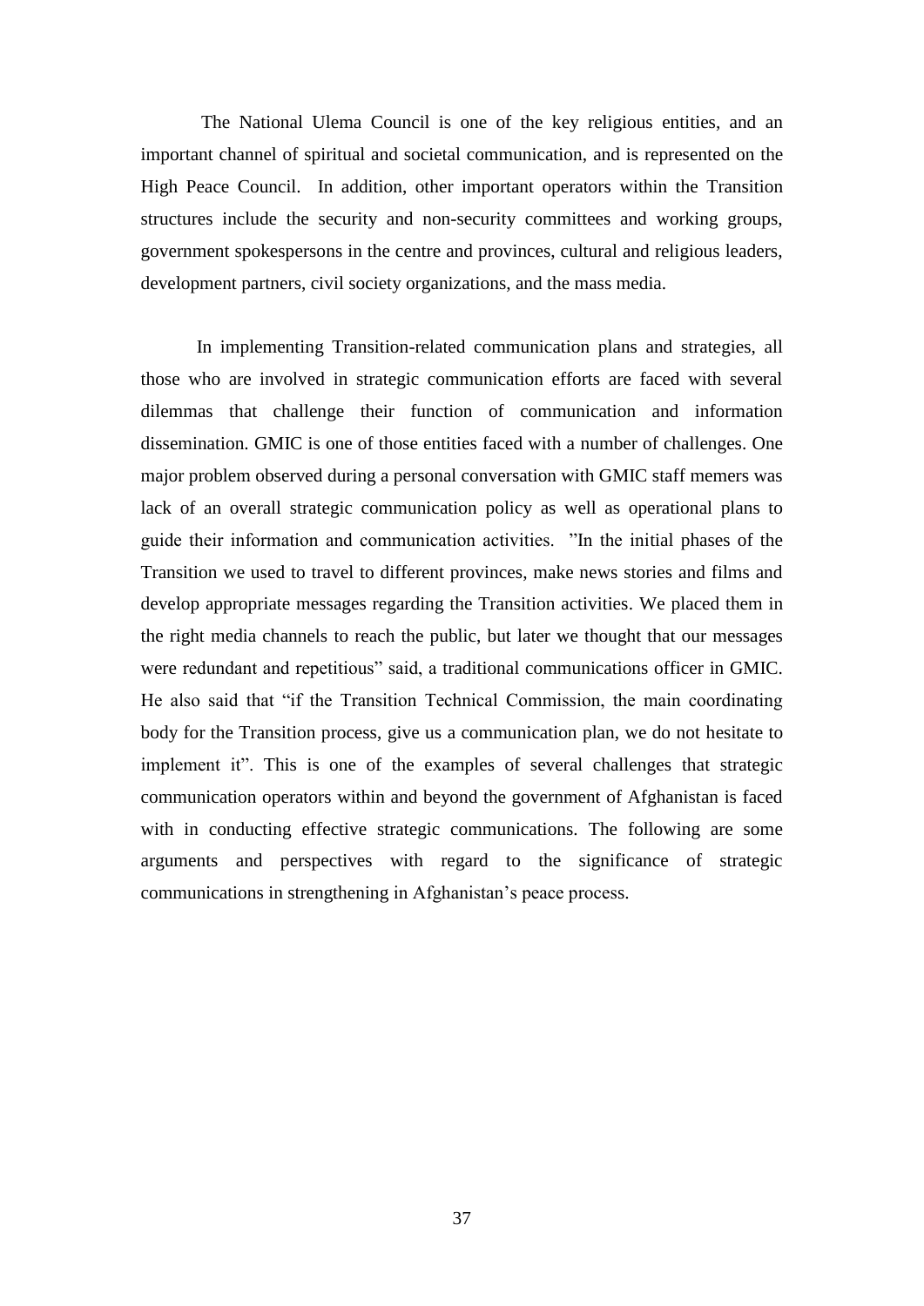The National Ulema Council is one of the key religious entities, and an important channel of spiritual and societal communication, and is represented on the High Peace Council. In addition, other important operators within the Transition structures include the security and non-security committees and working groups, government spokespersons in the centre and provinces, cultural and religious leaders, development partners, civil society organizations, and the mass media.

In implementing Transition-related communication plans and strategies, all those who are involved in strategic communication efforts are faced with several dilemmas that challenge their function of communication and information dissemination. GMIC is one of those entities faced with a number of challenges. One major problem observed during a personal conversation with GMIC staff memers was lack of an overall strategic communication policy as well as operational plans to guide their information and communication activities. "In the initial phases of the Transition we used to travel to different provinces, make news stories and films and develop appropriate messages regarding the Transition activities. We placed them in the right media channels to reach the public, but later we thought that our messages were redundant and repetitious" said, a traditional communications officer in GMIC. He also said that "if the Transition Technical Commission, the main coordinating body for the Transition process, give us a communication plan, we do not hesitate to implement it". This is one of the examples of several challenges that strategic communication operators within and beyond the government of Afghanistan is faced with in conducting effective strategic communications. The following are some arguments and perspectives with regard to the significance of strategic communications in strengthening in Afghanistan's peace process.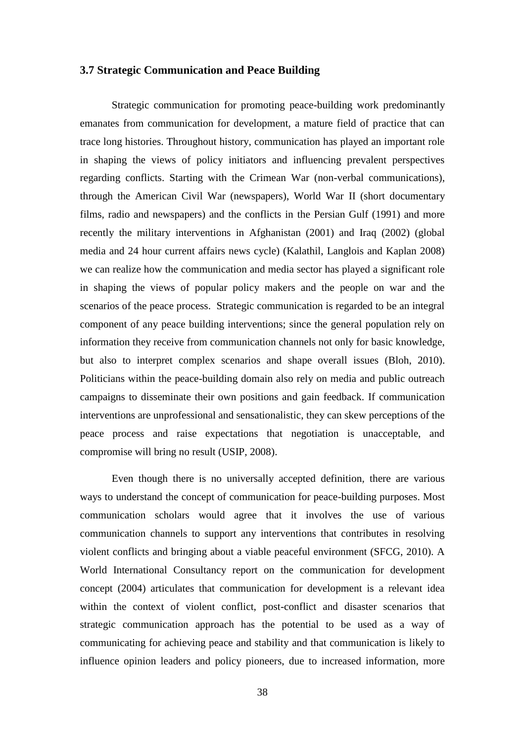### 3.7 Strategic Communication and Peace Building

Strategic communication for promoting peace-building work predominantly emanates from communication for development, a mature field of practice that can trace long histories. Throughout history, communication has played an important role in shaping the views of policy initiators and influencing prevalent perspectives regarding conflicts. Starting with the Crimean War (non-verbal communications), through the American Civil War (newspapers), World War II (short documentary films, radio and newspapers) and the conflicts in the Persian Gulf (1991) and more recently the military interventions in Afghanistan (2001) and Iraq (2002) (global media and 24 hour current affairs news cycle) (Kalathil, Langlois and Kaplan 2008) we can realize how the communication and media sector has played a significant role in shaping the views of popular policy makers and the people on war and the scenarios of the peace process. Strategic communication is regarded to be an integral component of any peace building interventions; since the general population rely on information they receive from communication channels not only for basic knowledge, but also to interpret complex scenarios and shape overall issues (Bloh, 2010). Politicians within the peace-building domain also rely on media and public outreach campaigns to disseminate their own positions and gain feedback. If communication interventions are unprofessional and sensationalistic, they can skew perceptions of the peace process and raise expectations that negotiation is unacceptable, and compromise will bring no result (USIP, 2008).

Even though there is no universally accepted definition, there are various ways to understand the concept of communication for peace-building purposes. Most communication scholars would agree that it involves the use of various communication channels to support any interventions that contributes in resolving violent conflicts and bringing about a viable peaceful environment (SFCG, 2010). A World International Consultancy report on the communication for development concept (2004) articulates that communication for development is a relevant idea within the context of violent conflict, post-conflict and disaster scenarios that strategic communication approach has the potential to be used as a way of communicating for achieving peace and stability and that communication is likely to influence opinion leaders and policy pioneers, due to increased information, more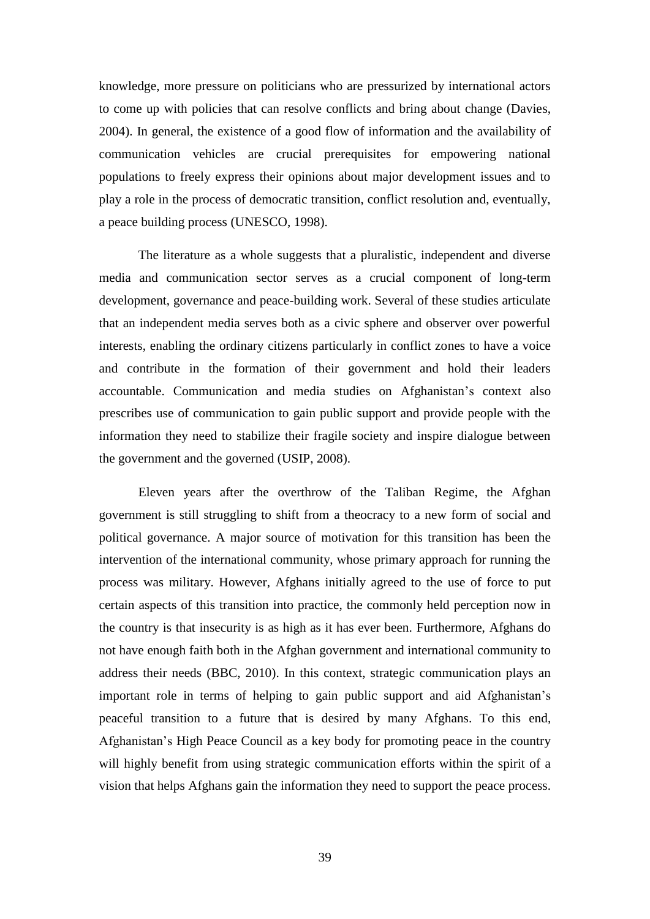knowledge, more pressure on politicians who are pressurized by international actors to come up with policies that can resolve conflicts and bring about change (Davies, 2004). In general, the existence of a good flow of information and the availability of communication vehicles are crucial prerequisites for empowering national populations to freely express their opinions about major development issues and to play a role in the process of democratic transition, conflict resolution and, eventually, a peace building process (UNESCO, 1998).

The literature as a whole suggests that a pluralistic, independent and diverse media and communication sector serves as a crucial component of long-term development, governance and peace-building work. Several of these studies articulate that an independent media serves both as a civic sphere and observer over powerful interests, enabling the ordinary citizens particularly in conflict zones to have a voice and contribute in the formation of their government and hold their leaders accountable. Communication and media studies on Afghanistan's context also prescribes use of communication to gain public support and provide people with the information they need to stabilize their fragile society and inspire dialogue between the government and the governed (USIP, 2008).

Eleven years after the overthrow of the Taliban Regime, the Afghan government is still struggling to shift from a theocracy to a new form of social and political governance. A major source of motivation for this transition has been the intervention of the international community, whose primary approach for running the process was military. However, Afghans initially agreed to the use of force to put certain aspects of this transition into practice, the commonly held perception now in the country is that insecurity is as high as it has ever been. Furthermore, Afghans do not have enough faith both in the Afghan government and international community to address their needs (BBC, 2010). In this context, strategic communication plays an important role in terms of helping to gain public support and aid Afghanistan's peaceful transition to a future that is desired by many Afghans. To this end, Afghanistan's High Peace Council as a key body for promoting peace in the country will highly benefit from using strategic communication efforts within the spirit of a vision that helps Afghans gain the information they need to support the peace process.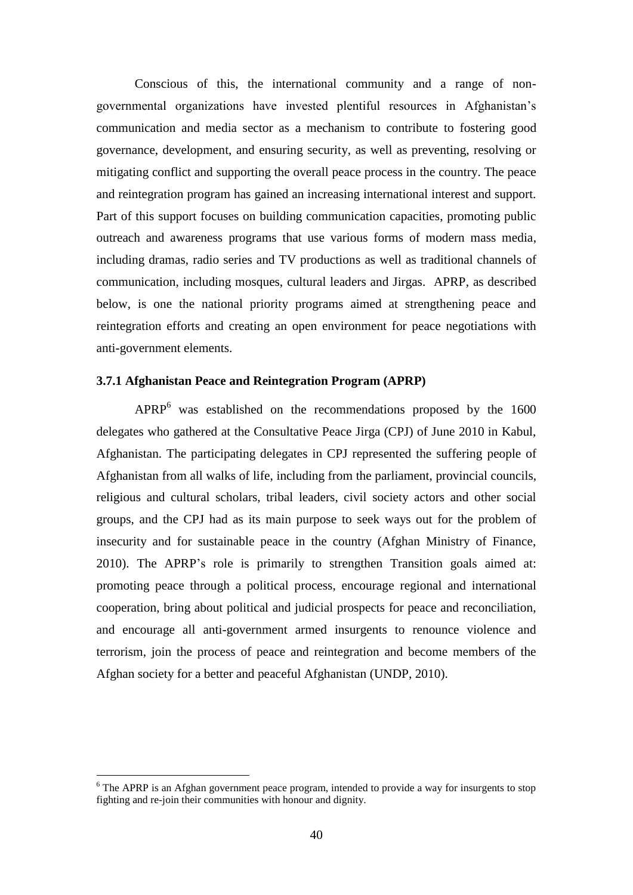Conscious of this, the international community and a range of non-governmental organizations have invested plentiful resources in Afghanistan's communication and media sector as a mechanism to contribute to fostering good governance, development, and ensuring security, as well as preventing, resolving or mitigating conflict and supporting the overall peace process in the country. The peace and reintegration program has gained an increasing international interest and support. Part of this support focuses on building communication capacities, promoting public outreach and awareness programs that use various forms of modern mass media, including dramas, radio series and TV productions as well as traditional channels of communication, including mosques, cultural leaders and Jirgas. APRP, as described below, is one the national priority programs aimed at strengthening peace and reintegration efforts and creating an open environment for peace negotiations with anti-government elements.

### 3.7.1 Afghanistan Peace and Reintegration Program (APRP)

APRP[6] was established on the recommendations proposed by the 1600 delegates who gathered at the Consultative Peace Jirga (CPJ) of June 2010 in Kabul, Afghanistan. The participating delegates in CPJ represented the suffering people of Afghanistan from all walks of life, including from the parliament, provincial councils, religious and cultural scholars, tribal leaders, civil society actors and other social groups, and the CPJ had as its main purpose to seek ways out for the problem of insecurity and for sustainable peace in the country (Afghan Ministry of Finance, 2010). The APRP's role is primarily to strengthen Transition goals aimed at: promoting peace through a political process, encourage regional and international cooperation, bring about political and judicial prospects for peace and reconciliation, and encourage all anti-government armed insurgents to renounce violence and terrorism, join the process of peace and reintegration and become members of the Afghan society for a better and peaceful Afghanistan (UNDP, 2010).

[6] The APRP is an Afghan government peace program, intended to provide a way for insurgents to stop fighting and re-join their communities with honour and dignity.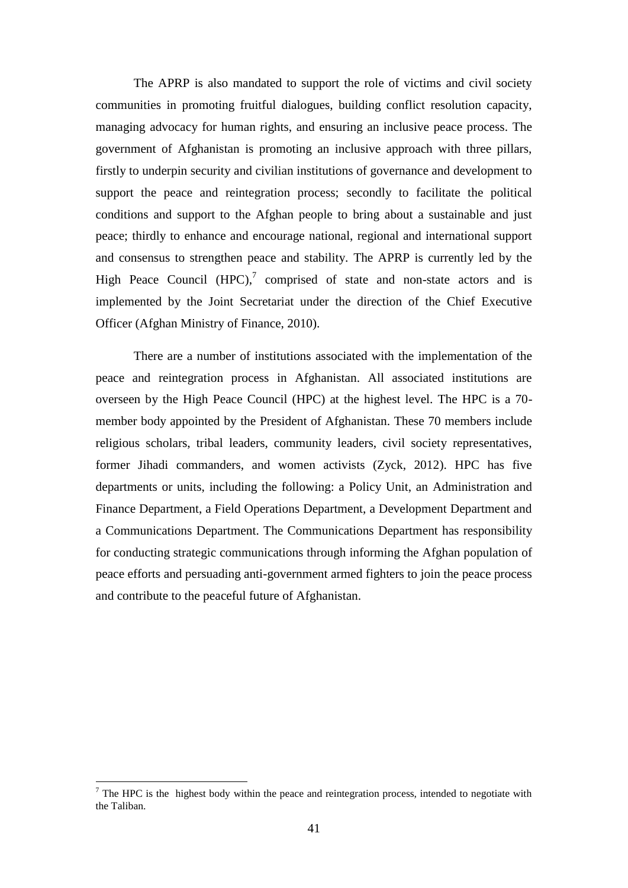The APRP is also mandated to support the role of victims and civil society communities in promoting fruitful dialogues, building conflict resolution capacity, managing advocacy for human rights, and ensuring an inclusive peace process. The government of Afghanistan is promoting an inclusive approach with three pillars, firstly to underpin security and civilian institutions of governance and development to support the peace and reintegration process; secondly to facilitate the political conditions and support to the Afghan people to bring about a sustainable and just peace; thirdly to enhance and encourage national, regional and international support and consensus to strengthen peace and stability. The APRP is currently led by the High Peace Council (HPC),[7] comprised of state and non-state actors and is implemented by the Joint Secretariat under the direction of the Chief Executive Officer (Afghan Ministry of Finance, 2010).

There are a number of institutions associated with the implementation of the peace and reintegration process in Afghanistan. All associated institutions are overseen by the High Peace Council (HPC) at the highest level. The HPC is a 70-member body appointed by the President of Afghanistan. These 70 members include religious scholars, tribal leaders, community leaders, civil society representatives, former Jihadi commanders, and women activists (Zyck, 2012). HPC has five departments or units, including the following: a Policy Unit, an Administration and Finance Department, a Field Operations Department, a Development Department and a Communications Department. The Communications Department has responsibility for conducting strategic communications through informing the Afghan population of peace efforts and persuading anti-government armed fighters to join the peace process and contribute to the peaceful future of Afghanistan.

---

[7] The HPC is the highest body within the peace and reintegration process, intended to negotiate with the Taliban.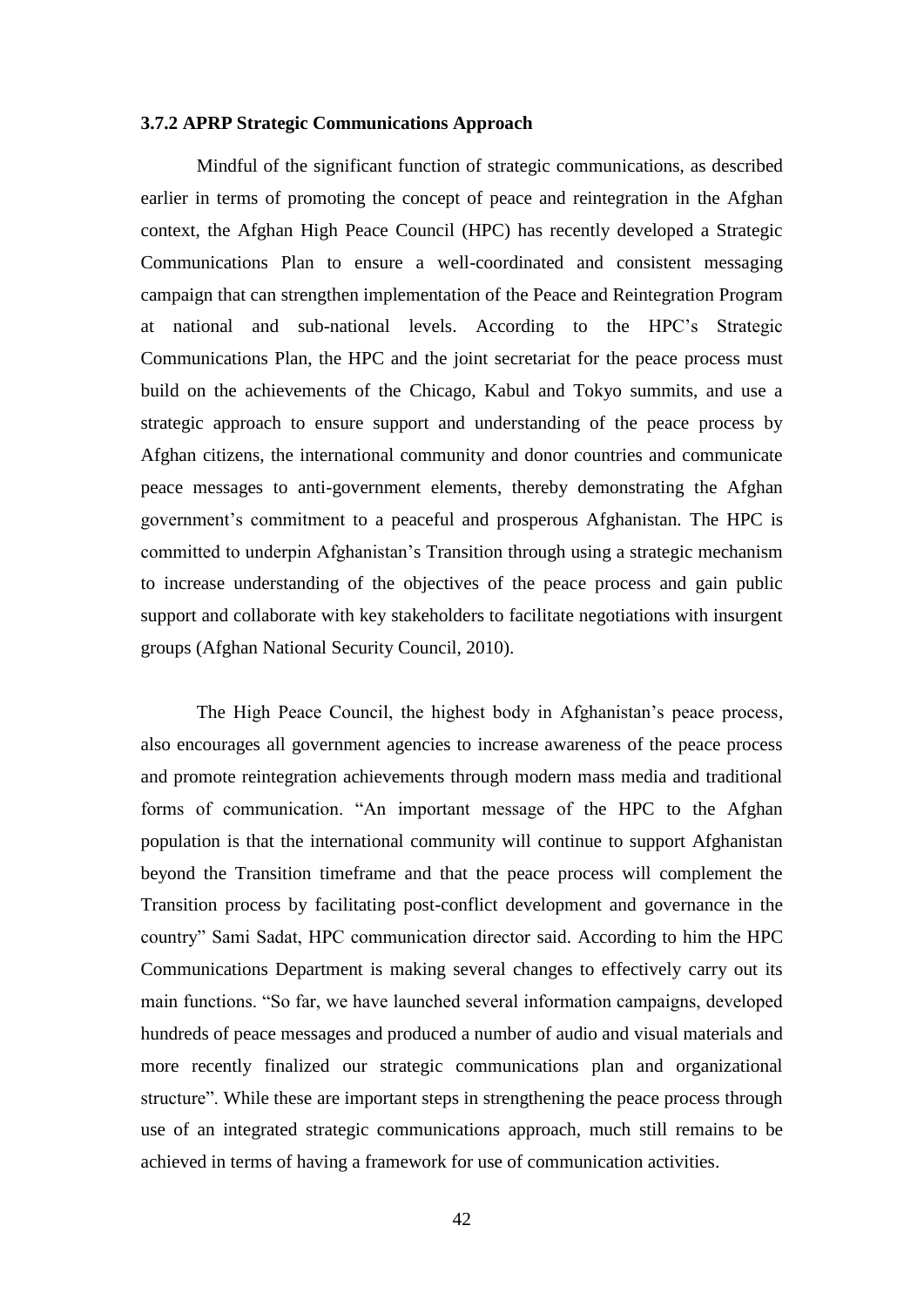### 3.7.2 APRP Strategic Communications Approach

Mindful of the significant function of strategic communications, as described earlier in terms of promoting the concept of peace and reintegration in the Afghan context, the Afghan High Peace Council (HPC) has recently developed a Strategic Communications Plan to ensure a well-coordinated and consistent messaging campaign that can strengthen implementation of the Peace and Reintegration Program at national and sub-national levels. According to the HPC's Strategic Communications Plan, the HPC and the joint secretariat for the peace process must build on the achievements of the Chicago, Kabul and Tokyo summits, and use a strategic approach to ensure support and understanding of the peace process by Afghan citizens, the international community and donor countries and communicate peace messages to anti-government elements, thereby demonstrating the Afghan government's commitment to a peaceful and prosperous Afghanistan. The HPC is committed to underpin Afghanistan's Transition through using a strategic mechanism to increase understanding of the objectives of the peace process and gain public support and collaborate with key stakeholders to facilitate negotiations with insurgent groups (Afghan National Security Council, 2010).

The High Peace Council, the highest body in Afghanistan's peace process, also encourages all government agencies to increase awareness of the peace process and promote reintegration achievements through modern mass media and traditional forms of communication. "An important message of the HPC to the Afghan population is that the international community will continue to support Afghanistan beyond the Transition timeframe and that the peace process will complement the Transition process by facilitating post-conflict development and governance in the country" Sami Sadat, HPC communication director said. According to him the HPC Communications Department is making several changes to effectively carry out its main functions. "So far, we have launched several information campaigns, developed hundreds of peace messages and produced a number of audio and visual materials and more recently finalized our strategic communications plan and organizational structure". While these are important steps in strengthening the peace process through use of an integrated strategic communications approach, much still remains to be achieved in terms of having a framework for use of communication activities.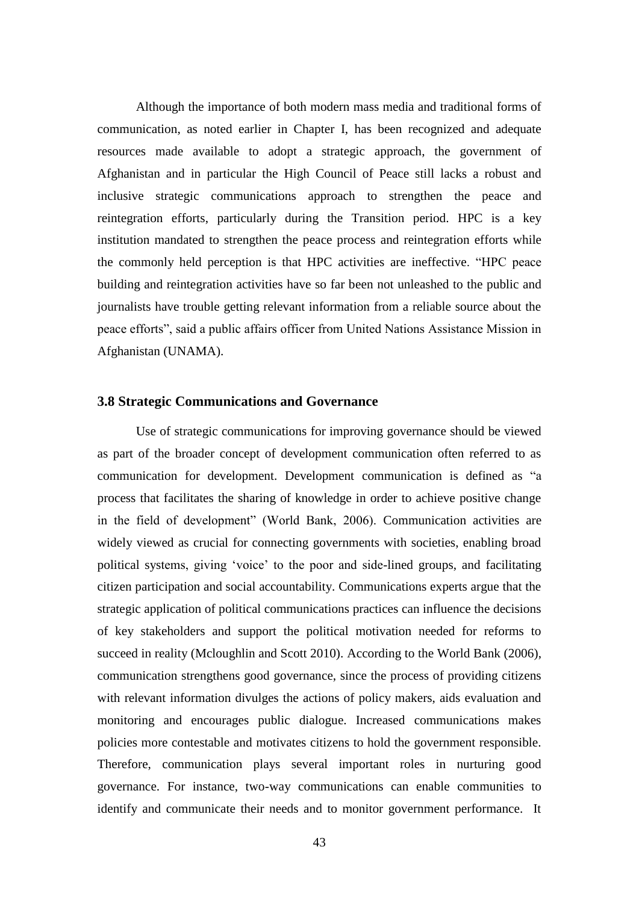Although the importance of both modern mass media and traditional forms of communication, as noted earlier in Chapter I, has been recognized and adequate resources made available to adopt a strategic approach, the government of Afghanistan and in particular the High Council of Peace still lacks a robust and inclusive strategic communications approach to strengthen the peace and reintegration efforts, particularly during the Transition period. HPC is a key institution mandated to strengthen the peace process and reintegration efforts while the commonly held perception is that HPC activities are ineffective. "HPC peace building and reintegration activities have so far been not unleashed to the public and journalists have trouble getting relevant information from a reliable source about the peace efforts", said a public affairs officer from United Nations Assistance Mission in Afghanistan (UNAMA).

### 3.8 Strategic Communications and Governance

Use of strategic communications for improving governance should be viewed as part of the broader concept of development communication often referred to as communication for development. Development communication is defined as "a process that facilitates the sharing of knowledge in order to achieve positive change in the field of development" (World Bank, 2006). Communication activities are widely viewed as crucial for connecting governments with societies, enabling broad political systems, giving 'voice' to the poor and side-lined groups, and facilitating citizen participation and social accountability. Communications experts argue that the strategic application of political communications practices can influence the decisions of key stakeholders and support the political motivation needed for reforms to succeed in reality (Mcloughlin and Scott 2010). According to the World Bank (2006), communication strengthens good governance, since the process of providing citizens with relevant information divulges the actions of policy makers, aids evaluation and monitoring and encourages public dialogue. Increased communications makes policies more contestable and motivates citizens to hold the government responsible. Therefore, communication plays several important roles in nurturing good governance. For instance, two-way communications can enable communities to identify and communicate their needs and to monitor government performance. It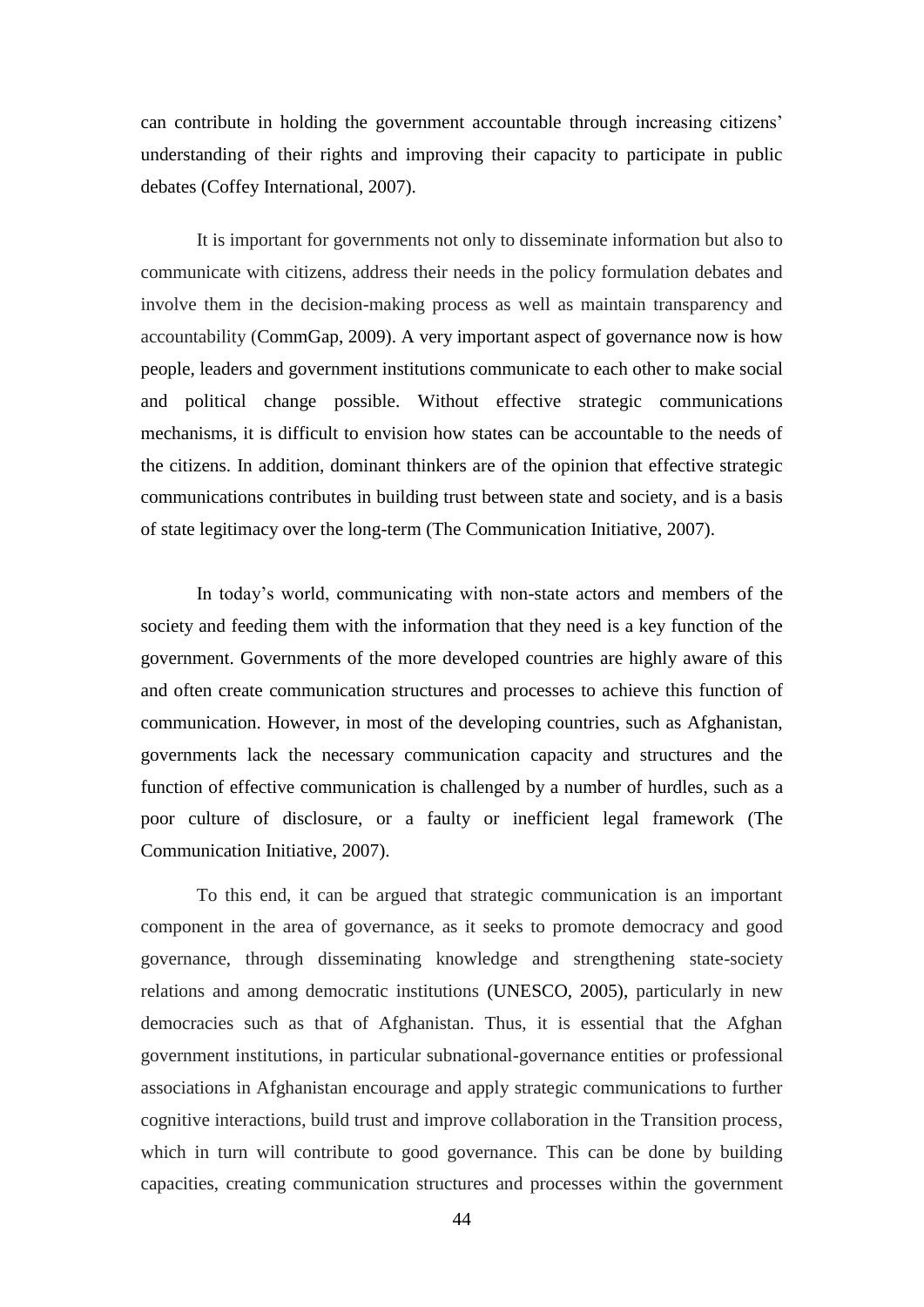can contribute in holding the government accountable through increasing citizens' understanding of their rights and improving their capacity to participate in public debates (Coffey International, 2007).

It is important for governments not only to disseminate information but also to communicate with citizens, address their needs in the policy formulation debates and involve them in the decision-making process as well as maintain transparency and accountability (CommGap, 2009). A very important aspect of governance now is how people, leaders and government institutions communicate to each other to make social and political change possible. Without effective strategic communications mechanisms, it is difficult to envision how states can be accountable to the needs of the citizens. In addition, dominant thinkers are of the opinion that effective strategic communications contributes in building trust between state and society, and is a basis of state legitimacy over the long-term (The Communication Initiative, 2007).

In today's world, communicating with non-state actors and members of the society and feeding them with the information that they need is a key function of the government. Governments of the more developed countries are highly aware of this and often create communication structures and processes to achieve this function of communication. However, in most of the developing countries, such as Afghanistan, governments lack the necessary communication capacity and structures and the function of effective communication is challenged by a number of hurdles, such as a poor culture of disclosure, or a faulty or inefficient legal framework (The Communication Initiative, 2007).

To this end, it can be argued that strategic communication is an important component in the area of governance, as it seeks to promote democracy and good governance, through disseminating knowledge and strengthening state-society relations and among democratic institutions (UNESCO, 2005), particularly in new democracies such as that of Afghanistan. Thus, it is essential that the Afghan government institutions, in particular subnational-governance entities or professional associations in Afghanistan encourage and apply strategic communications to further cognitive interactions, build trust and improve collaboration in the Transition process, which in turn will contribute to good governance. This can be done by building capacities, creating communication structures and processes within the government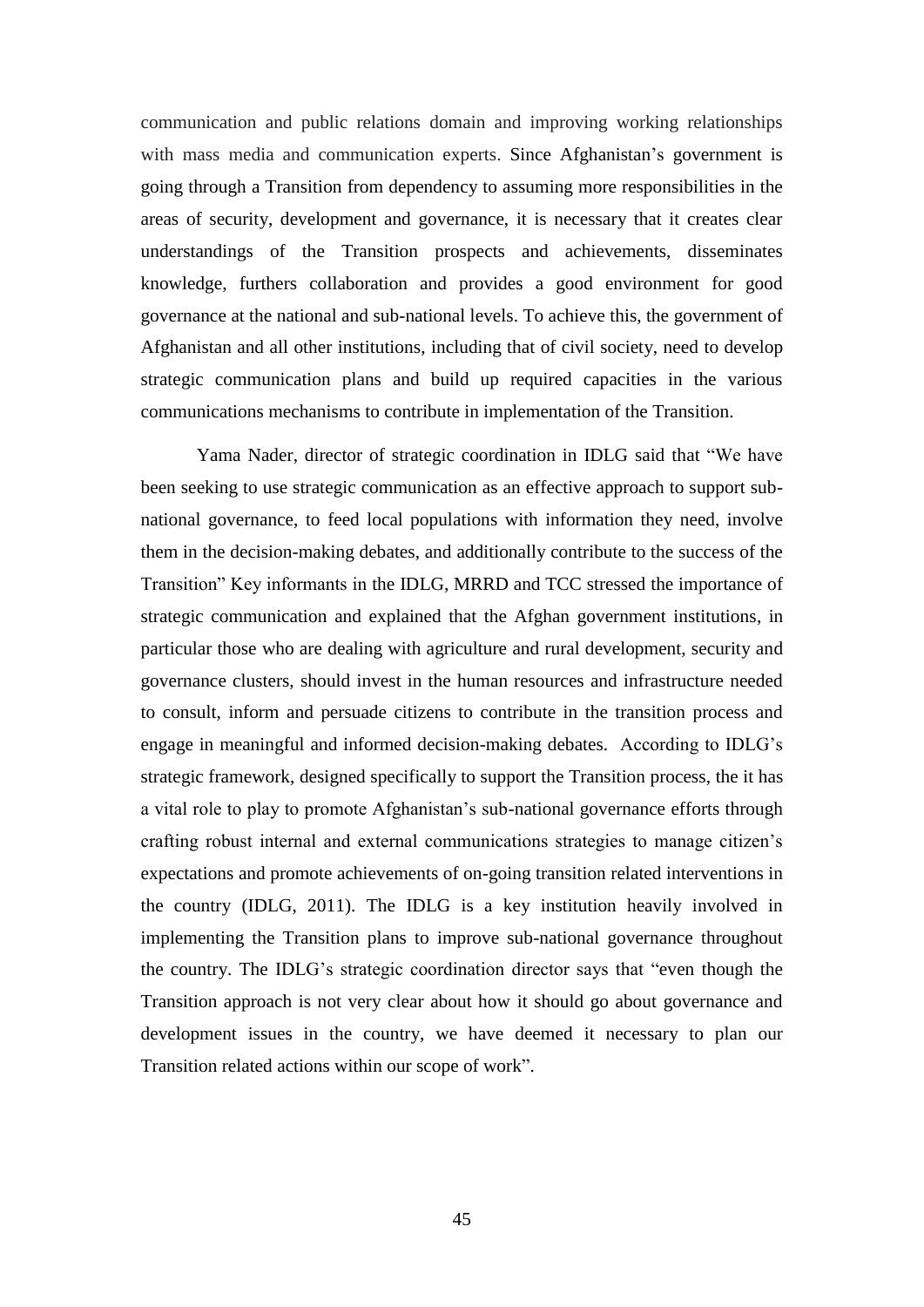communication and public relations domain and improving working relationships with mass media and communication experts. Since Afghanistan's government is going through a Transition from dependency to assuming more responsibilities in the areas of security, development and governance, it is necessary that it creates clear understandings of the Transition prospects and achievements, disseminates knowledge, furthers collaboration and provides a good environment for good governance at the national and sub-national levels. To achieve this, the government of Afghanistan and all other institutions, including that of civil society, need to develop strategic communication plans and build up required capacities in the various communications mechanisms to contribute in implementation of the Transition.

Yama Nader, director of strategic coordination in IDLG said that "We have been seeking to use strategic communication as an effective approach to support sub-national governance, to feed local populations with information they need, involve them in the decision-making debates, and additionally contribute to the success of the Transition" Key informants in the IDLG, MRRD and TCC stressed the importance of strategic communication and explained that the Afghan government institutions, in particular those who are dealing with agriculture and rural development, security and governance clusters, should invest in the human resources and infrastructure needed to consult, inform and persuade citizens to contribute in the transition process and engage in meaningful and informed decision-making debates. According to IDLG's strategic framework, designed specifically to support the Transition process, the it has a vital role to play to promote Afghanistan's sub-national governance efforts through crafting robust internal and external communications strategies to manage citizen's expectations and promote achievements of on-going transition related interventions in the country (IDLG, 2011). The IDLG is a key institution heavily involved in implementing the Transition plans to improve sub-national governance throughout the country. The IDLG's strategic coordination director says that "even though the Transition approach is not very clear about how it should go about governance and development issues in the country, we have deemed it necessary to plan our Transition related actions within our scope of work".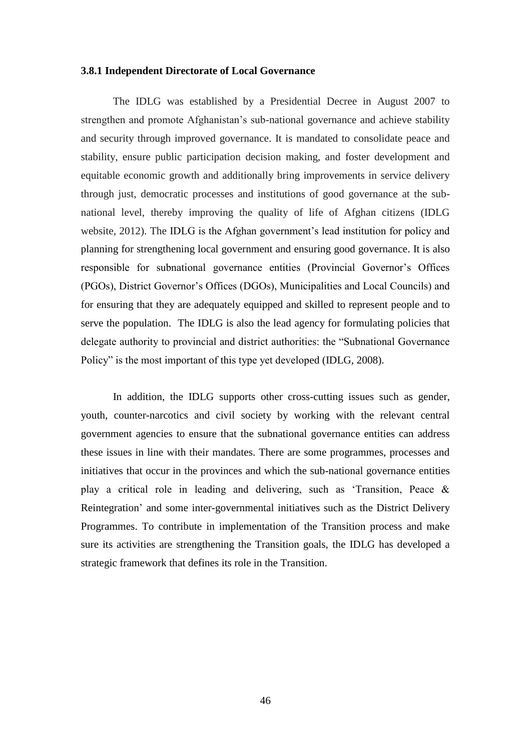### 3.8.1 Independent Directorate of Local Governance

The IDLG was established by a Presidential Decree in August 2007 to strengthen and promote Afghanistan's sub-national governance and achieve stability and security through improved governance. It is mandated to consolidate peace and stability, ensure public participation decision making, and foster development and equitable economic growth and additionally bring improvements in service delivery through just, democratic processes and institutions of good governance at the sub-national level, thereby improving the quality of life of Afghan citizens (IDLG website, 2012). The IDLG is the Afghan government's lead institution for policy and planning for strengthening local government and ensuring good governance. It is also responsible for subnational governance entities (Provincial Governor's Offices (PGOs), District Governor's Offices (DGOs), Municipalities and Local Councils) and for ensuring that they are adequately equipped and skilled to represent people and to serve the population. The IDLG is also the lead agency for formulating policies that delegate authority to provincial and district authorities: the "Subnational Governance Policy" is the most important of this type yet developed (IDLG, 2008).

In addition, the IDLG supports other cross-cutting issues such as gender, youth, counter-narcotics and civil society by working with the relevant central government agencies to ensure that the subnational governance entities can address these issues in line with their mandates. There are some programmes, processes and initiatives that occur in the provinces and which the sub-national governance entities play a critical role in leading and delivering, such as 'Transition, Peace & Reintegration' and some inter-governmental initiatives such as the District Delivery Programmes. To contribute in implementation of the Transition process and make sure its activities are strengthening the Transition goals, the IDLG has developed a strategic framework that defines its role in the Transition.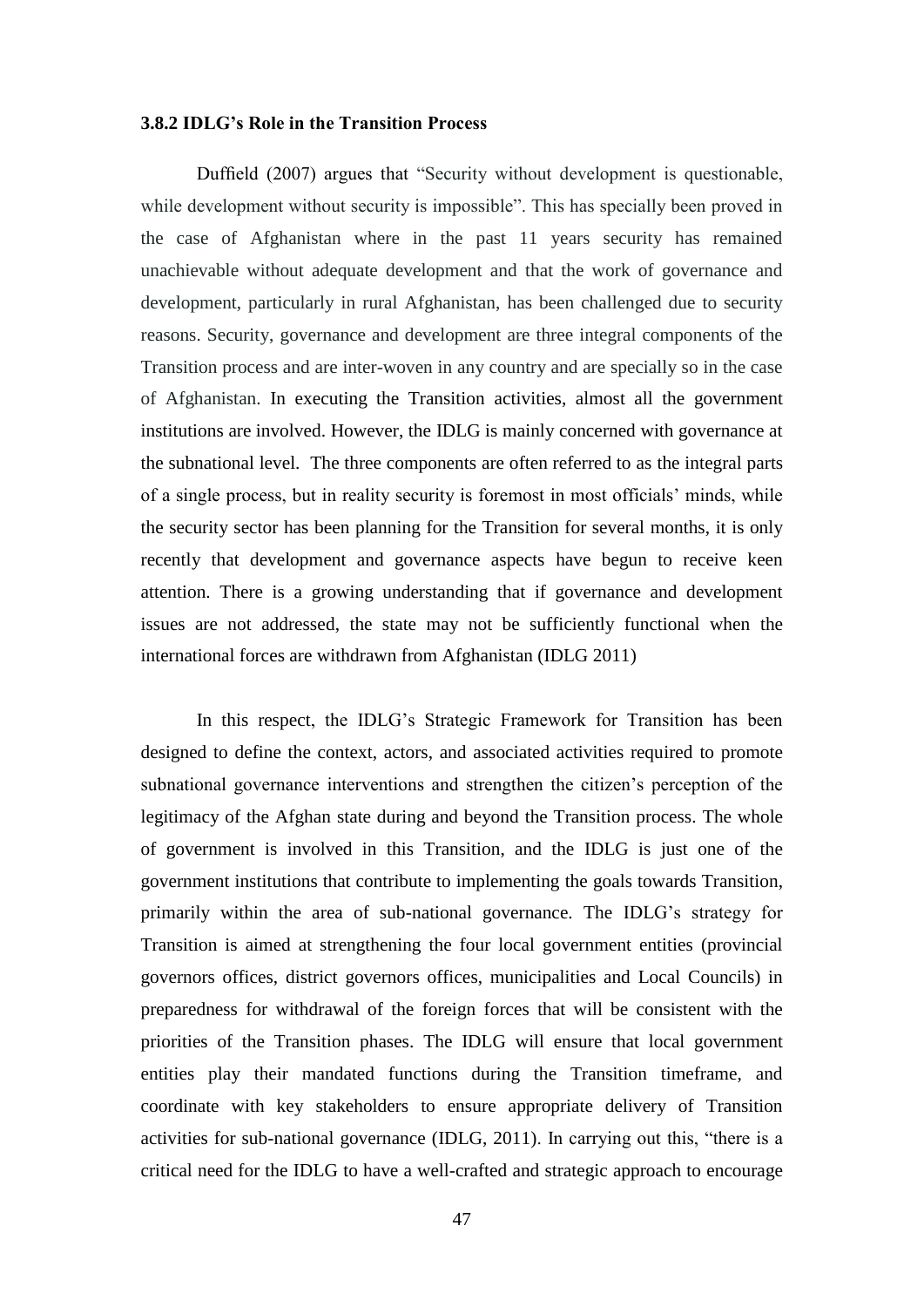### 3.8.2 IDLG's Role in the Transition Process

Duffield (2007) argues that "Security without development is questionable, while development without security is impossible". This has specially been proved in the case of Afghanistan where in the past 11 years security has remained unachievable without adequate development and that the work of governance and development, particularly in rural Afghanistan, has been challenged due to security reasons. Security, governance and development are three integral components of the Transition process and are inter-woven in any country and are specially so in the case of Afghanistan. In executing the Transition activities, almost all the government institutions are involved. However, the IDLG is mainly concerned with governance at the subnational level. The three components are often referred to as the integral parts of a single process, but in reality security is foremost in most officials' minds, while the security sector has been planning for the Transition for several months, it is only recently that development and governance aspects have begun to receive keen attention. There is a growing understanding that if governance and development issues are not addressed, the state may not be sufficiently functional when the international forces are withdrawn from Afghanistan (IDLG 2011)

In this respect, the IDLG's Strategic Framework for Transition has been designed to define the context, actors, and associated activities required to promote subnational governance interventions and strengthen the citizen's perception of the legitimacy of the Afghan state during and beyond the Transition process. The whole of government is involved in this Transition, and the IDLG is just one of the government institutions that contribute to implementing the goals towards Transition, primarily within the area of sub-national governance. The IDLG's strategy for Transition is aimed at strengthening the four local government entities (provincial governors offices, district governors offices, municipalities and Local Councils) in preparedness for withdrawal of the foreign forces that will be consistent with the priorities of the Transition phases. The IDLG will ensure that local government entities play their mandated functions during the Transition timeframe, and coordinate with key stakeholders to ensure appropriate delivery of Transition activities for sub-national governance (IDLG, 2011). In carrying out this, "there is a critical need for the IDLG to have a well-crafted and strategic approach to encourage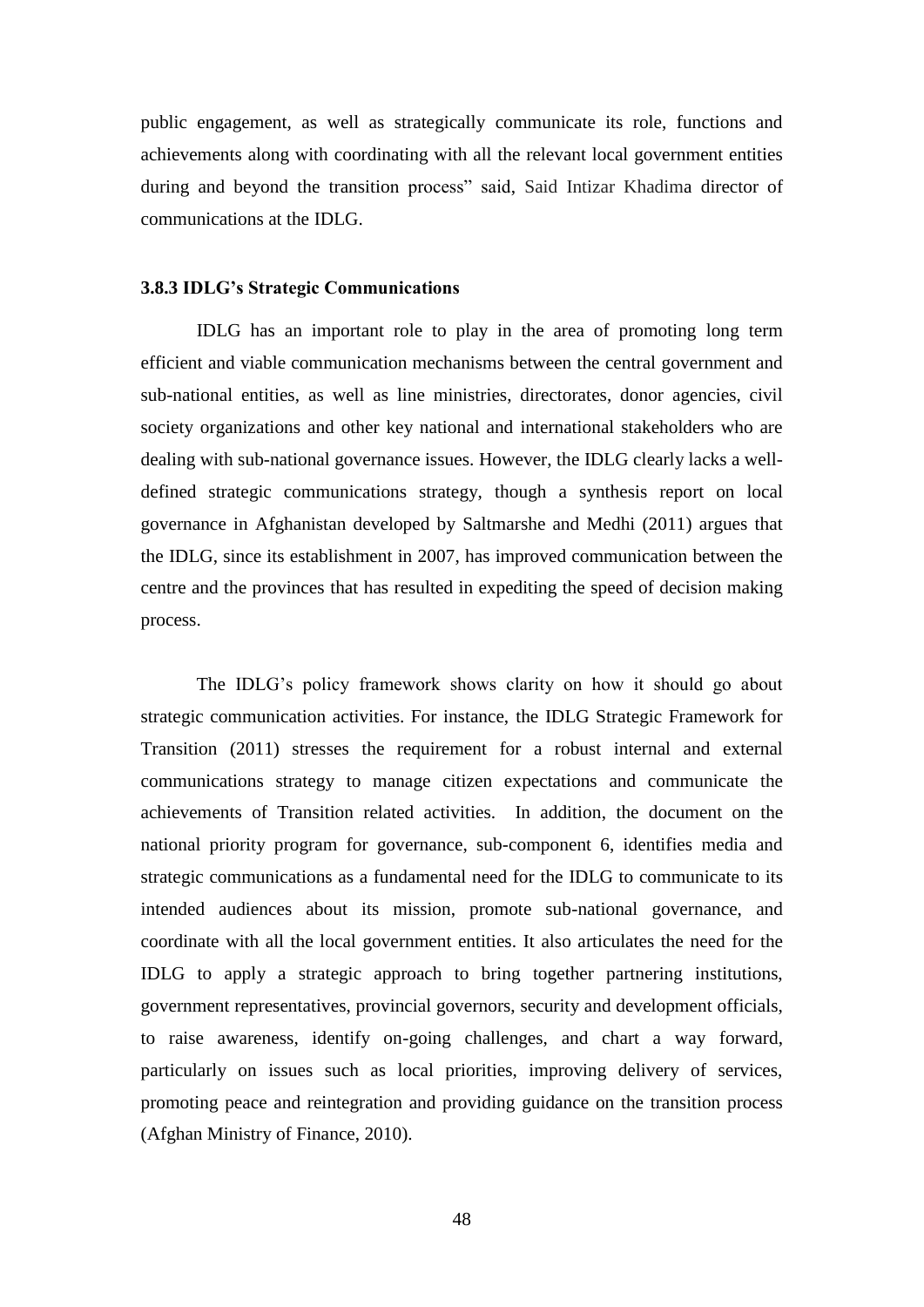public engagement, as well as strategically communicate its role, functions and achievements along with coordinating with all the relevant local government entities during and beyond the transition process" said, Said Intizar Khadima director of communications at the IDLG.

### 3.8.3 IDLG's Strategic Communications

IDLG has an important role to play in the area of promoting long term efficient and viable communication mechanisms between the central government and sub-national entities, as well as line ministries, directorates, donor agencies, civil society organizations and other key national and international stakeholders who are dealing with sub-national governance issues. However, the IDLG clearly lacks a well-defined strategic communications strategy, though a synthesis report on local governance in Afghanistan developed by Saltmarshe and Medhi (2011) argues that the IDLG, since its establishment in 2007, has improved communication between the centre and the provinces that has resulted in expediting the speed of decision making process.

The IDLG's policy framework shows clarity on how it should go about strategic communication activities. For instance, the IDLG Strategic Framework for Transition (2011) stresses the requirement for a robust internal and external communications strategy to manage citizen expectations and communicate the achievements of Transition related activities. In addition, the document on the national priority program for governance, sub-component 6, identifies media and strategic communications as a fundamental need for the IDLG to communicate to its intended audiences about its mission, promote sub-national governance, and coordinate with all the local government entities. It also articulates the need for the IDLG to apply a strategic approach to bring together partnering institutions, government representatives, provincial governors, security and development officials, to raise awareness, identify on-going challenges, and chart a way forward, particularly on issues such as local priorities, improving delivery of services, promoting peace and reintegration and providing guidance on the transition process (Afghan Ministry of Finance, 2010).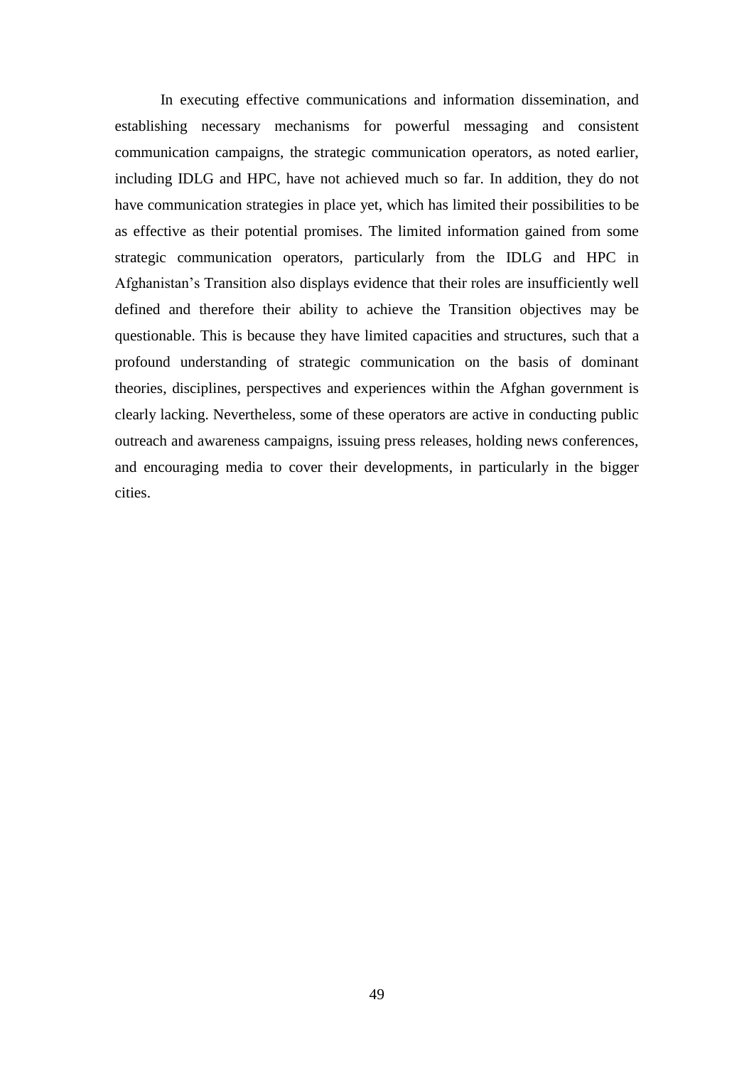In executing effective communications and information dissemination, and establishing necessary mechanisms for powerful messaging and consistent communication campaigns, the strategic communication operators, as noted earlier, including IDLG and HPC, have not achieved much so far. In addition, they do not have communication strategies in place yet, which has limited their possibilities to be as effective as their potential promises. The limited information gained from some strategic communication operators, particularly from the IDLG and HPC in Afghanistan's Transition also displays evidence that their roles are insufficiently well defined and therefore their ability to achieve the Transition objectives may be questionable. This is because they have limited capacities and structures, such that a profound understanding of strategic communication on the basis of dominant theories, disciplines, perspectives and experiences within the Afghan government is clearly lacking. Nevertheless, some of these operators are active in conducting public outreach and awareness campaigns, issuing press releases, holding news conferences, and encouraging media to cover their developments, in particularly in the bigger cities.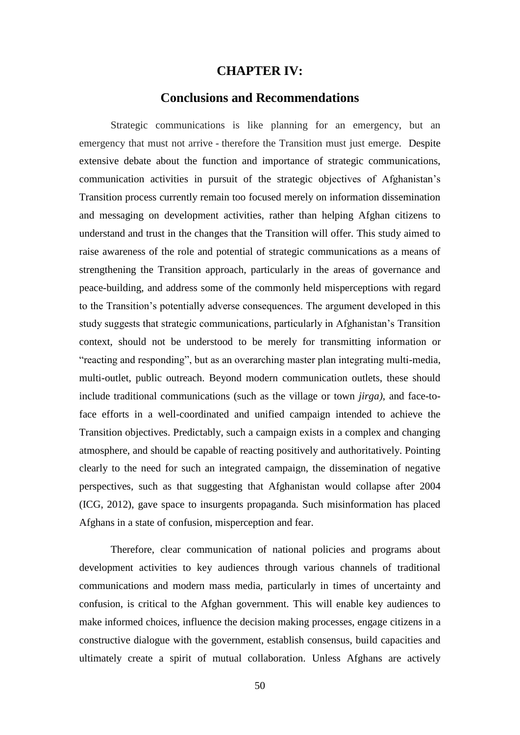# CHAPTER IV:

## Conclusions and Recommendations

Strategic communications is like planning for an emergency, but an emergency that must not arrive - therefore the Transition must just emerge. Despite extensive debate about the function and importance of strategic communications, communication activities in pursuit of the strategic objectives of Afghanistan's Transition process currently remain too focused merely on information dissemination and messaging on development activities, rather than helping Afghan citizens to understand and trust in the changes that the Transition will offer. This study aimed to raise awareness of the role and potential of strategic communications as a means of strengthening the Transition approach, particularly in the areas of governance and peace-building, and address some of the commonly held misperceptions with regard to the Transition's potentially adverse consequences. The argument developed in this study suggests that strategic communications, particularly in Afghanistan's Transition context, should not be understood to be merely for transmitting information or "reacting and responding", but as an overarching master plan integrating multi-media, multi-outlet, public outreach. Beyond modern communication outlets, these should include traditional communications (such as the village or town *jirga)*, and face-to-face efforts in a well-coordinated and unified campaign intended to achieve the Transition objectives. Predictably, such a campaign exists in a complex and changing atmosphere, and should be capable of reacting positively and authoritatively. Pointing clearly to the need for such an integrated campaign, the dissemination of negative perspectives, such as that suggesting that Afghanistan would collapse after 2004 (ICG, 2012), gave space to insurgents propaganda. Such misinformation has placed Afghans in a state of confusion, misperception and fear.

Therefore, clear communication of national policies and programs about development activities to key audiences through various channels of traditional communications and modern mass media, particularly in times of uncertainty and confusion, is critical to the Afghan government. This will enable key audiences to make informed choices, influence the decision making processes, engage citizens in a constructive dialogue with the government, establish consensus, build capacities and ultimately create a spirit of mutual collaboration. Unless Afghans are actively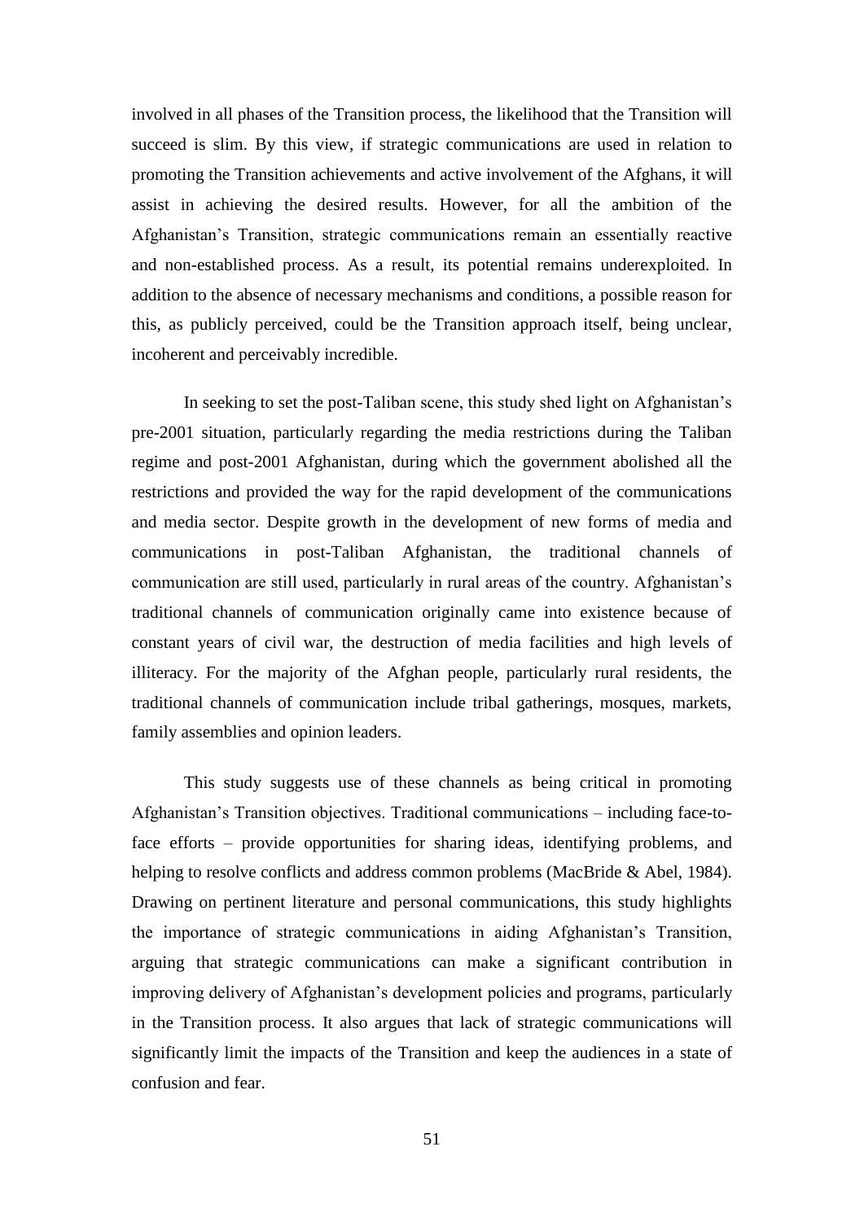involved in all phases of the Transition process, the likelihood that the Transition will succeed is slim. By this view, if strategic communications are used in relation to promoting the Transition achievements and active involvement of the Afghans, it will assist in achieving the desired results. However, for all the ambition of the Afghanistan's Transition, strategic communications remain an essentially reactive and non-established process. As a result, its potential remains underexploited. In addition to the absence of necessary mechanisms and conditions, a possible reason for this, as publicly perceived, could be the Transition approach itself, being unclear, incoherent and perceivably incredible.

In seeking to set the post-Taliban scene, this study shed light on Afghanistan's pre-2001 situation, particularly regarding the media restrictions during the Taliban regime and post-2001 Afghanistan, during which the government abolished all the restrictions and provided the way for the rapid development of the communications and media sector. Despite growth in the development of new forms of media and communications in post-Taliban Afghanistan, the traditional channels of communication are still used, particularly in rural areas of the country. Afghanistan's traditional channels of communication originally came into existence because of constant years of civil war, the destruction of media facilities and high levels of illiteracy. For the majority of the Afghan people, particularly rural residents, the traditional channels of communication include tribal gatherings, mosques, markets, family assemblies and opinion leaders.

This study suggests use of these channels as being critical in promoting Afghanistan's Transition objectives. Traditional communications – including face-to-face efforts – provide opportunities for sharing ideas, identifying problems, and helping to resolve conflicts and address common problems (MacBride & Abel, 1984). Drawing on pertinent literature and personal communications, this study highlights the importance of strategic communications in aiding Afghanistan's Transition, arguing that strategic communications can make a significant contribution in improving delivery of Afghanistan's development policies and programs, particularly in the Transition process. It also argues that lack of strategic communications will significantly limit the impacts of the Transition and keep the audiences in a state of confusion and fear.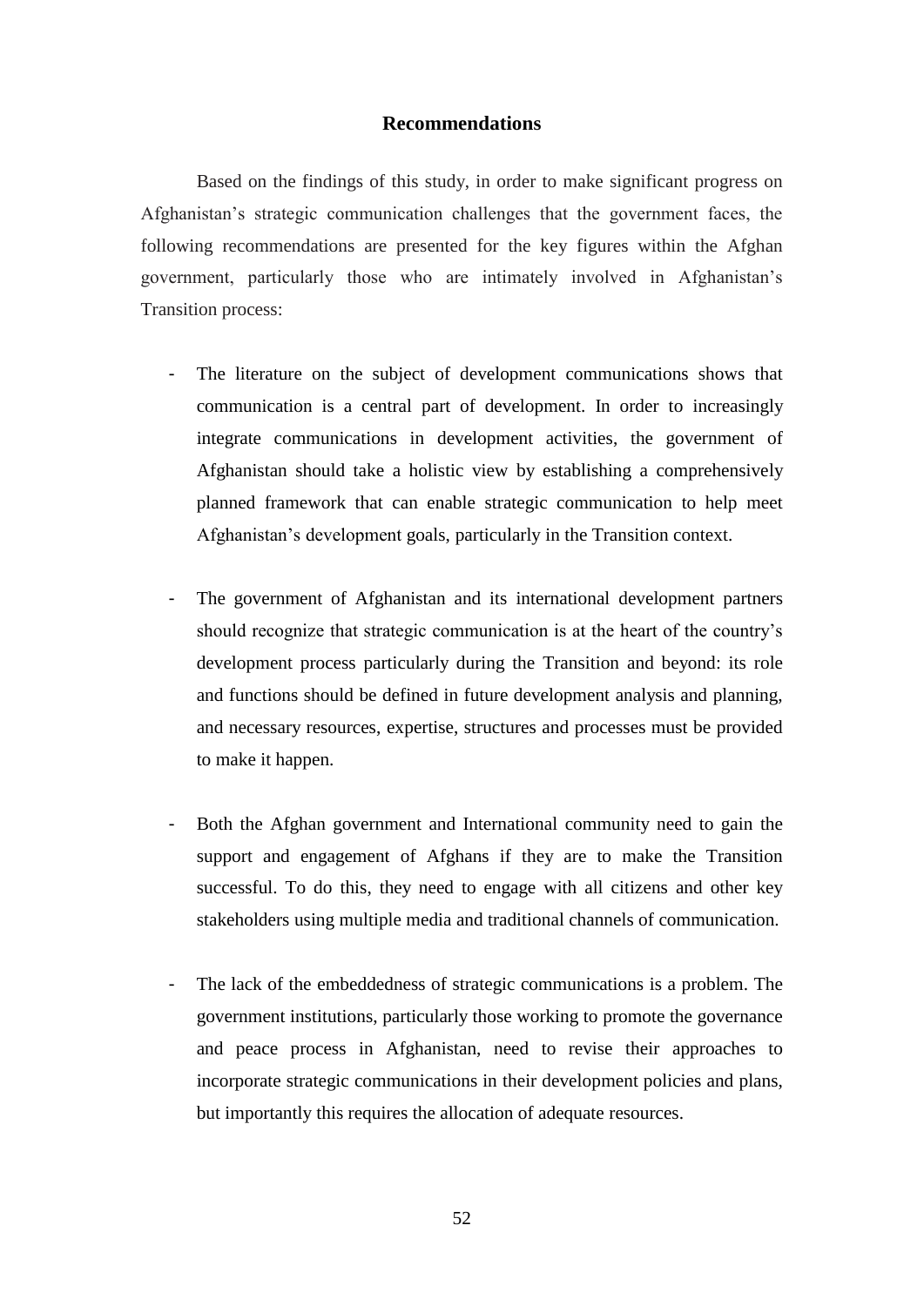## Recommendations

Based on the findings of this study, in order to make significant progress on Afghanistan's strategic communication challenges that the government faces, the following recommendations are presented for the key figures within the Afghan government, particularly those who are intimately involved in Afghanistan's Transition process:

- The literature on the subject of development communications shows that communication is a central part of development. In order to increasingly integrate communications in development activities, the government of Afghanistan should take a holistic view by establishing a comprehensively planned framework that can enable strategic communication to help meet Afghanistan's development goals, particularly in the Transition context.

- The government of Afghanistan and its international development partners should recognize that strategic communication is at the heart of the country's development process particularly during the Transition and beyond: its role and functions should be defined in future development analysis and planning, and necessary resources, expertise, structures and processes must be provided to make it happen.

- Both the Afghan government and International community need to gain the support and engagement of Afghans if they are to make the Transition successful. To do this, they need to engage with all citizens and other key stakeholders using multiple media and traditional channels of communication.

- The lack of the embeddedness of strategic communications is a problem. The government institutions, particularly those working to promote the governance and peace process in Afghanistan, need to revise their approaches to incorporate strategic communications in their development policies and plans, but importantly this requires the allocation of adequate resources.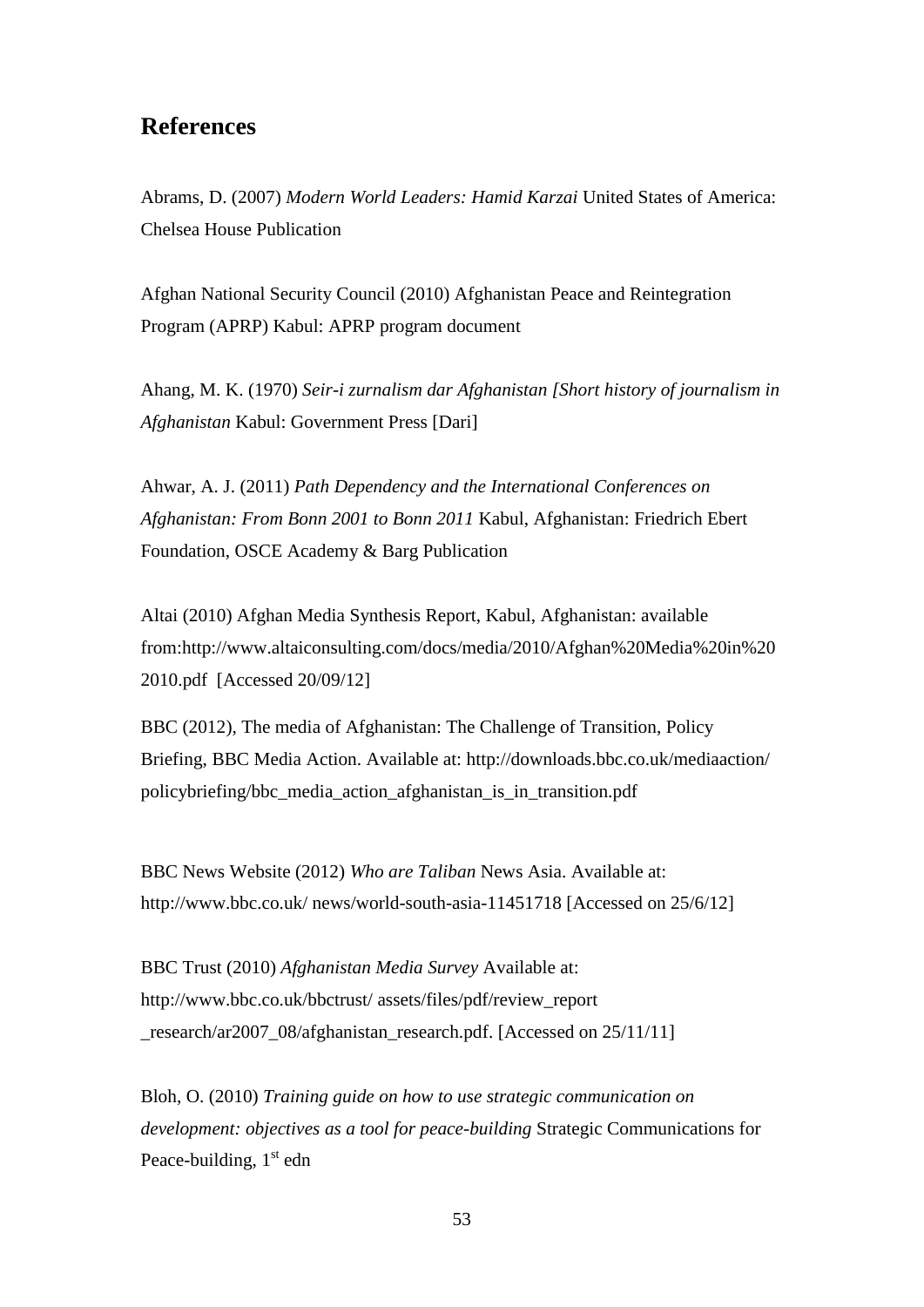## References

Abrams, D. (2007) *Modern World Leaders: Hamid Karzai* United States of America: Chelsea House Publication

Afghan National Security Council (2010) Afghanistan Peace and Reintegration Program (APRP) Kabul: APRP program document

Ahang, M. K. (1970) *Seir-i zurnalism dar Afghanistan [Short history of journalism in Afghanistan* Kabul: Government Press [Dari]

Ahwar, A. J. (2011) *Path Dependency and the International Conferences on Afghanistan: From Bonn 2001 to Bonn 2011* Kabul, Afghanistan: Friedrich Ebert Foundation, OSCE Academy & Barg Publication

Altai (2010) Afghan Media Synthesis Report, Kabul, Afghanistan: available from:http://www.altaiconsulting.com/docs/media/2010/Afghan%20Media%20in%202010.pdf [Accessed 20/09/12]

BBC (2012), The media of Afghanistan: The Challenge of Transition, Policy Briefing, BBC Media Action. Available at: http://downloads.bbc.co.uk/mediaaction/policybriefing/bbc_media_action_afghanistan_is_in_transition.pdf

BBC News Website (2012) *Who are Taliban* News Asia. Available at: http://www.bbc.co.uk/ news/world-south-asia-11451718 [Accessed on 25/6/12]

BBC Trust (2010) *Afghanistan Media Survey* Available at: http://www.bbc.co.uk/bbctrust/ assets/files/pdf/review_report _research/ar2007_08/afghanistan_research.pdf. [Accessed on 25/11/11]

Bloh, O. (2010) *Training guide on how to use strategic communication on development: objectives as a tool for peace-building* Strategic Communications for Peace-building, 1st edn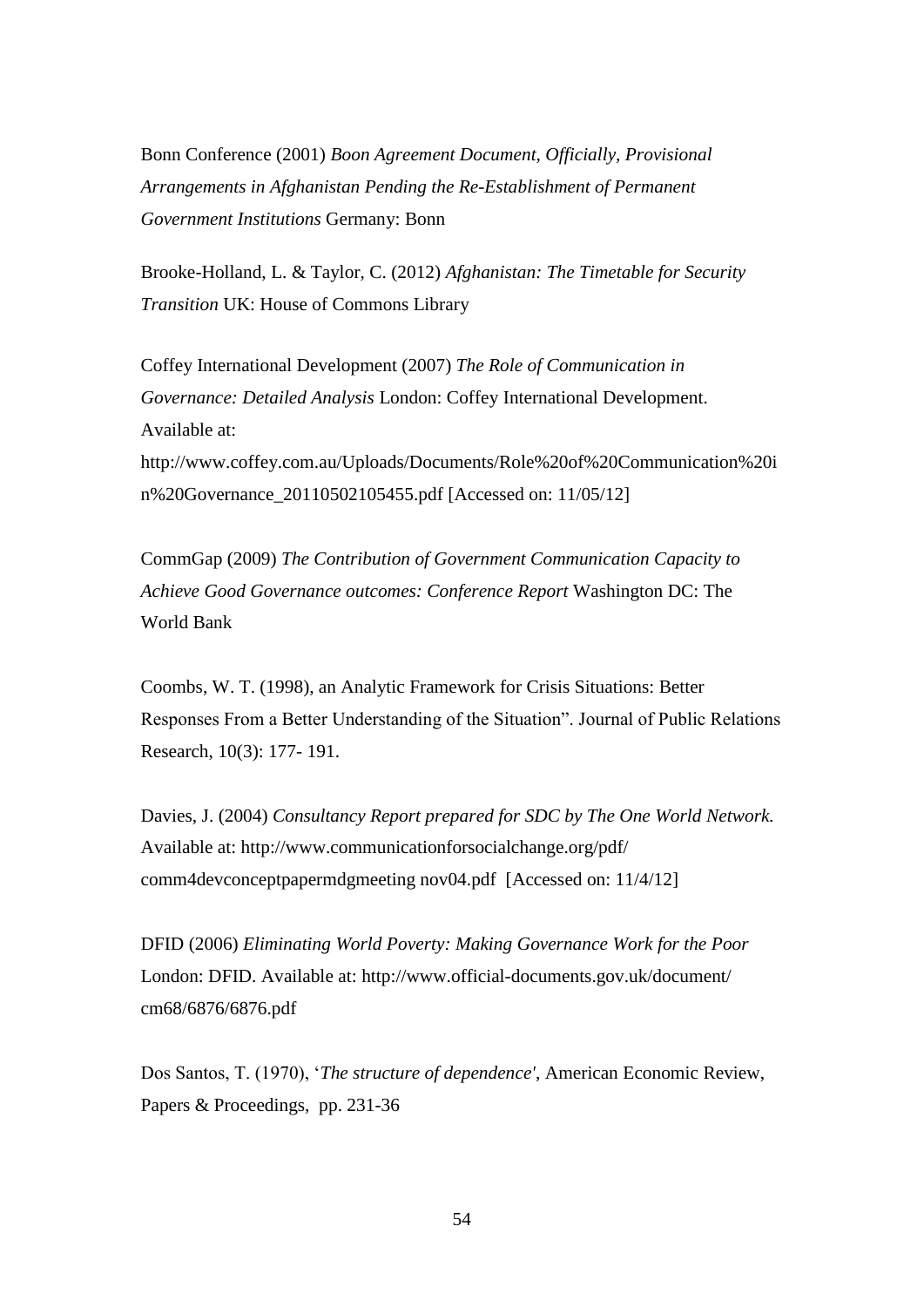Bonn Conference (2001) *Boon Agreement Document, Officially, Provisional Arrangements in Afghanistan Pending the Re-Establishment of Permanent Government Institutions* Germany: Bonn

Brooke-Holland, L. & Taylor, C. (2012) *Afghanistan: The Timetable for Security Transition* UK: House of Commons Library

Coffey International Development (2007) *The Role of Communication in Governance: Detailed Analysis* London: Coffey International Development. Available at: http://www.coffey.com.au/Uploads/Documents/Role%20of%20Communication%20in%20Governance_20110502105455.pdf [Accessed on: 11/05/12]

CommGap (2009) *The Contribution of Government Communication Capacity to Achieve Good Governance outcomes: Conference Report* Washington DC: The World Bank

Coombs, W. T. (1998), an Analytic Framework for Crisis Situations: Better Responses From a Better Understanding of the Situation". Journal of Public Relations Research, 10(3): 177- 191.

Davies, J. (2004) *Consultancy Report prepared for SDC by The One World Network.* Available at: http://www.communicationforsocialchange.org/pdf/ comm4devconceptpapermdgmeeting nov04.pdf [Accessed on: 11/4/12]

DFID (2006) *Eliminating World Poverty: Making Governance Work for the Poor* London: DFID. Available at: http://www.official-documents.gov.uk/document/ cm68/6876/6876.pdf

Dos Santos, T. (1970), '*The structure of dependence'*, American Economic Review, Papers & Proceedings, pp. 231-36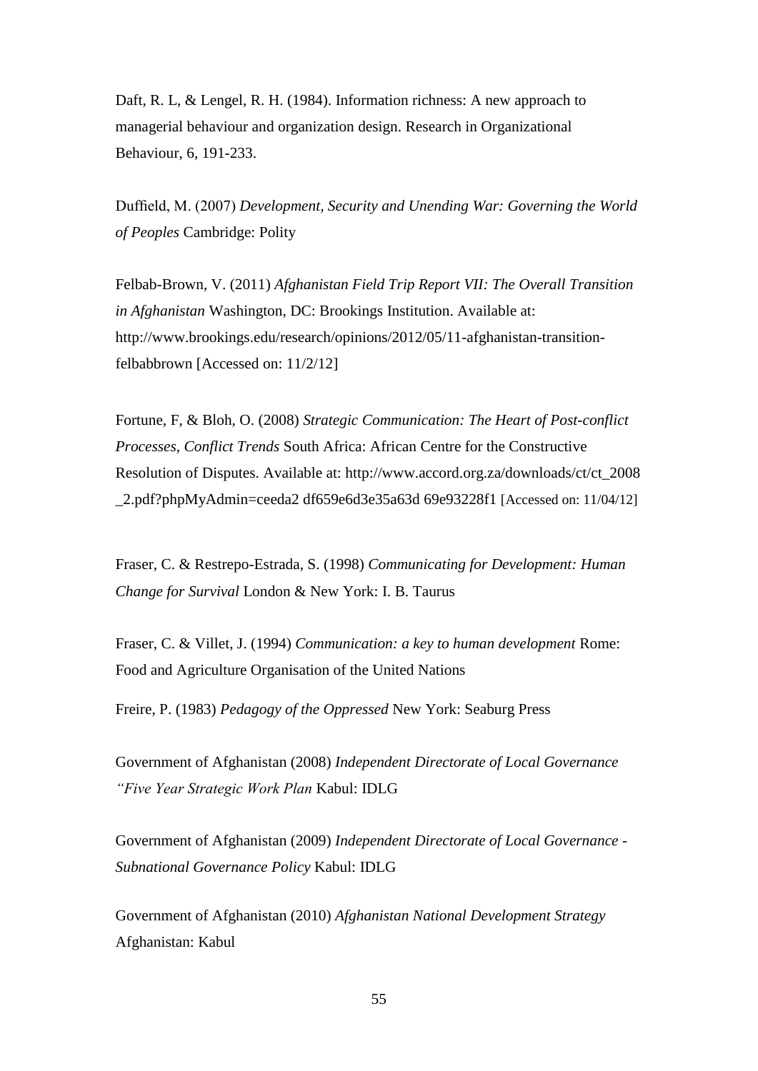Daft, R. L, & Lengel, R. H. (1984). Information richness: A new approach to managerial behaviour and organization design. Research in Organizational Behaviour, 6, 191-233.

Duffield, M. (2007) *Development, Security and Unending War: Governing the World of Peoples* Cambridge: Polity

Felbab-Brown, V. (2011) *Afghanistan Field Trip Report VII: The Overall Transition in Afghanistan* Washington, DC: Brookings Institution. Available at: http://www.brookings.edu/research/opinions/2012/05/11-afghanistan-transition-felbabbrown [Accessed on: 11/2/12]

Fortune, F, & Bloh, O. (2008) *Strategic Communication: The Heart of Post-conflict Processes, Conflict Trends* South Africa: African Centre for the Constructive Resolution of Disputes. Available at: http://www.accord.org.za/downloads/ct/ct_2008_2.pdf?phpMyAdmin=ceeda2 df659e6d3e35a63d 69e93228f1 [Accessed on: 11/04/12]

Fraser, C. & Restrepo-Estrada, S. (1998) *Communicating for Development: Human Change for Survival* London & New York: I. B. Taurus

Fraser, C. & Villet, J. (1994) *Communication: a key to human development* Rome: Food and Agriculture Organisation of the United Nations

Freire, P. (1983) *Pedagogy of the Oppressed* New York: Seaburg Press

Government of Afghanistan (2008) *Independent Directorate of Local Governance "Five Year Strategic Work Plan* Kabul: IDLG

Government of Afghanistan (2009) *Independent Directorate of Local Governance - Subnational Governance Policy* Kabul: IDLG

Government of Afghanistan (2010) *Afghanistan National Development Strategy* Afghanistan: Kabul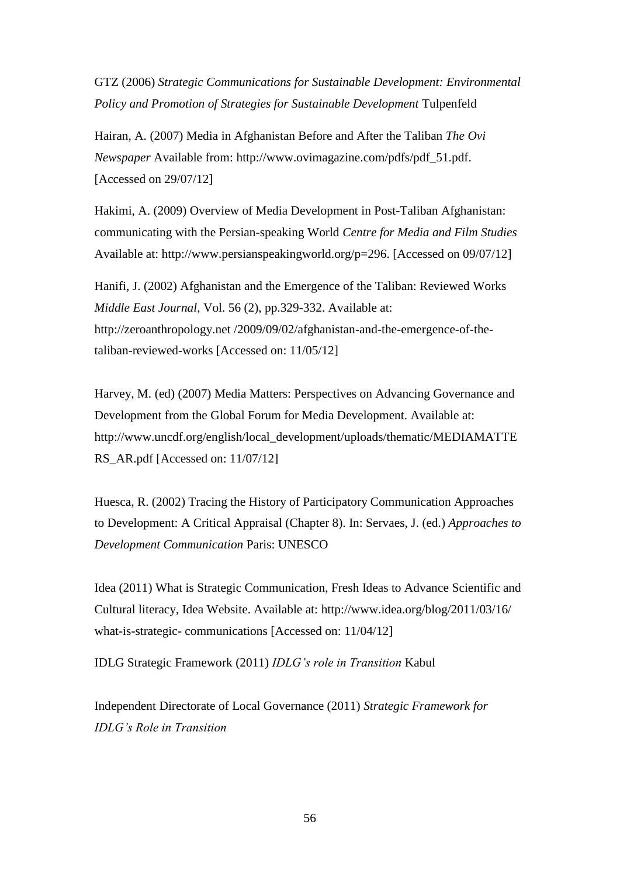GTZ (2006) *Strategic Communications for Sustainable Development: Environmental Policy and Promotion of Strategies for Sustainable Development* Tulpenfeld

Hairan, A. (2007) Media in Afghanistan Before and After the Taliban *The Ovi Newspaper* Available from: http://www.ovimagazine.com/pdfs/pdf_51.pdf. [Accessed on 29/07/12]

Hakimi, A. (2009) Overview of Media Development in Post-Taliban Afghanistan: communicating with the Persian-speaking World *Centre for Media and Film Studies* Available at: http://www.persianspeakingworld.org/p=296. [Accessed on 09/07/12]

Hanifi, J. (2002) Afghanistan and the Emergence of the Taliban: Reviewed Works *Middle East Journal*, Vol. 56 (2), pp.329-332. Available at: http://zeroanthropology.net /2009/09/02/afghanistan-and-the-emergence-of-the-taliban-reviewed-works [Accessed on: 11/05/12]

Harvey, M. (ed) (2007) Media Matters: Perspectives on Advancing Governance and Development from the Global Forum for Media Development. Available at: http://www.uncdf.org/english/local_development/uploads/thematic/MEDIAMATTERS_AR.pdf [Accessed on: 11/07/12]

Huesca, R. (2002) Tracing the History of Participatory Communication Approaches to Development: A Critical Appraisal (Chapter 8). In: Servaes, J. (ed.) *Approaches to Development Communication* Paris: UNESCO

Idea (2011) What is Strategic Communication, Fresh Ideas to Advance Scientific and Cultural literacy, Idea Website. Available at: http://www.idea.org/blog/2011/03/16/ what-is-strategic- communications [Accessed on: 11/04/12]

IDLG Strategic Framework (2011) *IDLG's role in Transition* Kabul

Independent Directorate of Local Governance (2011) *Strategic Framework for IDLG's Role in Transition*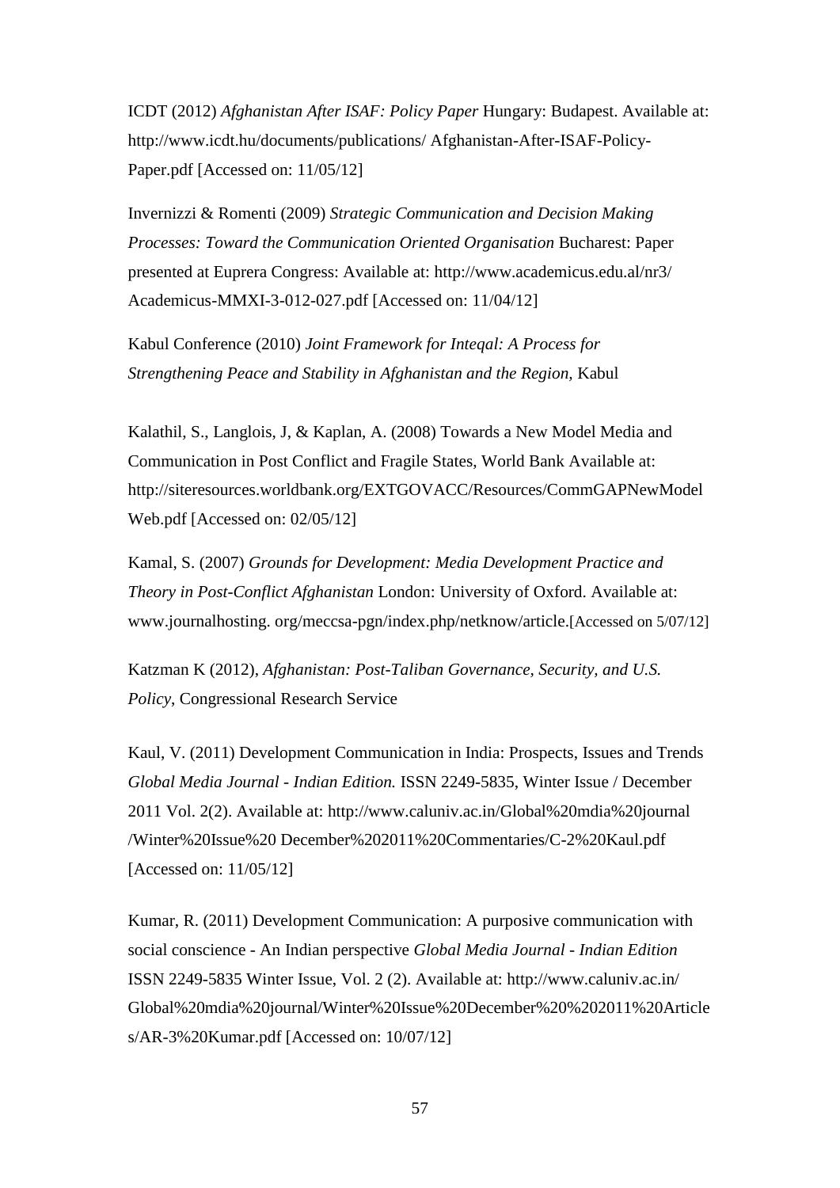ICDT (2012) *Afghanistan After ISAF: Policy Paper* Hungary: Budapest. Available at: http://www.icdt.hu/documents/publications/ Afghanistan-After-ISAF-Policy-Paper.pdf [Accessed on: 11/05/12]

Invernizzi & Romenti (2009) *Strategic Communication and Decision Making Processes: Toward the Communication Oriented Organisation* Bucharest: Paper presented at Euprera Congress: Available at: http://www.academicus.edu.al/nr3/ Academicus-MMXI-3-012-027.pdf [Accessed on: 11/04/12]

Kabul Conference (2010) *Joint Framework for Inteqal: A Process for Strengthening Peace and Stability in Afghanistan and the Region,* Kabul

Kalathil, S., Langlois, J, & Kaplan, A. (2008) Towards a New Model Media and Communication in Post Conflict and Fragile States, World Bank Available at: http://siteresources.worldbank.org/EXTGOVACC/Resources/CommGAPNewModel Web.pdf [Accessed on: 02/05/12]

Kamal, S. (2007) *Grounds for Development: Media Development Practice and Theory in Post-Conflict Afghanistan* London: University of Oxford. Available at: www.journalhosting. org/meccsa-pgn/index.php/netknow/article.[Accessed on 5/07/12]

Katzman K (2012), *Afghanistan: Post-Taliban Governance, Security, and U.S. Policy*, Congressional Research Service

Kaul, V. (2011) Development Communication in India: Prospects, Issues and Trends *Global Media Journal - Indian Edition.* ISSN 2249-5835, Winter Issue / December 2011 Vol. 2(2). Available at: http://www.caluniv.ac.in/Global%20mdia%20journal /Winter%20Issue%20 December%202011%20Commentaries/C-2%20Kaul.pdf [Accessed on: 11/05/12]

Kumar, R. (2011) Development Communication: A purposive communication with social conscience - An Indian perspective *Global Media Journal - Indian Edition* ISSN 2249-5835 Winter Issue, Vol. 2 (2). Available at: http://www.caluniv.ac.in/ Global%20mdia%20journal/Winter%20Issue%20December%20%202011%20Articles/AR-3%20Kumar.pdf [Accessed on: 10/07/12]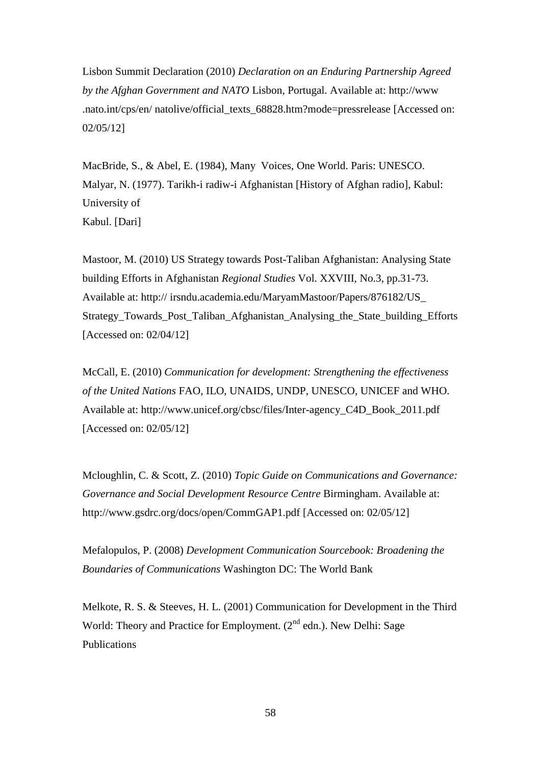Lisbon Summit Declaration (2010) *Declaration on an Enduring Partnership Agreed by the Afghan Government and NATO* Lisbon, Portugal. Available at: http://www .nato.int/cps/en/ natolive/official_texts_68828.htm?mode=pressrelease [Accessed on: 02/05/12]

MacBride, S., & Abel, E. (1984), Many Voices, One World. Paris: UNESCO.
Malyar, N. (1977). Tarikh-i radiw-i Afghanistan [History of Afghan radio], Kabul: University of
Kabul. [Dari]

Mastoor, M. (2010) US Strategy towards Post-Taliban Afghanistan: Analysing State building Efforts in Afghanistan *Regional Studies* Vol. XXVIII, No.3, pp.31-73. Available at: http:// irsndu.academia.edu/MaryamMastoor/Papers/876182/US_ Strategy_Towards_Post_Taliban_Afghanistan_Analysing_the_State_building_Efforts [Accessed on: 02/04/12]

McCall, E. (2010) *Communication for development: Strengthening the effectiveness of the United Nations* FAO, ILO, UNAIDS, UNDP, UNESCO, UNICEF and WHO. Available at: http://www.unicef.org/cbsc/files/Inter-agency_C4D_Book_2011.pdf [Accessed on: 02/05/12]

Mcloughlin, C. & Scott, Z. (2010) *Topic Guide on Communications and Governance: Governance and Social Development Resource Centre* Birmingham. Available at: http://www.gsdrc.org/docs/open/CommGAP1.pdf [Accessed on: 02/05/12]

Mefalopulos, P. (2008) *Development Communication Sourcebook: Broadening the Boundaries of Communications* Washington DC: The World Bank

Melkote, R. S. & Steeves, H. L. (2001) Communication for Development in the Third World: Theory and Practice for Employment. (2nd edn.). New Delhi: Sage Publications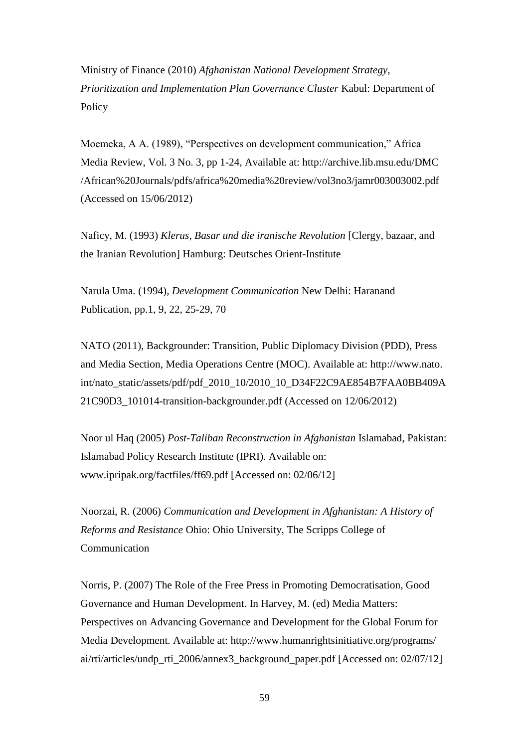Ministry of Finance (2010) *Afghanistan National Development Strategy, Prioritization and Implementation Plan Governance Cluster* Kabul: Department of Policy

Moemeka, A A. (1989), "Perspectives on development communication," Africa Media Review, Vol. 3 No. 3, pp 1-24, Available at: http://archive.lib.msu.edu/DMC /African%20Journals/pdfs/africa%20media%20review/vol3no3/jamr003003002.pdf (Accessed on 15/06/2012)

Naficy, M. (1993) *Klerus, Basar und die iranische Revolution* [Clergy, bazaar, and the Iranian Revolution] Hamburg: Deutsches Orient-Institute

Narula Uma. (1994), *Development Communication* New Delhi: Haranand Publication, pp.1, 9, 22, 25-29, 70

NATO (2011), Backgrounder: Transition, Public Diplomacy Division (PDD), Press and Media Section, Media Operations Centre (MOC). Available at: http://www.nato. int/nato_static/assets/pdf/pdf_2010_10/2010_10_D34F22C9AE854B7FAA0BB409A 21C90D3_101014-transition-backgrounder.pdf (Accessed on 12/06/2012)

Noor ul Haq (2005) *Post-Taliban Reconstruction in Afghanistan* Islamabad, Pakistan: Islamabad Policy Research Institute (IPRI). Available on: www.ipripak.org/factfiles/ff69.pdf [Accessed on: 02/06/12]

Noorzai, R. (2006) *Communication and Development in Afghanistan: A History of Reforms and Resistance* Ohio: Ohio University, The Scripps College of Communication

Norris, P. (2007) The Role of the Free Press in Promoting Democratisation, Good Governance and Human Development. In Harvey, M. (ed) Media Matters: Perspectives on Advancing Governance and Development for the Global Forum for Media Development. Available at: http://www.humanrightsinitiative.org/programs/ ai/rti/articles/undp_rti_2006/annex3_background_paper.pdf [Accessed on: 02/07/12]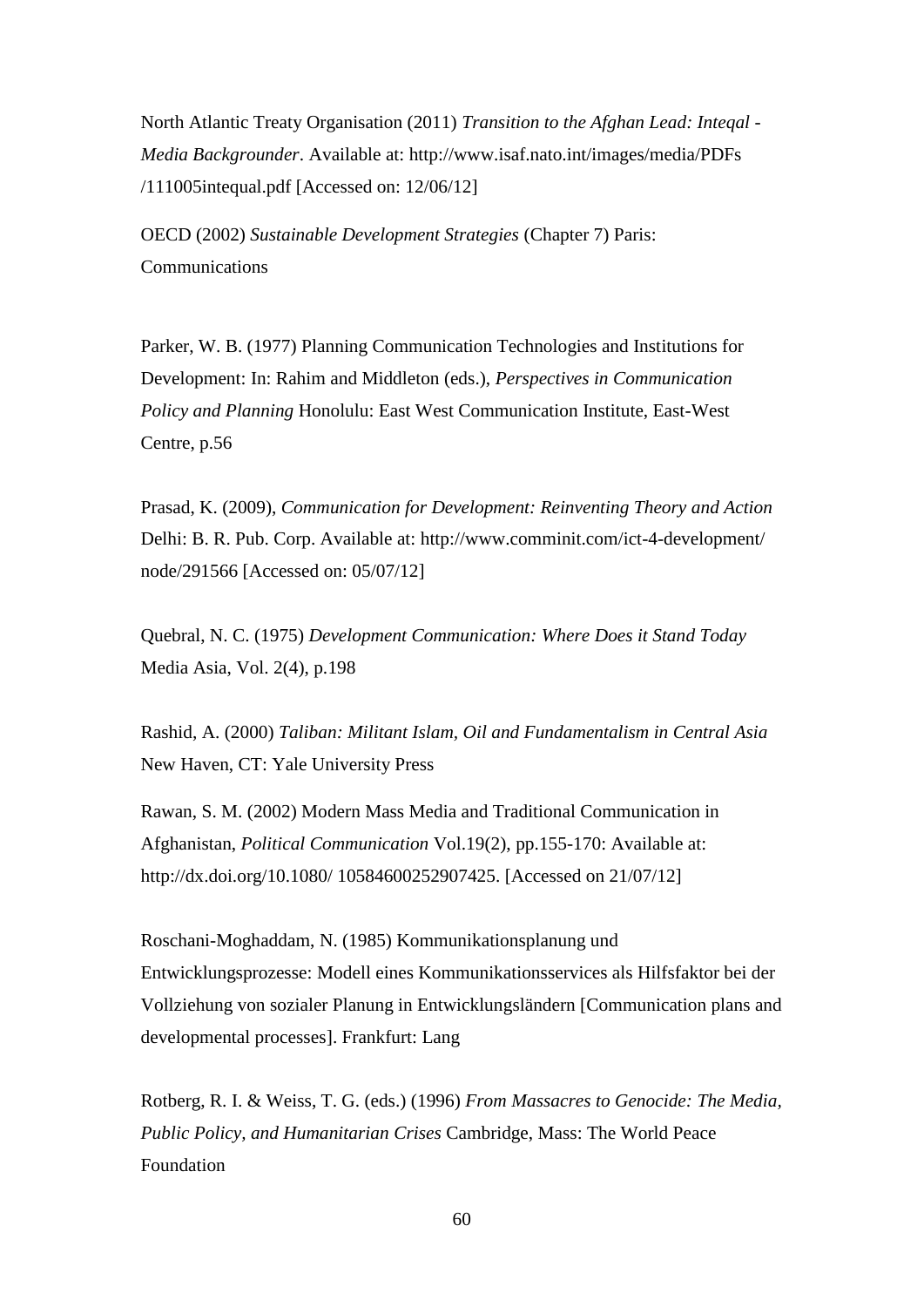North Atlantic Treaty Organisation (2011) *Transition to the Afghan Lead: Inteqal - Media Backgrounder*. Available at: http://www.isaf.nato.int/images/media/PDFs /111005intequal.pdf [Accessed on: 12/06/12]

OECD (2002) *Sustainable Development Strategies* (Chapter 7) Paris: Communications

Parker, W. B. (1977) Planning Communication Technologies and Institutions for Development: In: Rahim and Middleton (eds.), *Perspectives in Communication Policy and Planning* Honolulu: East West Communication Institute, East-West Centre, p.56

Prasad, K. (2009), *Communication for Development: Reinventing Theory and Action* Delhi: B. R. Pub. Corp. Available at: http://www.comminit.com/ict-4-development/ node/291566 [Accessed on: 05/07/12]

Quebral, N. C. (1975) *Development Communication: Where Does it Stand Today* Media Asia, Vol. 2(4), p.198

Rashid, A. (2000) *Taliban: Militant Islam, Oil and Fundamentalism in Central Asia* New Haven, CT: Yale University Press

Rawan, S. M. (2002) Modern Mass Media and Traditional Communication in Afghanistan, *Political Communication* Vol.19(2), pp.155-170: Available at: http://dx.doi.org/10.1080/ 10584600252907425. [Accessed on 21/07/12]

Roschani-Moghaddam, N. (1985) Kommunikationsplanung und Entwicklungsprozesse: Modell eines Kommunikationsservices als Hilfsfaktor bei der Vollziehung von sozialer Planung in Entwicklungsländern [Communication plans and developmental processes]. Frankfurt: Lang

Rotberg, R. I. & Weiss, T. G. (eds.) (1996) *From Massacres to Genocide: The Media, Public Policy, and Humanitarian Crises* Cambridge, Mass: The World Peace Foundation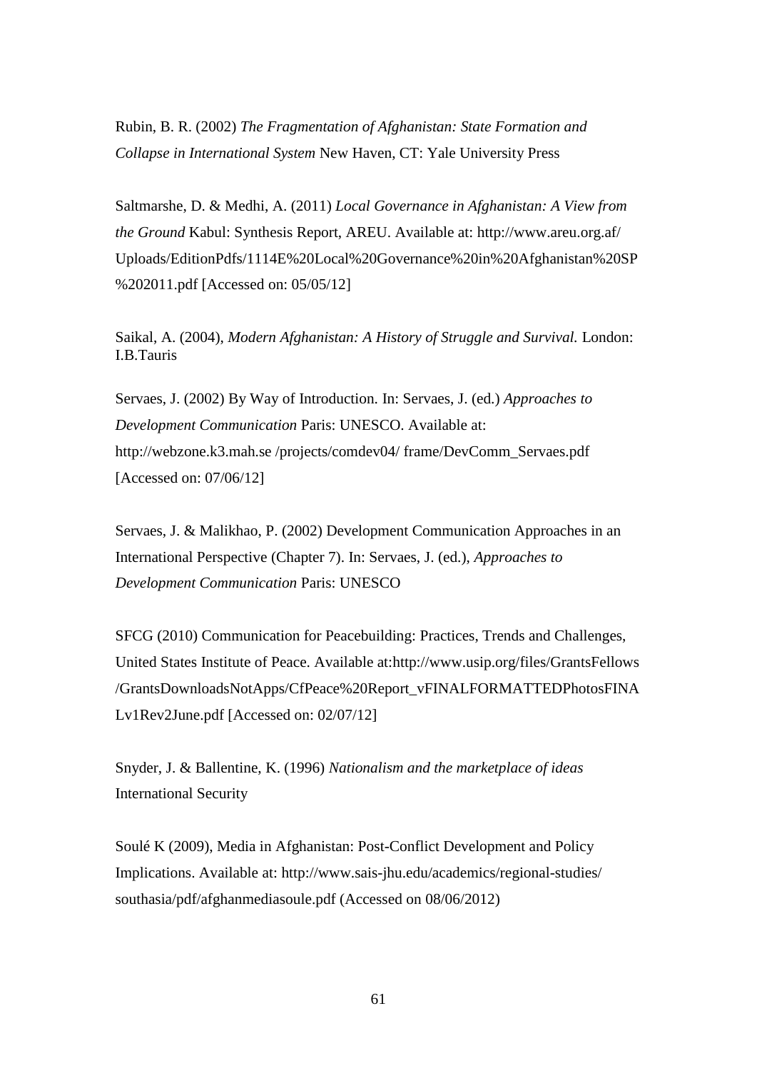Rubin, B. R. (2002) *The Fragmentation of Afghanistan: State Formation and Collapse in International System* New Haven, CT: Yale University Press

Saltmarshe, D. & Medhi, A. (2011) *Local Governance in Afghanistan: A View from the Ground* Kabul: Synthesis Report, AREU. Available at: http://www.areu.org.af/Uploads/EditionPdfs/1114E%20Local%20Governance%20in%20Afghanistan%20SP%202011.pdf [Accessed on: 05/05/12]

Saikal, A. (2004), *Modern Afghanistan: A History of Struggle and Survival.* London: I.B.Tauris

Servaes, J. (2002) By Way of Introduction. In: Servaes, J. (ed.) *Approaches to Development Communication* Paris: UNESCO. Available at: http://webzone.k3.mah.se /projects/comdev04/ frame/DevComm_Servaes.pdf [Accessed on: 07/06/12]

Servaes, J. & Malikhao, P. (2002) Development Communication Approaches in an International Perspective (Chapter 7). In: Servaes, J. (ed.), *Approaches to Development Communication* Paris: UNESCO

SFCG (2010) Communication for Peacebuilding: Practices, Trends and Challenges, United States Institute of Peace. Available at:http://www.usip.org/files/GrantsFellows/GrantsDownloadsNotApps/CfPeace%20Report_vFINALFORMATTEDPhotosFINALv1Rev2June.pdf [Accessed on: 02/07/12]

Snyder, J. & Ballentine, K. (1996) *Nationalism and the marketplace of ideas* International Security

Soulé K (2009), Media in Afghanistan: Post-Conflict Development and Policy Implications. Available at: http://www.sais-jhu.edu/academics/regional-studies/southasia/pdf/afghanmediasoule.pdf (Accessed on 08/06/2012)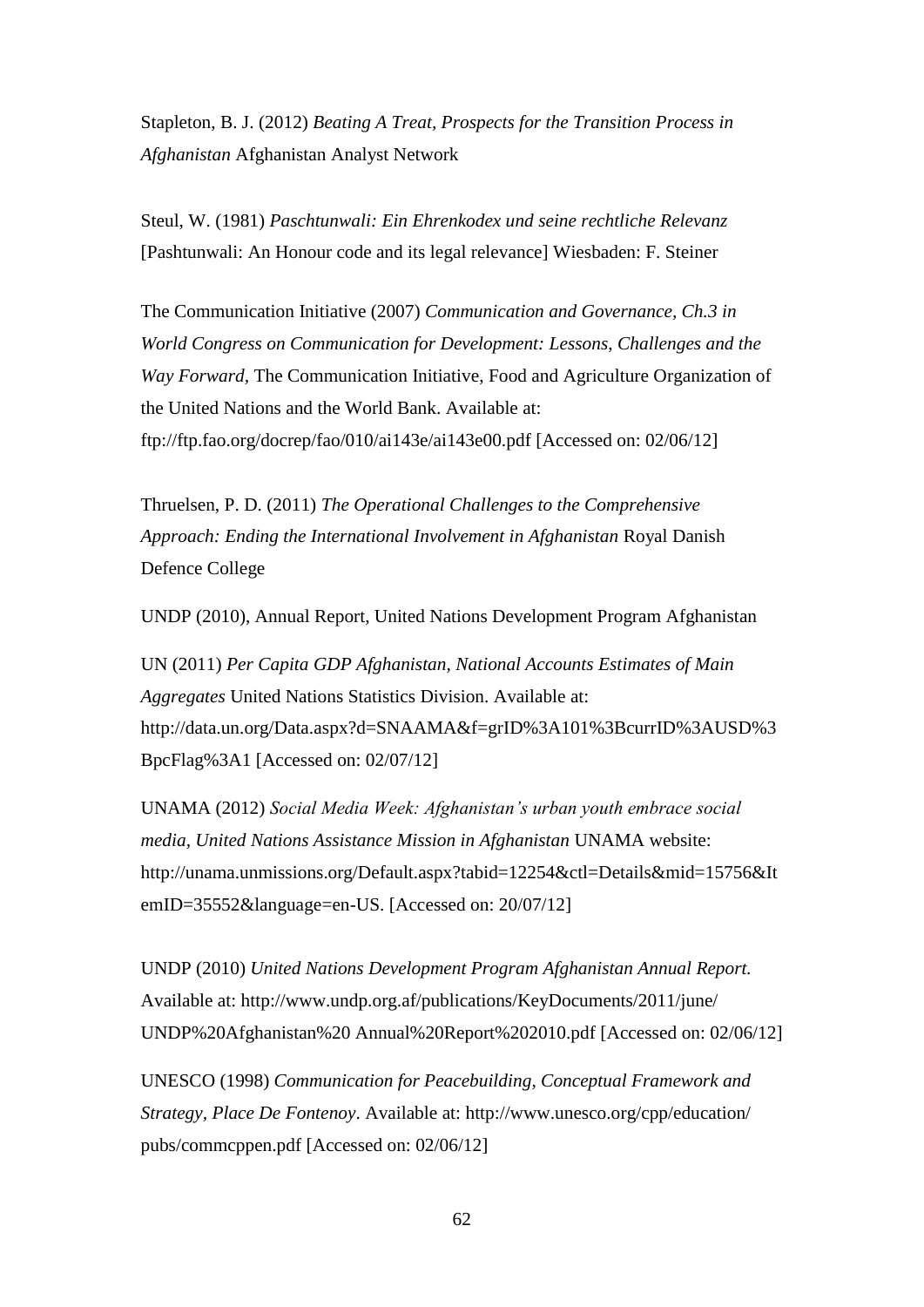Stapleton, B. J. (2012) *Beating A Treat, Prospects for the Transition Process in Afghanistan* Afghanistan Analyst Network

Steul, W. (1981) *Paschtunwali: Ein Ehrenkodex und seine rechtliche Relevanz* [Pashtunwali: An Honour code and its legal relevance] Wiesbaden: F. Steiner

The Communication Initiative (2007) *Communication and Governance, Ch.3 in World Congress on Communication for Development: Lessons, Challenges and the Way Forward*, The Communication Initiative, Food and Agriculture Organization of the United Nations and the World Bank. Available at: ftp://ftp.fao.org/docrep/fao/010/ai143e/ai143e00.pdf [Accessed on: 02/06/12]

Thruelsen, P. D. (2011) *The Operational Challenges to the Comprehensive Approach: Ending the International Involvement in Afghanistan* Royal Danish Defence College

UNDP (2010), Annual Report, United Nations Development Program Afghanistan

UN (2011) *Per Capita GDP Afghanistan, National Accounts Estimates of Main Aggregates* United Nations Statistics Division. Available at: http://data.un.org/Data.aspx?d=SNAAMA&f=grID%3A101%3BcurrID%3AUSD%3BpcFlag%3A1 [Accessed on: 02/07/12]

UNAMA (2012) *Social Media Week: Afghanistan's urban youth embrace social media, United Nations Assistance Mission in Afghanistan* UNAMA website: http://unama.unmissions.org/Default.aspx?tabid=12254&ctl=Details&mid=15756&ItemID=35552&language=en-US. [Accessed on: 20/07/12]

UNDP (2010) *United Nations Development Program Afghanistan Annual Report.* Available at: http://www.undp.org.af/publications/KeyDocuments/2011/june/UNDP%20Afghanistan%20 Annual%20Report%202010.pdf [Accessed on: 02/06/12]

UNESCO (1998) *Communication for Peacebuilding, Conceptual Framework and Strategy, Place De Fontenoy*. Available at: http://www.unesco.org/cpp/education/pubs/commcppen.pdf [Accessed on: 02/06/12]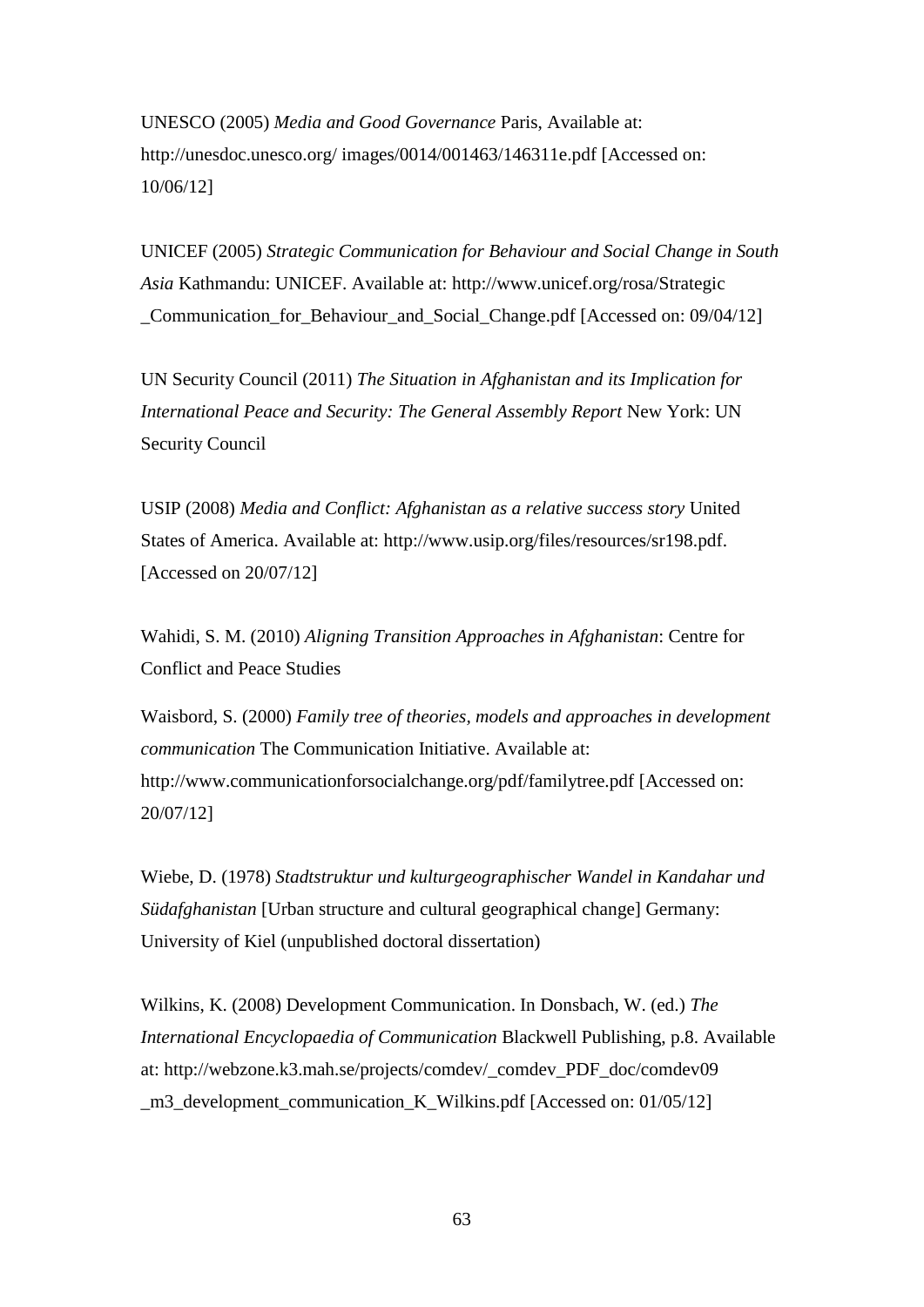UNESCO (2005) *Media and Good Governance* Paris, Available at: http://unesdoc.unesco.org/ images/0014/001463/146311e.pdf [Accessed on: 10/06/12]

UNICEF (2005) *Strategic Communication for Behaviour and Social Change in South Asia* Kathmandu: UNICEF. Available at: http://www.unicef.org/rosa/Strategic _Communication_for_Behaviour_and_Social_Change.pdf [Accessed on: 09/04/12]

UN Security Council (2011) *The Situation in Afghanistan and its Implication for International Peace and Security: The General Assembly Report* New York: UN Security Council

USIP (2008) *Media and Conflict: Afghanistan as a relative success story* United States of America. Available at: http://www.usip.org/files/resources/sr198.pdf. [Accessed on 20/07/12]

Wahidi, S. M. (2010) *Aligning Transition Approaches in Afghanistan*: Centre for Conflict and Peace Studies

Waisbord, S. (2000) *Family tree of theories, models and approaches in development communication* The Communication Initiative. Available at: http://www.communicationforsocialchange.org/pdf/familytree.pdf [Accessed on: 20/07/12]

Wiebe, D. (1978) *Stadtstruktur und kulturgeographischer Wandel in Kandahar und Südafghanistan* [Urban structure and cultural geographical change] Germany: University of Kiel (unpublished doctoral dissertation)

Wilkins, K. (2008) Development Communication. In Donsbach, W. (ed.) *The International Encyclopaedia of Communication* Blackwell Publishing, p.8. Available at: http://webzone.k3.mah.se/projects/comdev/_comdev_PDF_doc/comdev09 _m3_development_communication_K_Wilkins.pdf [Accessed on: 01/05/12]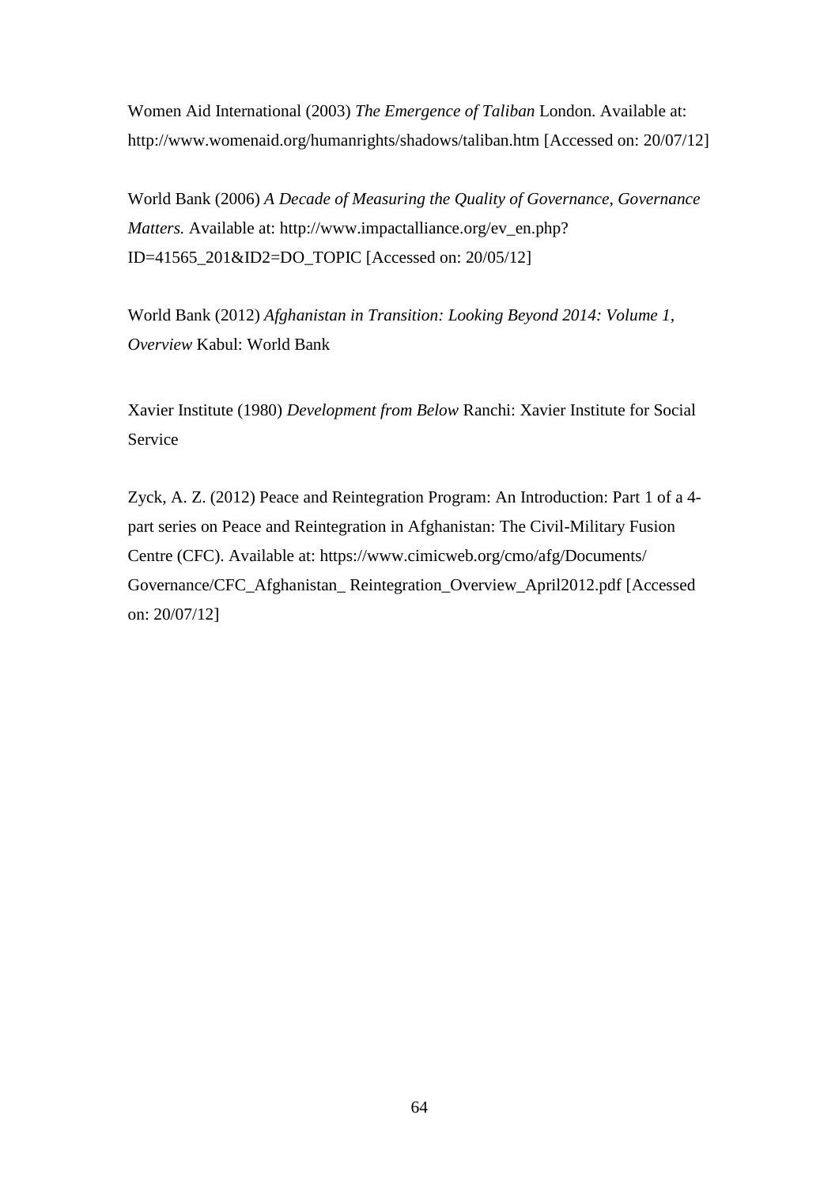Women Aid International (2003) *The Emergence of Taliban* London. Available at: http://www.womenaid.org/humanrights/shadows/taliban.htm [Accessed on: 20/07/12]

World Bank (2006) *A Decade of Measuring the Quality of Governance, Governance Matters.* Available at: http://www.impactalliance.org/ev_en.php?ID=41565_201&ID2=DO_TOPIC [Accessed on: 20/05/12]

World Bank (2012) *Afghanistan in Transition: Looking Beyond 2014: Volume 1, Overview* Kabul: World Bank

Xavier Institute (1980) *Development from Below* Ranchi: Xavier Institute for Social Service

Zyck, A. Z. (2012) Peace and Reintegration Program: An Introduction: Part 1 of a 4-part series on Peace and Reintegration in Afghanistan: The Civil-Military Fusion Centre (CFC). Available at: https://www.cimicweb.org/cmo/afg/Documents/Governance/CFC_Afghanistan_ Reintegration_Overview_April2012.pdf [Accessed on: 20/07/12]